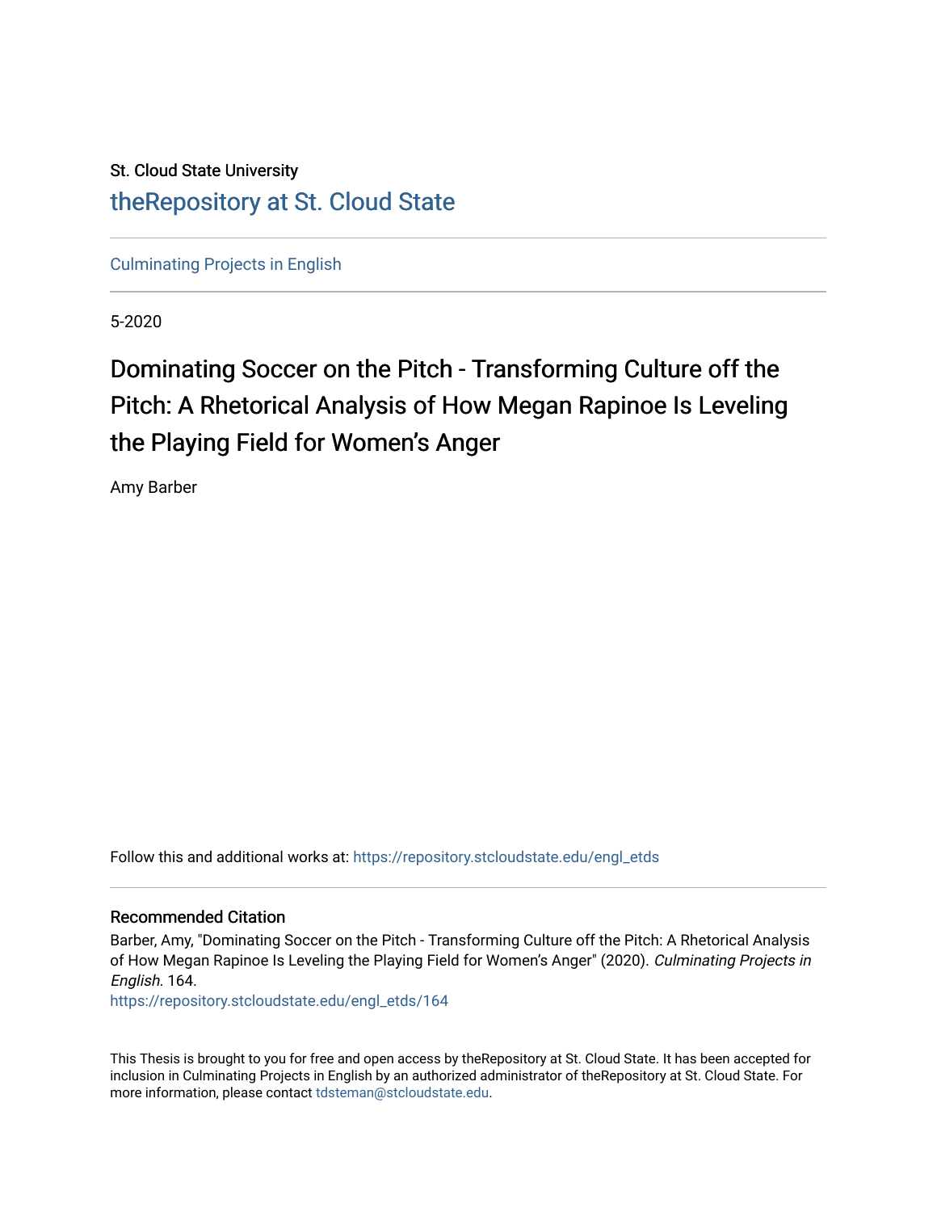St. Cloud State University

theRepository at St. Cloud State

Culminating Projects in English

5-2020

# Dominating Soccer on the Pitch - Transforming Culture off the Pitch: A Rhetorical Analysis of How Megan Rapinoe Is Leveling the Playing Field for Women's Anger

Amy Barber

Follow this and additional works at: https://repository.stcloudstate.edu/engl_etds

### Recommended Citation

Barber, Amy, "Dominating Soccer on the Pitch - Transforming Culture off the Pitch: A Rhetorical Analysis of How Megan Rapinoe Is Leveling the Playing Field for Women's Anger" (2020). *Culminating Projects in English*. 164.
https://repository.stcloudstate.edu/engl_etds/164

This Thesis is brought to you for free and open access by theRepository at St. Cloud State. It has been accepted for inclusion in Culminating Projects in English by an authorized administrator of theRepository at St. Cloud State. For more information, please contact tdsteman@stcloudstate.edu.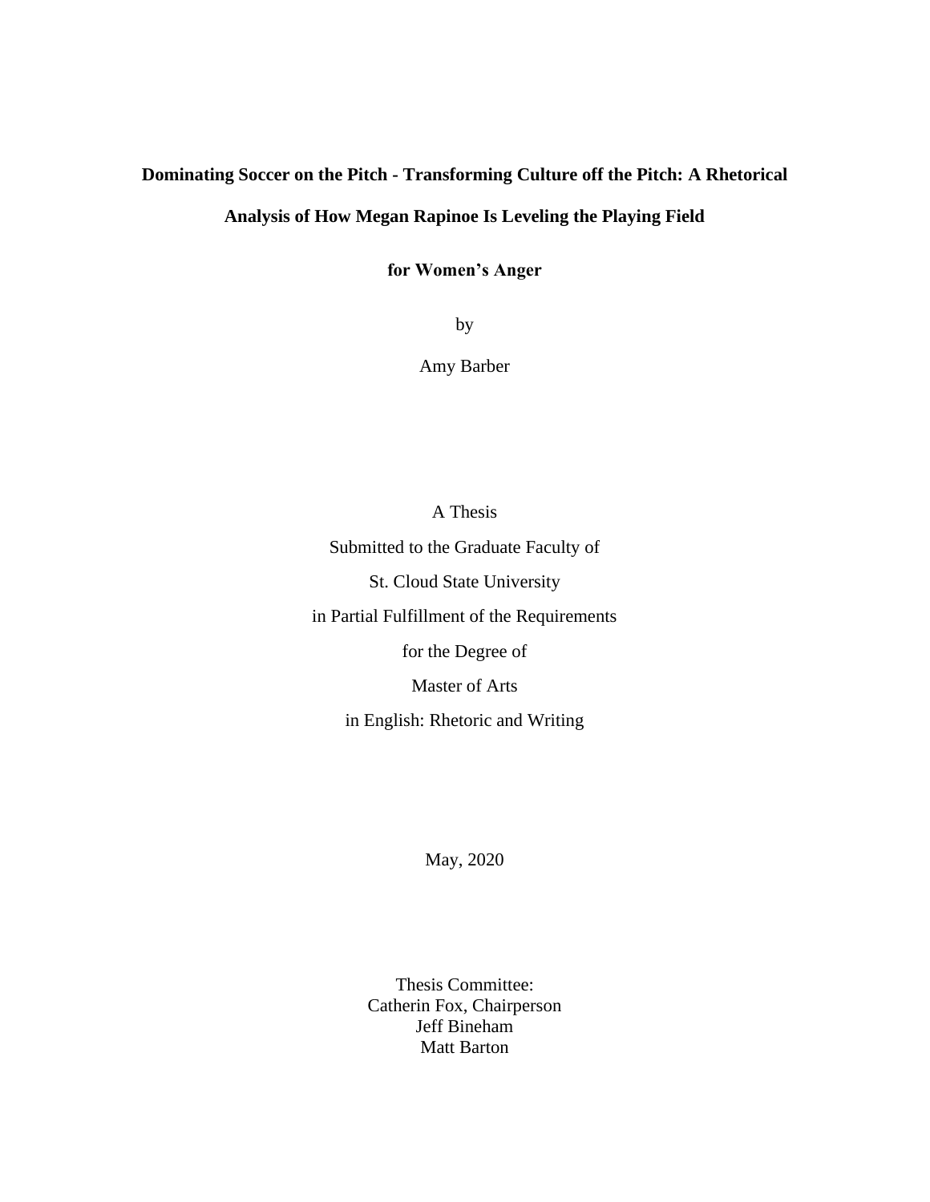# Dominating Soccer on the Pitch - Transforming Culture off the Pitch: A Rhetorical Analysis of How Megan Rapinoe Is Leveling the Playing Field for Women's Anger

by

Amy Barber

A Thesis

Submitted to the Graduate Faculty of

St. Cloud State University

in Partial Fulfillment of the Requirements

for the Degree of

Master of Arts

in English: Rhetoric and Writing

May, 2020

Thesis Committee:
Catherin Fox, Chairperson
Jeff Bineham
Matt Barton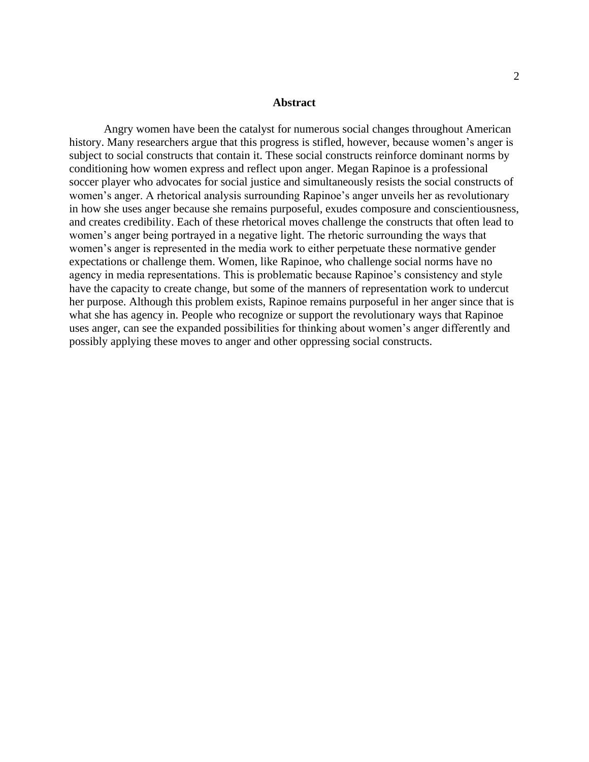# Abstract

Angry women have been the catalyst for numerous social changes throughout American history. Many researchers argue that this progress is stifled, however, because women's anger is subject to social constructs that contain it. These social constructs reinforce dominant norms by conditioning how women express and reflect upon anger. Megan Rapinoe is a professional soccer player who advocates for social justice and simultaneously resists the social constructs of women's anger. A rhetorical analysis surrounding Rapinoe's anger unveils her as revolutionary in how she uses anger because she remains purposeful, exudes composure and conscientiousness, and creates credibility. Each of these rhetorical moves challenge the constructs that often lead to women's anger being portrayed in a negative light. The rhetoric surrounding the ways that women's anger is represented in the media work to either perpetuate these normative gender expectations or challenge them. Women, like Rapinoe, who challenge social norms have no agency in media representations. This is problematic because Rapinoe's consistency and style have the capacity to create change, but some of the manners of representation work to undercut her purpose. Although this problem exists, Rapinoe remains purposeful in her anger since that is what she has agency in. People who recognize or support the revolutionary ways that Rapinoe uses anger, can see the expanded possibilities for thinking about women's anger differently and possibly applying these moves to anger and other oppressing social constructs.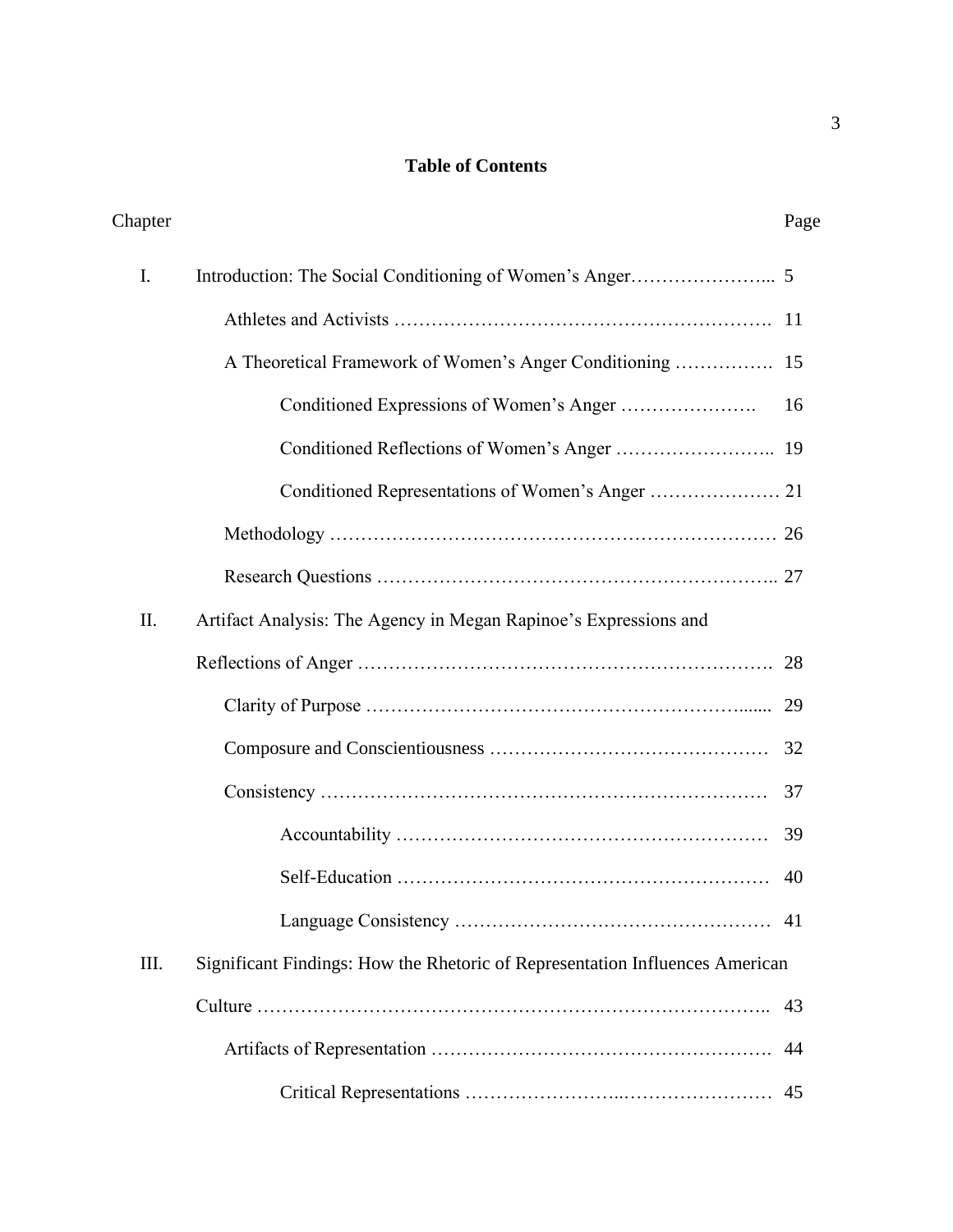**Table of Contents**

| Chapter | | Page |
|---|---|---|
| I. | Introduction: The Social Conditioning of Women's Anger | 5 |
| | Athletes and Activists | 11 |
| | A Theoretical Framework of Women's Anger Conditioning | 15 |
| | Conditioned Expressions of Women's Anger | 16 |
| | Conditioned Reflections of Women's Anger | 19 |
| | Conditioned Representations of Women's Anger | 21 |
| | Methodology | 26 |
| | Research Questions | 27 |
| II. | Artifact Analysis: The Agency in Megan Rapinoe's Expressions and Reflections of Anger | 28 |
| | Clarity of Purpose | 29 |
| | Composure and Conscientiousness | 32 |
| | Consistency | 37 |
| | Accountability | 39 |
| | Self-Education | 40 |
| | Language Consistency | 41 |
| III. | Significant Findings: How the Rhetoric of Representation Influences American Culture | 43 |
| | Artifacts of Representation | 44 |
| | Critical Representations | 45 |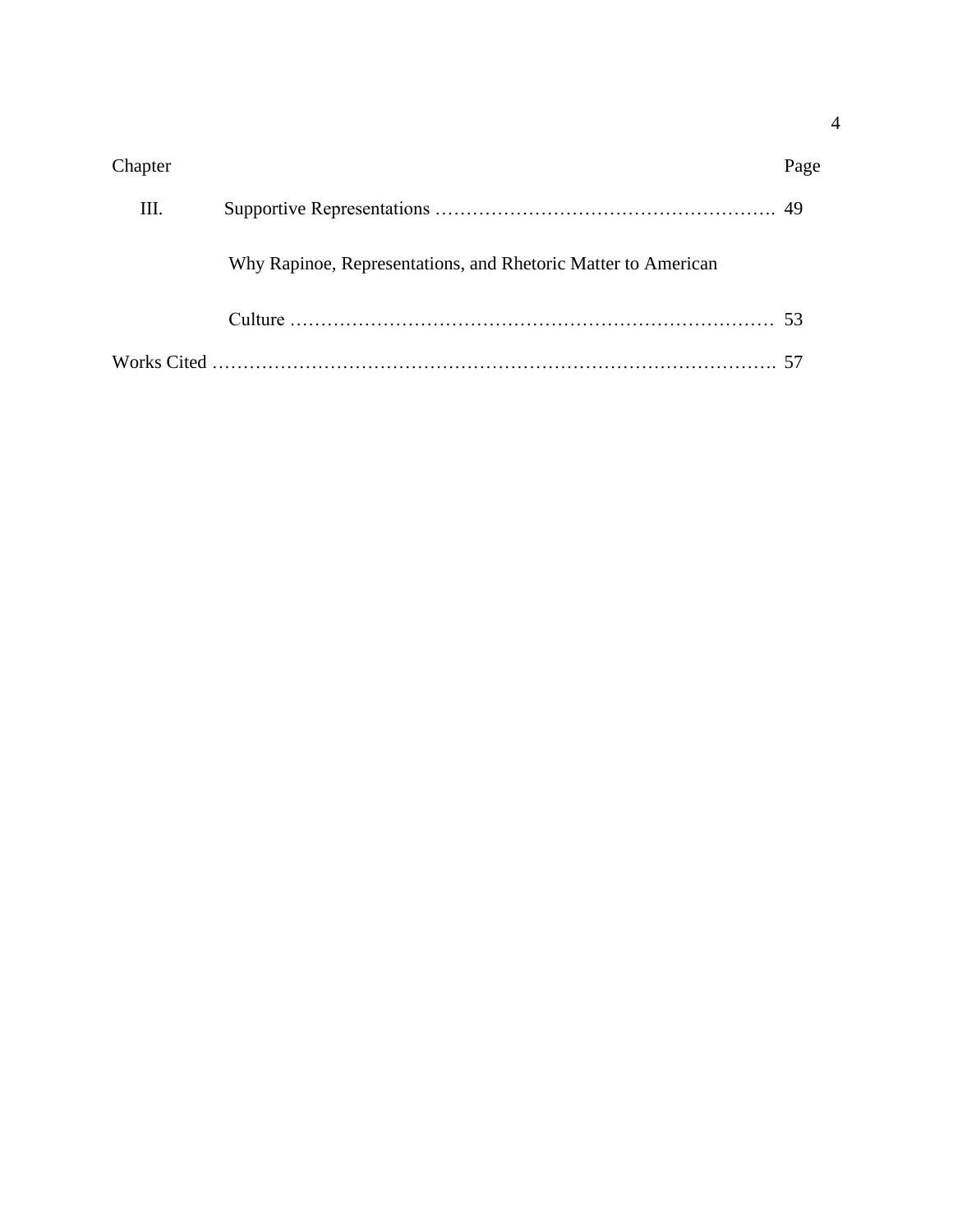| Chapter | | Page |
| --- | --- | --- |
| III. | Supportive Representations …………………………………………………. | 49 |
| | Why Rapinoe, Representations, and Rhetoric Matter to American Culture ………………………………………………………………… | 53 |
| Works Cited ……………………………………………………………………………. | | 57 |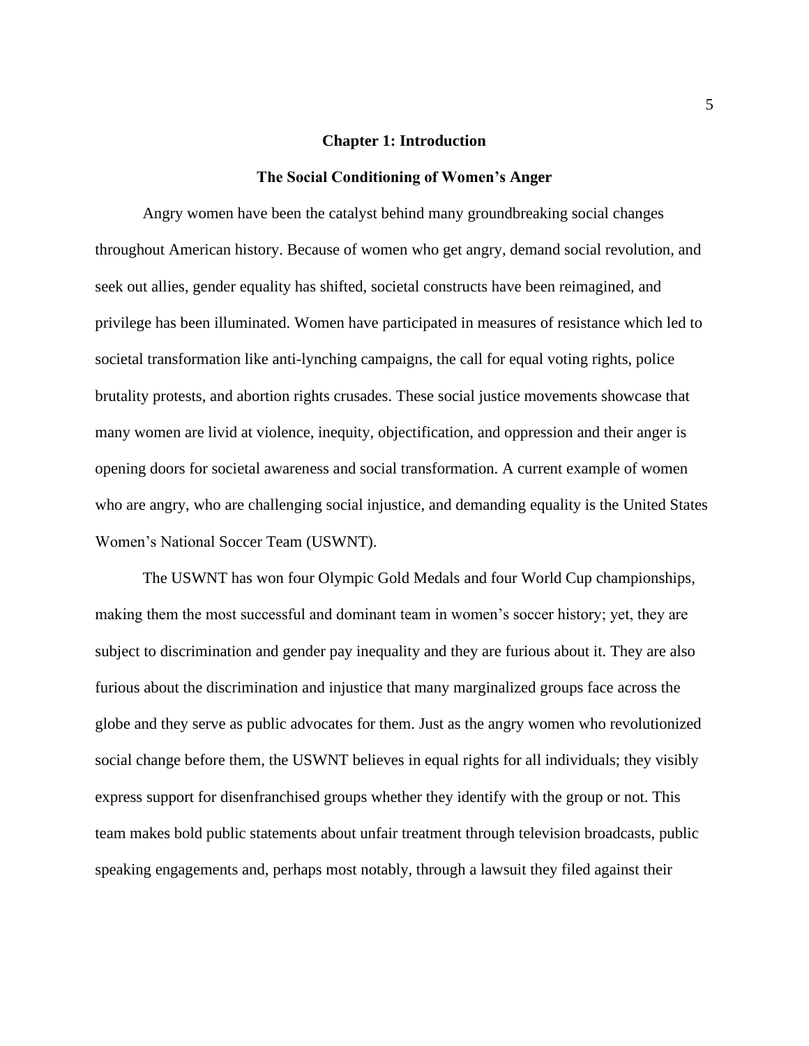# Chapter 1: Introduction

## The Social Conditioning of Women's Anger

Angry women have been the catalyst behind many groundbreaking social changes throughout American history. Because of women who get angry, demand social revolution, and seek out allies, gender equality has shifted, societal constructs have been reimagined, and privilege has been illuminated. Women have participated in measures of resistance which led to societal transformation like anti-lynching campaigns, the call for equal voting rights, police brutality protests, and abortion rights crusades. These social justice movements showcase that many women are livid at violence, inequity, objectification, and oppression and their anger is opening doors for societal awareness and social transformation. A current example of women who are angry, who are challenging social injustice, and demanding equality is the United States Women's National Soccer Team (USWNT).

The USWNT has won four Olympic Gold Medals and four World Cup championships, making them the most successful and dominant team in women's soccer history; yet, they are subject to discrimination and gender pay inequality and they are furious about it. They are also furious about the discrimination and injustice that many marginalized groups face across the globe and they serve as public advocates for them. Just as the angry women who revolutionized social change before them, the USWNT believes in equal rights for all individuals; they visibly express support for disenfranchised groups whether they identify with the group or not. This team makes bold public statements about unfair treatment through television broadcasts, public speaking engagements and, perhaps most notably, through a lawsuit they filed against their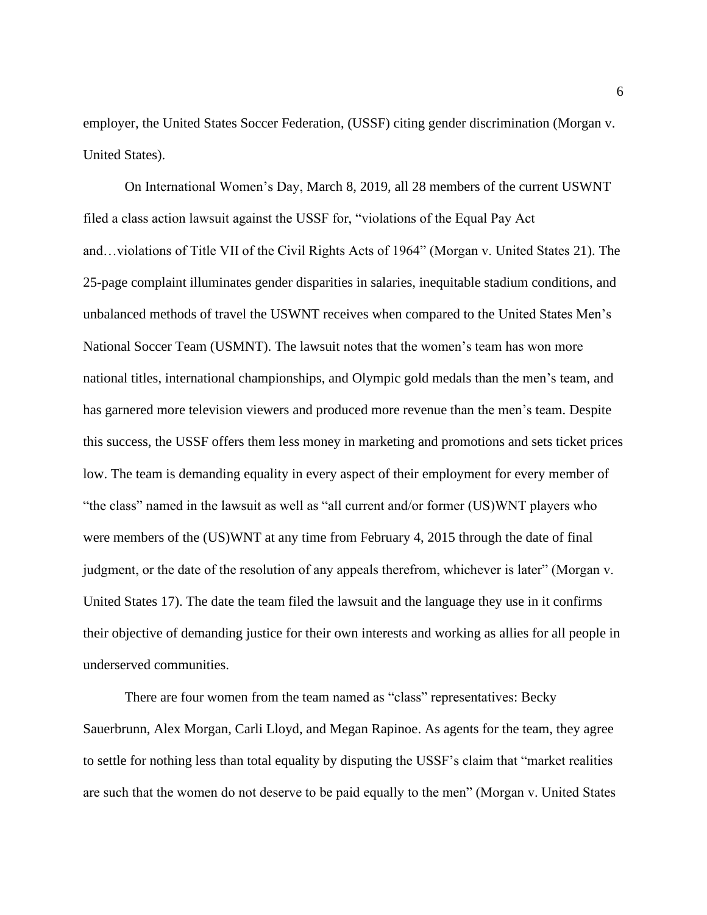employer, the United States Soccer Federation, (USSF) citing gender discrimination (Morgan v. United States).

On International Women's Day, March 8, 2019, all 28 members of the current USWNT filed a class action lawsuit against the USSF for, "violations of the Equal Pay Act and…violations of Title VII of the Civil Rights Acts of 1964" (Morgan v. United States 21). The 25-page complaint illuminates gender disparities in salaries, inequitable stadium conditions, and unbalanced methods of travel the USWNT receives when compared to the United States Men's National Soccer Team (USMNT). The lawsuit notes that the women's team has won more national titles, international championships, and Olympic gold medals than the men's team, and has garnered more television viewers and produced more revenue than the men's team. Despite this success, the USSF offers them less money in marketing and promotions and sets ticket prices low. The team is demanding equality in every aspect of their employment for every member of "the class" named in the lawsuit as well as "all current and/or former (US)WNT players who were members of the (US)WNT at any time from February 4, 2015 through the date of final judgment, or the date of the resolution of any appeals therefrom, whichever is later" (Morgan v. United States 17). The date the team filed the lawsuit and the language they use in it confirms their objective of demanding justice for their own interests and working as allies for all people in underserved communities.

There are four women from the team named as "class" representatives: Becky Sauerbrunn, Alex Morgan, Carli Lloyd, and Megan Rapinoe. As agents for the team, they agree to settle for nothing less than total equality by disputing the USSF's claim that "market realities are such that the women do not deserve to be paid equally to the men" (Morgan v. United States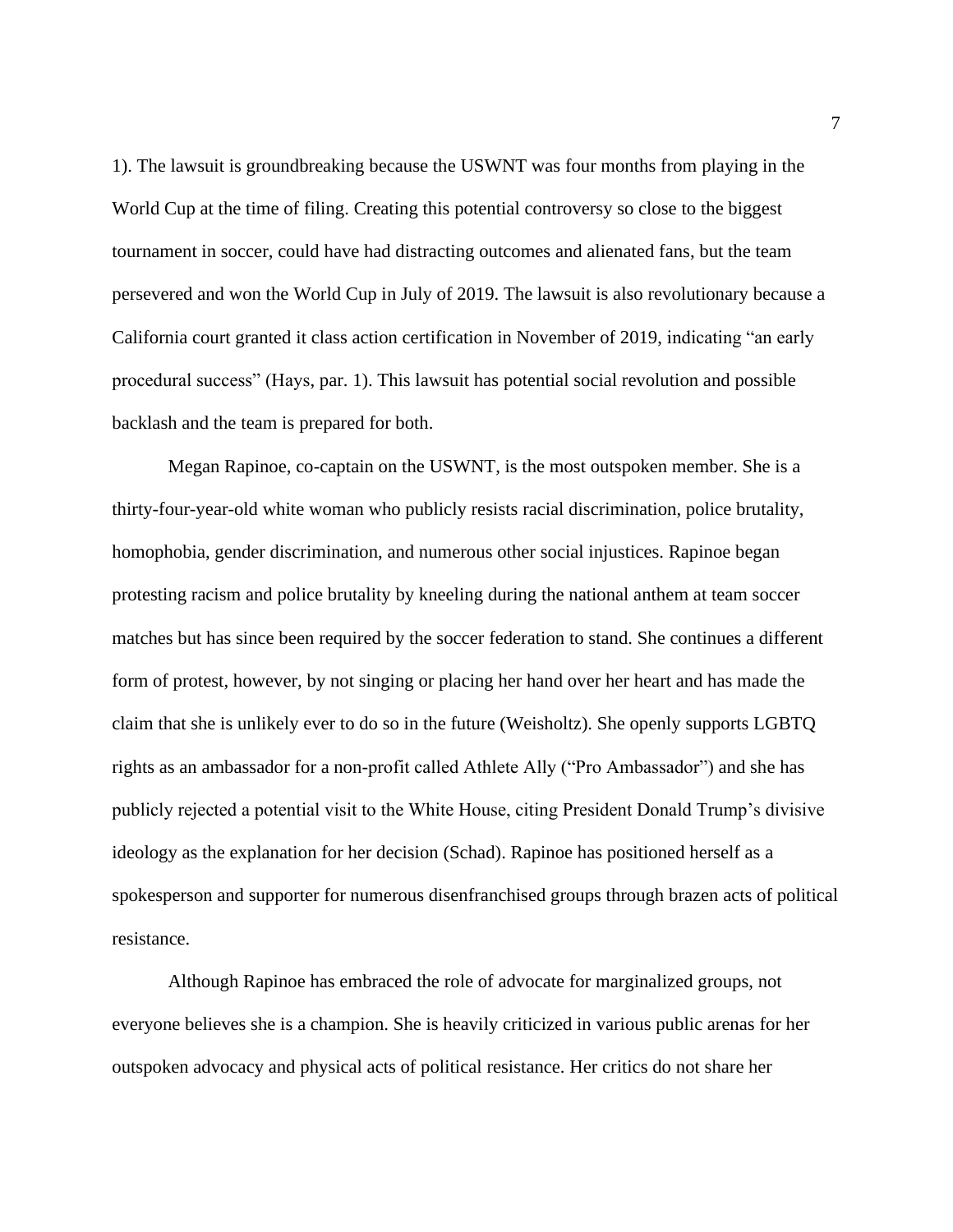1). The lawsuit is groundbreaking because the USWNT was four months from playing in the World Cup at the time of filing. Creating this potential controversy so close to the biggest tournament in soccer, could have had distracting outcomes and alienated fans, but the team persevered and won the World Cup in July of 2019. The lawsuit is also revolutionary because a California court granted it class action certification in November of 2019, indicating "an early procedural success" (Hays, par. 1). This lawsuit has potential social revolution and possible backlash and the team is prepared for both.

Megan Rapinoe, co-captain on the USWNT, is the most outspoken member. She is a thirty-four-year-old white woman who publicly resists racial discrimination, police brutality, homophobia, gender discrimination, and numerous other social injustices. Rapinoe began protesting racism and police brutality by kneeling during the national anthem at team soccer matches but has since been required by the soccer federation to stand. She continues a different form of protest, however, by not singing or placing her hand over her heart and has made the claim that she is unlikely ever to do so in the future (Weisholtz). She openly supports LGBTQ rights as an ambassador for a non-profit called Athlete Ally ("Pro Ambassador") and she has publicly rejected a potential visit to the White House, citing President Donald Trump's divisive ideology as the explanation for her decision (Schad). Rapinoe has positioned herself as a spokesperson and supporter for numerous disenfranchised groups through brazen acts of political resistance.

Although Rapinoe has embraced the role of advocate for marginalized groups, not everyone believes she is a champion. She is heavily criticized in various public arenas for her outspoken advocacy and physical acts of political resistance. Her critics do not share her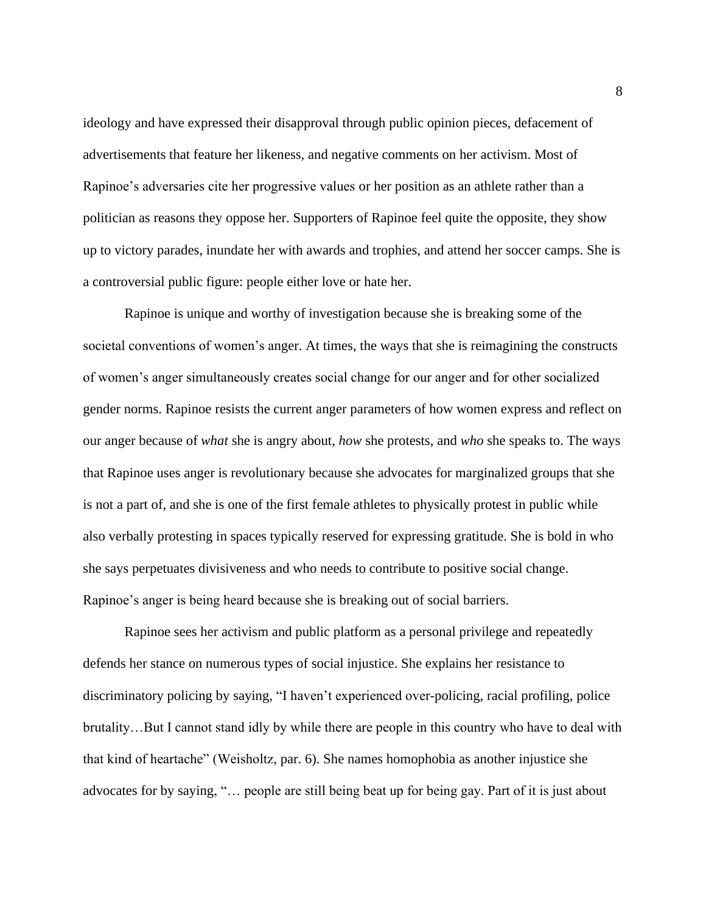ideology and have expressed their disapproval through public opinion pieces, defacement of advertisements that feature her likeness, and negative comments on her activism. Most of Rapinoe's adversaries cite her progressive values or her position as an athlete rather than a politician as reasons they oppose her. Supporters of Rapinoe feel quite the opposite, they show up to victory parades, inundate her with awards and trophies, and attend her soccer camps. She is a controversial public figure: people either love or hate her.

Rapinoe is unique and worthy of investigation because she is breaking some of the societal conventions of women's anger. At times, the ways that she is reimagining the constructs of women's anger simultaneously creates social change for our anger and for other socialized gender norms. Rapinoe resists the current anger parameters of how women express and reflect on our anger because of *what* she is angry about, *how* she protests, and *who* she speaks to. The ways that Rapinoe uses anger is revolutionary because she advocates for marginalized groups that she is not a part of, and she is one of the first female athletes to physically protest in public while also verbally protesting in spaces typically reserved for expressing gratitude. She is bold in who she says perpetuates divisiveness and who needs to contribute to positive social change. Rapinoe's anger is being heard because she is breaking out of social barriers.

Rapinoe sees her activism and public platform as a personal privilege and repeatedly defends her stance on numerous types of social injustice. She explains her resistance to discriminatory policing by saying, "I haven't experienced over-policing, racial profiling, police brutality…But I cannot stand idly by while there are people in this country who have to deal with that kind of heartache" (Weisholtz, par. 6). She names homophobia as another injustice she advocates for by saying, "… people are still being beat up for being gay. Part of it is just about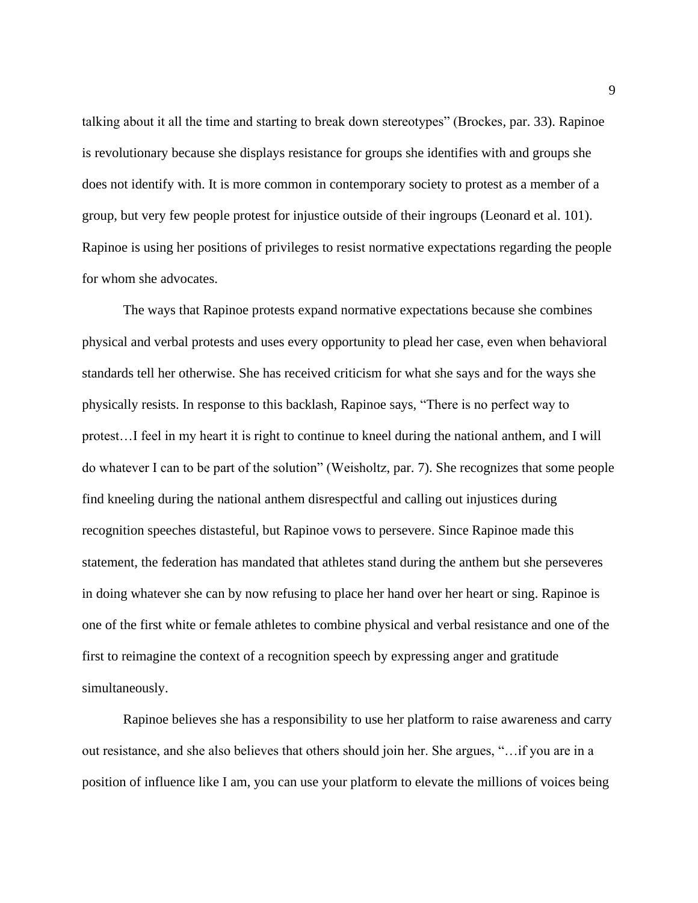talking about it all the time and starting to break down stereotypes" (Brockes, par. 33). Rapinoe is revolutionary because she displays resistance for groups she identifies with and groups she does not identify with. It is more common in contemporary society to protest as a member of a group, but very few people protest for injustice outside of their ingroups (Leonard et al. 101). Rapinoe is using her positions of privileges to resist normative expectations regarding the people for whom she advocates.

The ways that Rapinoe protests expand normative expectations because she combines physical and verbal protests and uses every opportunity to plead her case, even when behavioral standards tell her otherwise. She has received criticism for what she says and for the ways she physically resists. In response to this backlash, Rapinoe says, "There is no perfect way to protest…I feel in my heart it is right to continue to kneel during the national anthem, and I will do whatever I can to be part of the solution" (Weisholtz, par. 7). She recognizes that some people find kneeling during the national anthem disrespectful and calling out injustices during recognition speeches distasteful, but Rapinoe vows to persevere. Since Rapinoe made this statement, the federation has mandated that athletes stand during the anthem but she perseveres in doing whatever she can by now refusing to place her hand over her heart or sing. Rapinoe is one of the first white or female athletes to combine physical and verbal resistance and one of the first to reimagine the context of a recognition speech by expressing anger and gratitude simultaneously.

Rapinoe believes she has a responsibility to use her platform to raise awareness and carry out resistance, and she also believes that others should join her. She argues, "…if you are in a position of influence like I am, you can use your platform to elevate the millions of voices being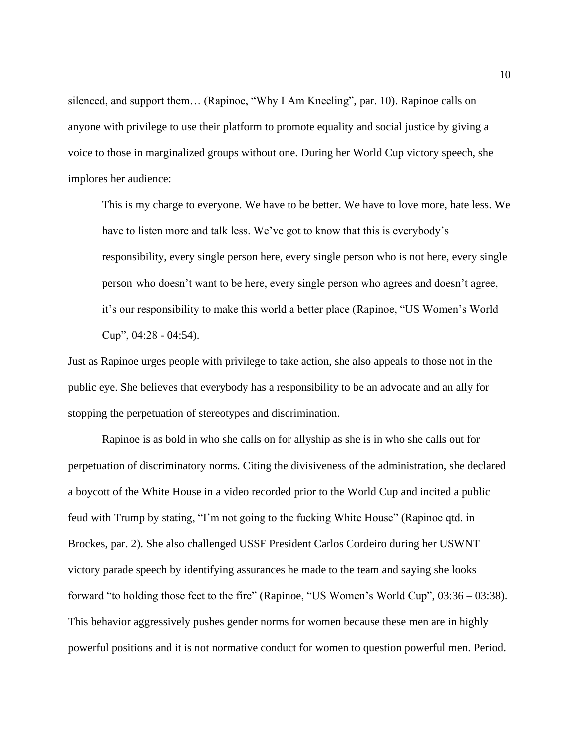silenced, and support them… (Rapinoe, "Why I Am Kneeling", par. 10). Rapinoe calls on anyone with privilege to use their platform to promote equality and social justice by giving a voice to those in marginalized groups without one. During her World Cup victory speech, she implores her audience:

> This is my charge to everyone. We have to be better. We have to love more, hate less. We have to listen more and talk less. We've got to know that this is everybody's responsibility, every single person here, every single person who is not here, every single person who doesn't want to be here, every single person who agrees and doesn't agree, it's our responsibility to make this world a better place (Rapinoe, "US Women's World Cup", 04:28 - 04:54).

Just as Rapinoe urges people with privilege to take action, she also appeals to those not in the public eye. She believes that everybody has a responsibility to be an advocate and an ally for stopping the perpetuation of stereotypes and discrimination.

Rapinoe is as bold in who she calls on for allyship as she is in who she calls out for perpetuation of discriminatory norms. Citing the divisiveness of the administration, she declared a boycott of the White House in a video recorded prior to the World Cup and incited a public feud with Trump by stating, "I'm not going to the fucking White House" (Rapinoe qtd. in Brockes, par. 2). She also challenged USSF President Carlos Cordeiro during her USWNT victory parade speech by identifying assurances he made to the team and saying she looks forward "to holding those feet to the fire" (Rapinoe, "US Women's World Cup", 03:36 – 03:38). This behavior aggressively pushes gender norms for women because these men are in highly powerful positions and it is not normative conduct for women to question powerful men. Period.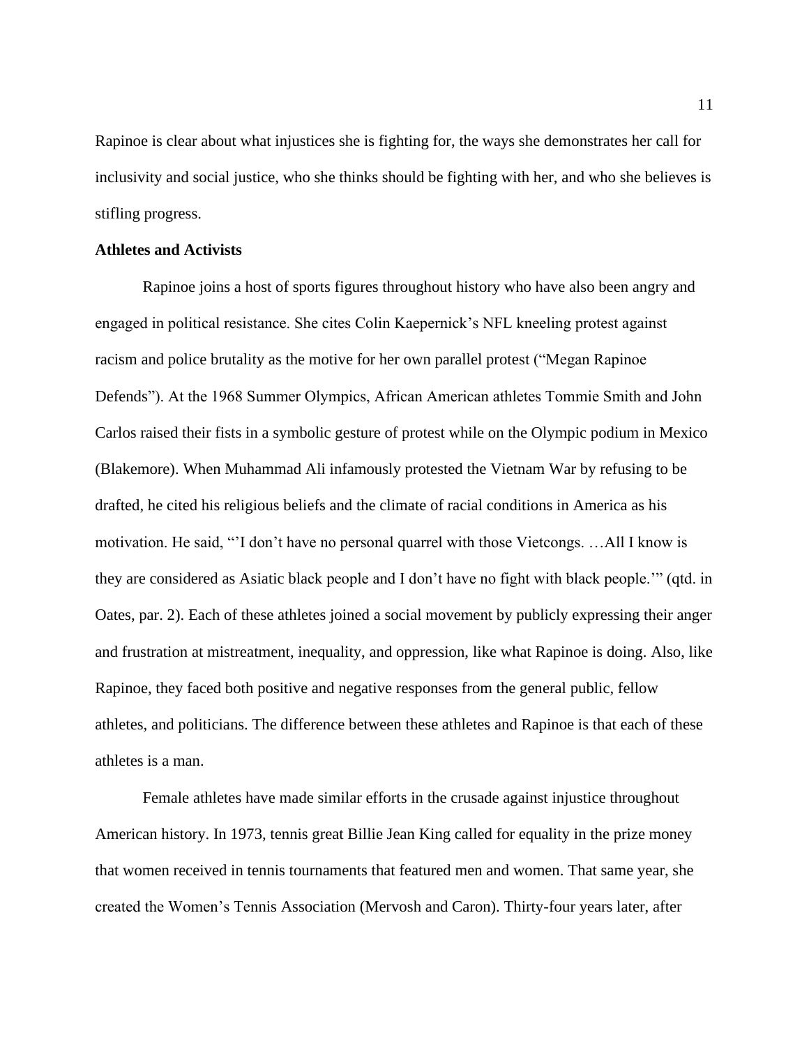Rapinoe is clear about what injustices she is fighting for, the ways she demonstrates her call for inclusivity and social justice, who she thinks should be fighting with her, and who she believes is stifling progress.

**Athletes and Activists**

Rapinoe joins a host of sports figures throughout history who have also been angry and engaged in political resistance. She cites Colin Kaepernick's NFL kneeling protest against racism and police brutality as the motive for her own parallel protest ("Megan Rapinoe Defends"). At the 1968 Summer Olympics, African American athletes Tommie Smith and John Carlos raised their fists in a symbolic gesture of protest while on the Olympic podium in Mexico (Blakemore). When Muhammad Ali infamously protested the Vietnam War by refusing to be drafted, he cited his religious beliefs and the climate of racial conditions in America as his motivation. He said, "'I don't have no personal quarrel with those Vietcongs. …All I know is they are considered as Asiatic black people and I don't have no fight with black people.'" (qtd. in Oates, par. 2). Each of these athletes joined a social movement by publicly expressing their anger and frustration at mistreatment, inequality, and oppression, like what Rapinoe is doing. Also, like Rapinoe, they faced both positive and negative responses from the general public, fellow athletes, and politicians. The difference between these athletes and Rapinoe is that each of these athletes is a man.

Female athletes have made similar efforts in the crusade against injustice throughout American history. In 1973, tennis great Billie Jean King called for equality in the prize money that women received in tennis tournaments that featured men and women. That same year, she created the Women's Tennis Association (Mervosh and Caron). Thirty-four years later, after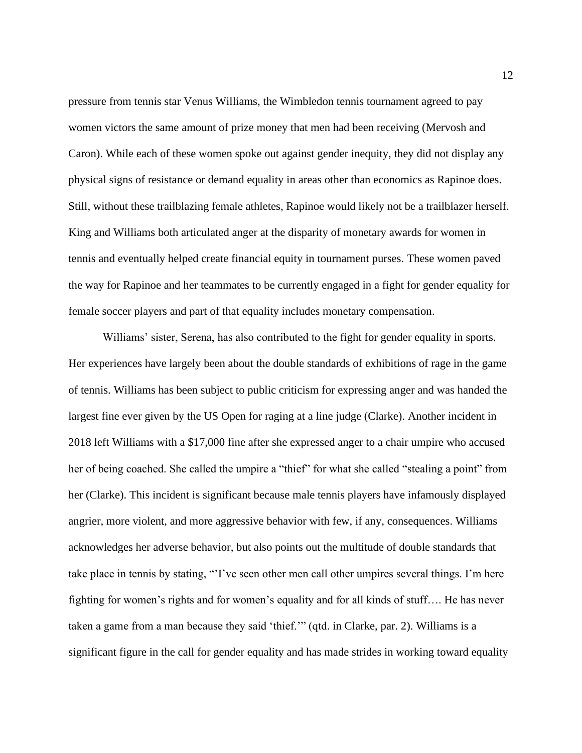pressure from tennis star Venus Williams, the Wimbledon tennis tournament agreed to pay women victors the same amount of prize money that men had been receiving (Mervosh and Caron). While each of these women spoke out against gender inequity, they did not display any physical signs of resistance or demand equality in areas other than economics as Rapinoe does. Still, without these trailblazing female athletes, Rapinoe would likely not be a trailblazer herself. King and Williams both articulated anger at the disparity of monetary awards for women in tennis and eventually helped create financial equity in tournament purses. These women paved the way for Rapinoe and her teammates to be currently engaged in a fight for gender equality for female soccer players and part of that equality includes monetary compensation.

Williams' sister, Serena, has also contributed to the fight for gender equality in sports. Her experiences have largely been about the double standards of exhibitions of rage in the game of tennis. Williams has been subject to public criticism for expressing anger and was handed the largest fine ever given by the US Open for raging at a line judge (Clarke). Another incident in 2018 left Williams with a $17,000 fine after she expressed anger to a chair umpire who accused her of being coached. She called the umpire a "thief" for what she called "stealing a point" from her (Clarke). This incident is significant because male tennis players have infamously displayed angrier, more violent, and more aggressive behavior with few, if any, consequences. Williams acknowledges her adverse behavior, but also points out the multitude of double standards that take place in tennis by stating, "'I've seen other men call other umpires several things. I'm here fighting for women's rights and for women's equality and for all kinds of stuff…. He has never taken a game from a man because they said 'thief.'" (qtd. in Clarke, par. 2). Williams is a significant figure in the call for gender equality and has made strides in working toward equality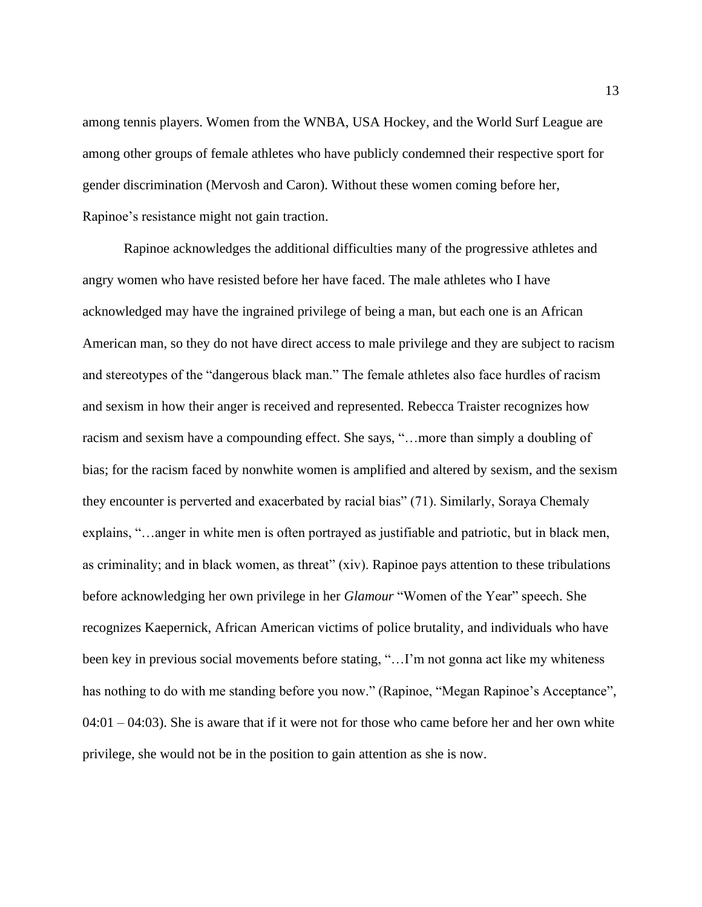among tennis players. Women from the WNBA, USA Hockey, and the World Surf League are among other groups of female athletes who have publicly condemned their respective sport for gender discrimination (Mervosh and Caron). Without these women coming before her, Rapinoe's resistance might not gain traction.

Rapinoe acknowledges the additional difficulties many of the progressive athletes and angry women who have resisted before her have faced. The male athletes who I have acknowledged may have the ingrained privilege of being a man, but each one is an African American man, so they do not have direct access to male privilege and they are subject to racism and stereotypes of the "dangerous black man." The female athletes also face hurdles of racism and sexism in how their anger is received and represented. Rebecca Traister recognizes how racism and sexism have a compounding effect. She says, "…more than simply a doubling of bias; for the racism faced by nonwhite women is amplified and altered by sexism, and the sexism they encounter is perverted and exacerbated by racial bias" (71). Similarly, Soraya Chemaly explains, "…anger in white men is often portrayed as justifiable and patriotic, but in black men, as criminality; and in black women, as threat" (xiv). Rapinoe pays attention to these tribulations before acknowledging her own privilege in her *Glamour* "Women of the Year" speech. She recognizes Kaepernick, African American victims of police brutality, and individuals who have been key in previous social movements before stating, "…I'm not gonna act like my whiteness has nothing to do with me standing before you now." (Rapinoe, "Megan Rapinoe's Acceptance", 04:01 – 04:03). She is aware that if it were not for those who came before her and her own white privilege, she would not be in the position to gain attention as she is now.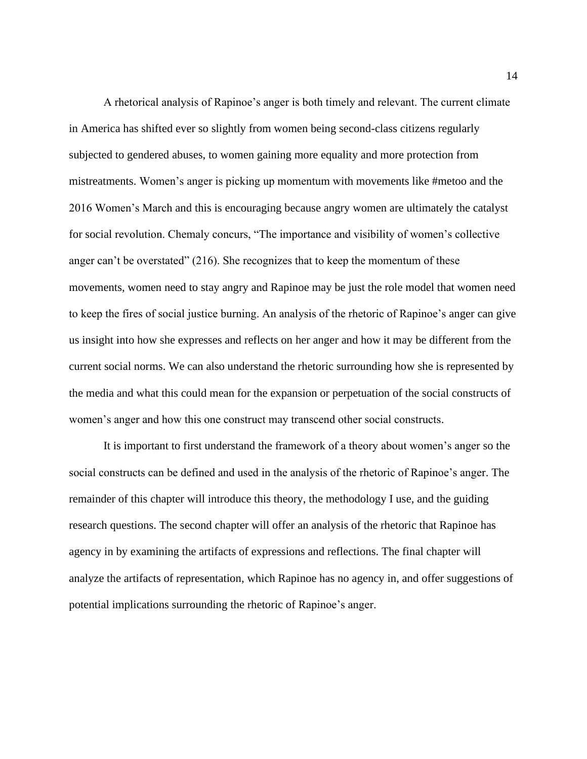A rhetorical analysis of Rapinoe's anger is both timely and relevant. The current climate in America has shifted ever so slightly from women being second-class citizens regularly subjected to gendered abuses, to women gaining more equality and more protection from mistreatments. Women's anger is picking up momentum with movements like #metoo and the 2016 Women's March and this is encouraging because angry women are ultimately the catalyst for social revolution. Chemaly concurs, "The importance and visibility of women's collective anger can't be overstated" (216). She recognizes that to keep the momentum of these movements, women need to stay angry and Rapinoe may be just the role model that women need to keep the fires of social justice burning. An analysis of the rhetoric of Rapinoe's anger can give us insight into how she expresses and reflects on her anger and how it may be different from the current social norms. We can also understand the rhetoric surrounding how she is represented by the media and what this could mean for the expansion or perpetuation of the social constructs of women's anger and how this one construct may transcend other social constructs.

It is important to first understand the framework of a theory about women's anger so the social constructs can be defined and used in the analysis of the rhetoric of Rapinoe's anger. The remainder of this chapter will introduce this theory, the methodology I use, and the guiding research questions. The second chapter will offer an analysis of the rhetoric that Rapinoe has agency in by examining the artifacts of expressions and reflections. The final chapter will analyze the artifacts of representation, which Rapinoe has no agency in, and offer suggestions of potential implications surrounding the rhetoric of Rapinoe's anger.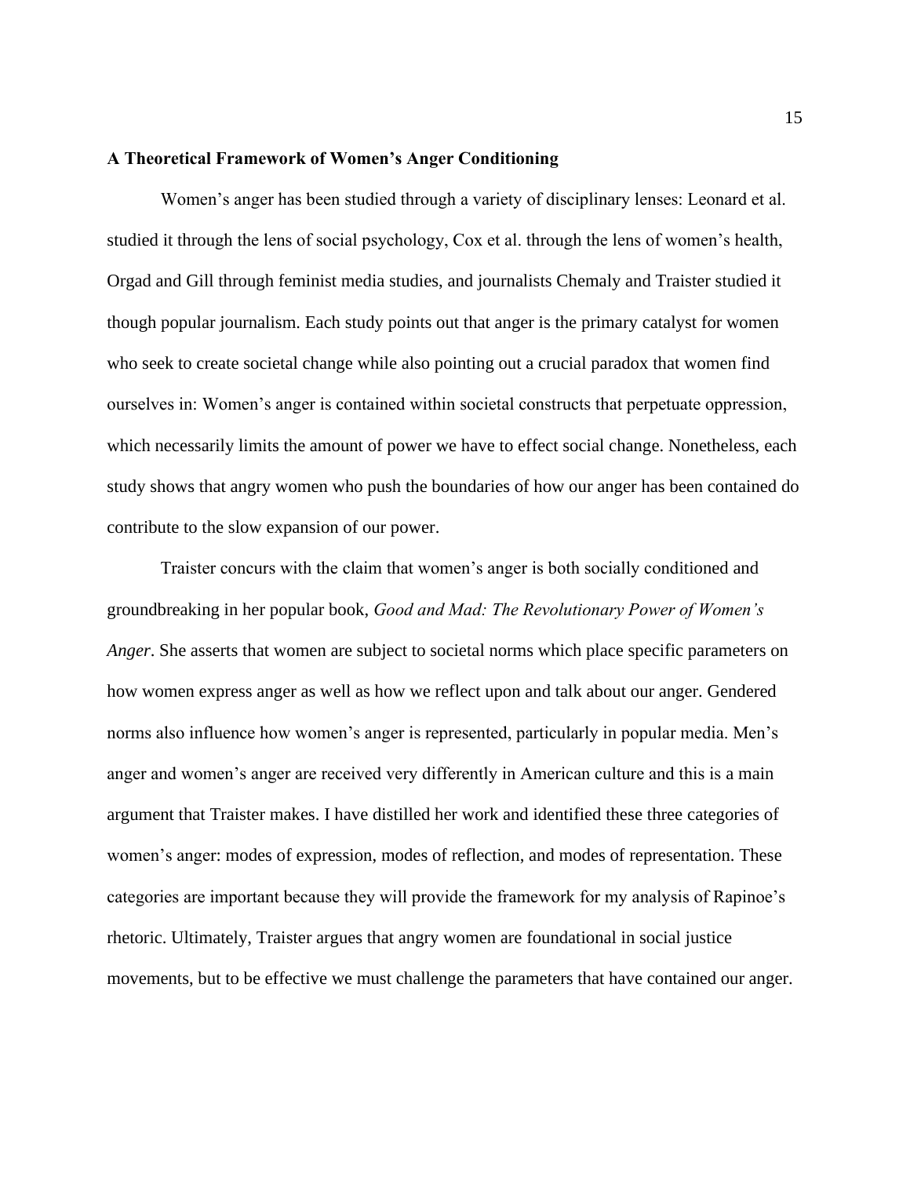**A Theoretical Framework of Women's Anger Conditioning**

Women's anger has been studied through a variety of disciplinary lenses: Leonard et al. studied it through the lens of social psychology, Cox et al. through the lens of women's health, Orgad and Gill through feminist media studies, and journalists Chemaly and Traister studied it though popular journalism. Each study points out that anger is the primary catalyst for women who seek to create societal change while also pointing out a crucial paradox that women find ourselves in: Women's anger is contained within societal constructs that perpetuate oppression, which necessarily limits the amount of power we have to effect social change. Nonetheless, each study shows that angry women who push the boundaries of how our anger has been contained do contribute to the slow expansion of our power.

Traister concurs with the claim that women's anger is both socially conditioned and groundbreaking in her popular book, *Good and Mad: The Revolutionary Power of Women's Anger*. She asserts that women are subject to societal norms which place specific parameters on how women express anger as well as how we reflect upon and talk about our anger. Gendered norms also influence how women's anger is represented, particularly in popular media. Men's anger and women's anger are received very differently in American culture and this is a main argument that Traister makes. I have distilled her work and identified these three categories of women's anger: modes of expression, modes of reflection, and modes of representation. These categories are important because they will provide the framework for my analysis of Rapinoe's rhetoric. Ultimately, Traister argues that angry women are foundational in social justice movements, but to be effective we must challenge the parameters that have contained our anger.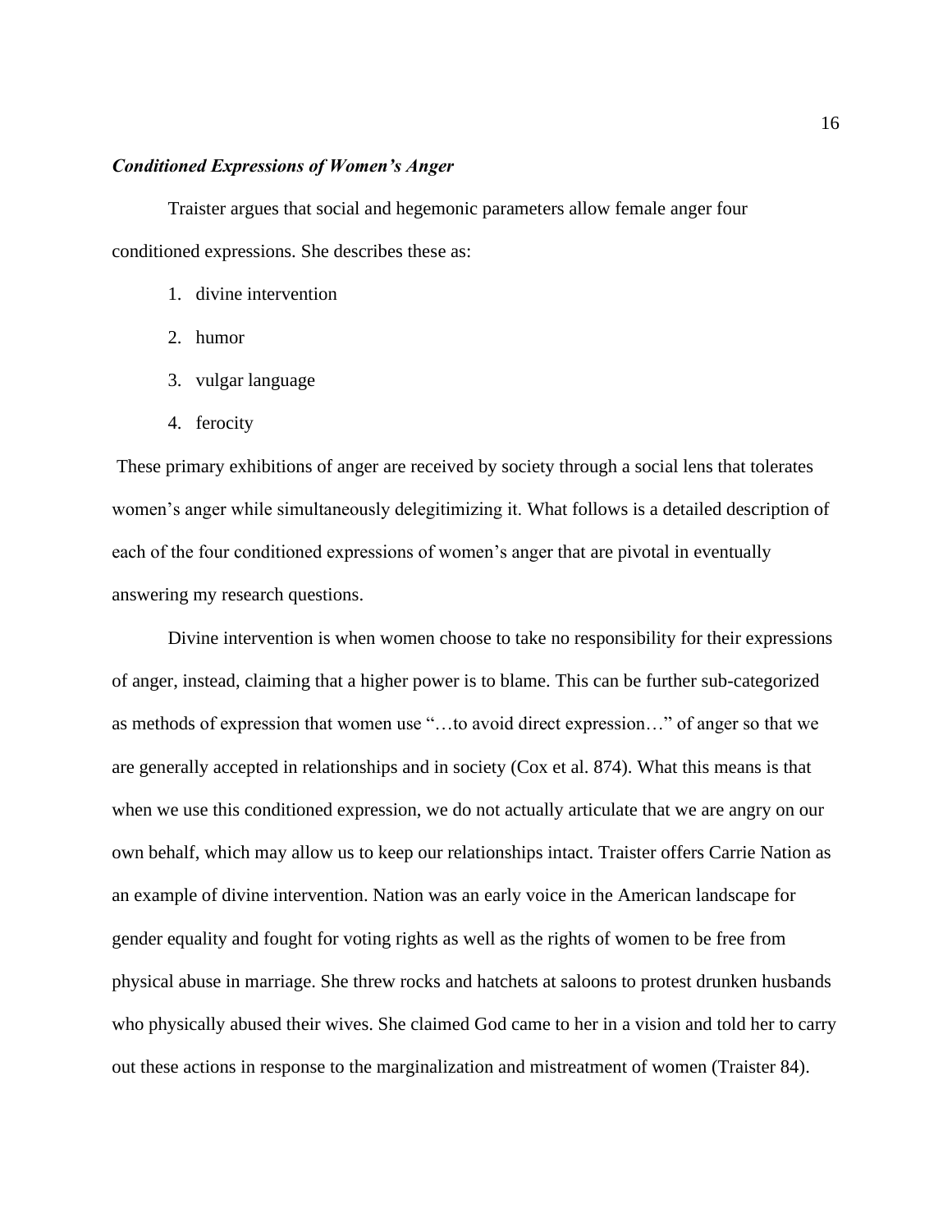### ***Conditioned Expressions of Women's Anger***

Traister argues that social and hegemonic parameters allow female anger four conditioned expressions. She describes these as:

1. divine intervention
2. humor
3. vulgar language
4. ferocity

These primary exhibitions of anger are received by society through a social lens that tolerates women's anger while simultaneously delegitimizing it. What follows is a detailed description of each of the four conditioned expressions of women's anger that are pivotal in eventually answering my research questions.

Divine intervention is when women choose to take no responsibility for their expressions of anger, instead, claiming that a higher power is to blame. This can be further sub-categorized as methods of expression that women use "…to avoid direct expression…" of anger so that we are generally accepted in relationships and in society (Cox et al. 874). What this means is that when we use this conditioned expression, we do not actually articulate that we are angry on our own behalf, which may allow us to keep our relationships intact. Traister offers Carrie Nation as an example of divine intervention. Nation was an early voice in the American landscape for gender equality and fought for voting rights as well as the rights of women to be free from physical abuse in marriage. She threw rocks and hatchets at saloons to protest drunken husbands who physically abused their wives. She claimed God came to her in a vision and told her to carry out these actions in response to the marginalization and mistreatment of women (Traister 84).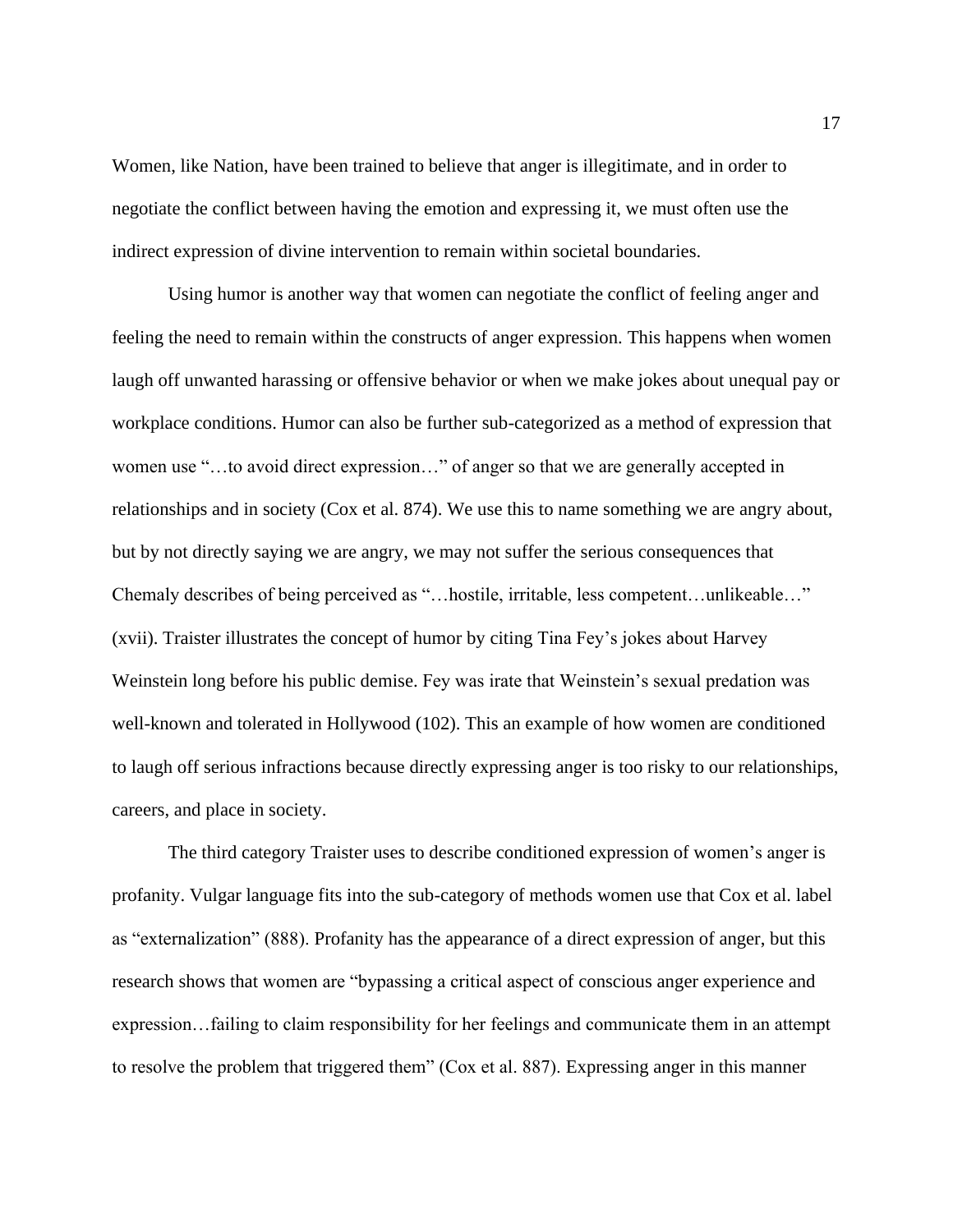Women, like Nation, have been trained to believe that anger is illegitimate, and in order to negotiate the conflict between having the emotion and expressing it, we must often use the indirect expression of divine intervention to remain within societal boundaries.

Using humor is another way that women can negotiate the conflict of feeling anger and feeling the need to remain within the constructs of anger expression. This happens when women laugh off unwanted harassing or offensive behavior or when we make jokes about unequal pay or workplace conditions. Humor can also be further sub-categorized as a method of expression that women use "…to avoid direct expression…" of anger so that we are generally accepted in relationships and in society (Cox et al. 874). We use this to name something we are angry about, but by not directly saying we are angry, we may not suffer the serious consequences that Chemaly describes of being perceived as "…hostile, irritable, less competent…unlikeable…" (xvii). Traister illustrates the concept of humor by citing Tina Fey's jokes about Harvey Weinstein long before his public demise. Fey was irate that Weinstein's sexual predation was well-known and tolerated in Hollywood (102). This an example of how women are conditioned to laugh off serious infractions because directly expressing anger is too risky to our relationships, careers, and place in society.

The third category Traister uses to describe conditioned expression of women's anger is profanity. Vulgar language fits into the sub-category of methods women use that Cox et al. label as "externalization" (888). Profanity has the appearance of a direct expression of anger, but this research shows that women are "bypassing a critical aspect of conscious anger experience and expression…failing to claim responsibility for her feelings and communicate them in an attempt to resolve the problem that triggered them" (Cox et al. 887). Expressing anger in this manner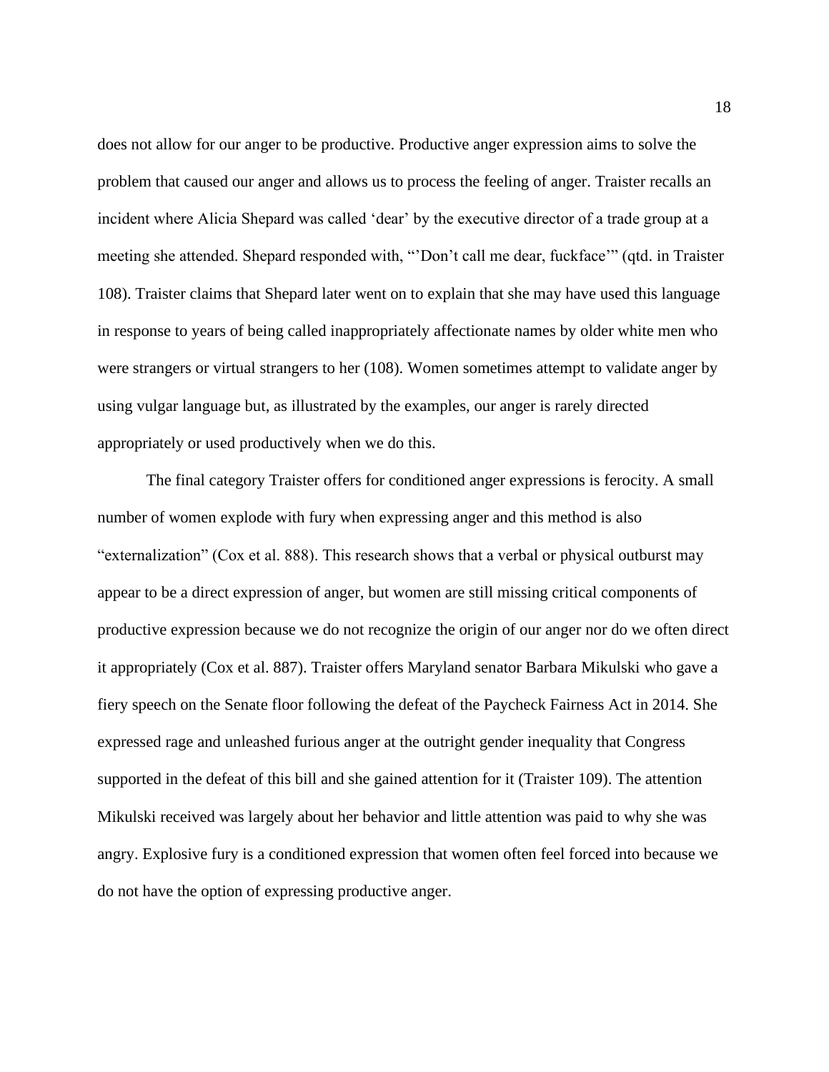does not allow for our anger to be productive. Productive anger expression aims to solve the problem that caused our anger and allows us to process the feeling of anger. Traister recalls an incident where Alicia Shepard was called 'dear' by the executive director of a trade group at a meeting she attended. Shepard responded with, "'Don't call me dear, fuckface'" (qtd. in Traister 108). Traister claims that Shepard later went on to explain that she may have used this language in response to years of being called inappropriately affectionate names by older white men who were strangers or virtual strangers to her (108). Women sometimes attempt to validate anger by using vulgar language but, as illustrated by the examples, our anger is rarely directed appropriately or used productively when we do this.

The final category Traister offers for conditioned anger expressions is ferocity. A small number of women explode with fury when expressing anger and this method is also "externalization" (Cox et al. 888). This research shows that a verbal or physical outburst may appear to be a direct expression of anger, but women are still missing critical components of productive expression because we do not recognize the origin of our anger nor do we often direct it appropriately (Cox et al. 887). Traister offers Maryland senator Barbara Mikulski who gave a fiery speech on the Senate floor following the defeat of the Paycheck Fairness Act in 2014. She expressed rage and unleashed furious anger at the outright gender inequality that Congress supported in the defeat of this bill and she gained attention for it (Traister 109). The attention Mikulski received was largely about her behavior and little attention was paid to why she was angry. Explosive fury is a conditioned expression that women often feel forced into because we do not have the option of expressing productive anger.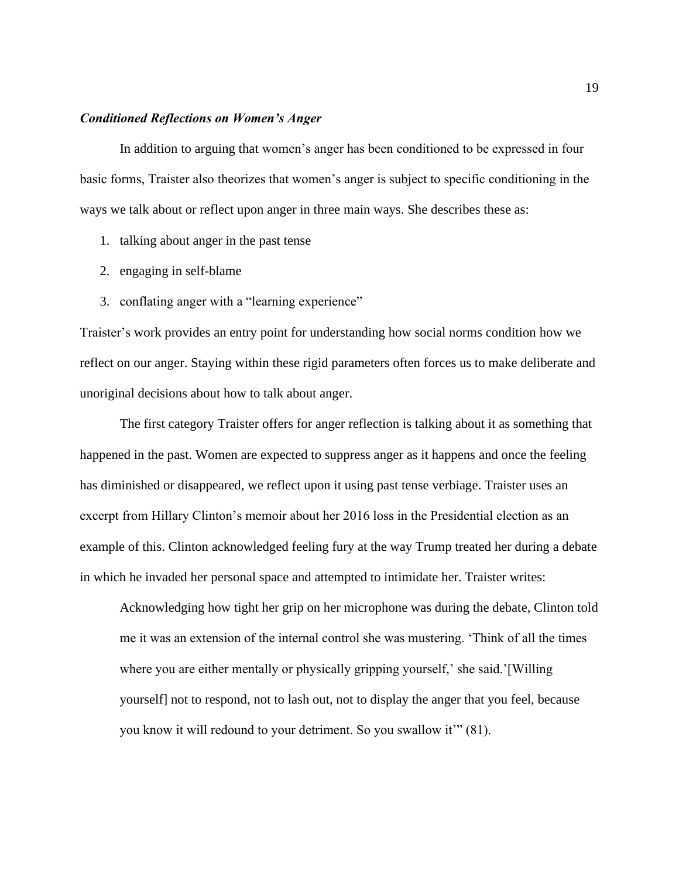### ***Conditioned Reflections on Women's Anger***

In addition to arguing that women's anger has been conditioned to be expressed in four basic forms, Traister also theorizes that women's anger is subject to specific conditioning in the ways we talk about or reflect upon anger in three main ways. She describes these as:

1. talking about anger in the past tense
2. engaging in self-blame
3. conflating anger with a "learning experience"

Traister's work provides an entry point for understanding how social norms condition how we reflect on our anger. Staying within these rigid parameters often forces us to make deliberate and unoriginal decisions about how to talk about anger.

The first category Traister offers for anger reflection is talking about it as something that happened in the past. Women are expected to suppress anger as it happens and once the feeling has diminished or disappeared, we reflect upon it using past tense verbiage. Traister uses an excerpt from Hillary Clinton's memoir about her 2016 loss in the Presidential election as an example of this. Clinton acknowledged feeling fury at the way Trump treated her during a debate in which he invaded her personal space and attempted to intimidate her. Traister writes:

> Acknowledging how tight her grip on her microphone was during the debate, Clinton told me it was an extension of the internal control she was mustering. 'Think of all the times where you are either mentally or physically gripping yourself,' she said.'[Willing yourself] not to respond, not to lash out, not to display the anger that you feel, because you know it will redound to your detriment. So you swallow it'" (81).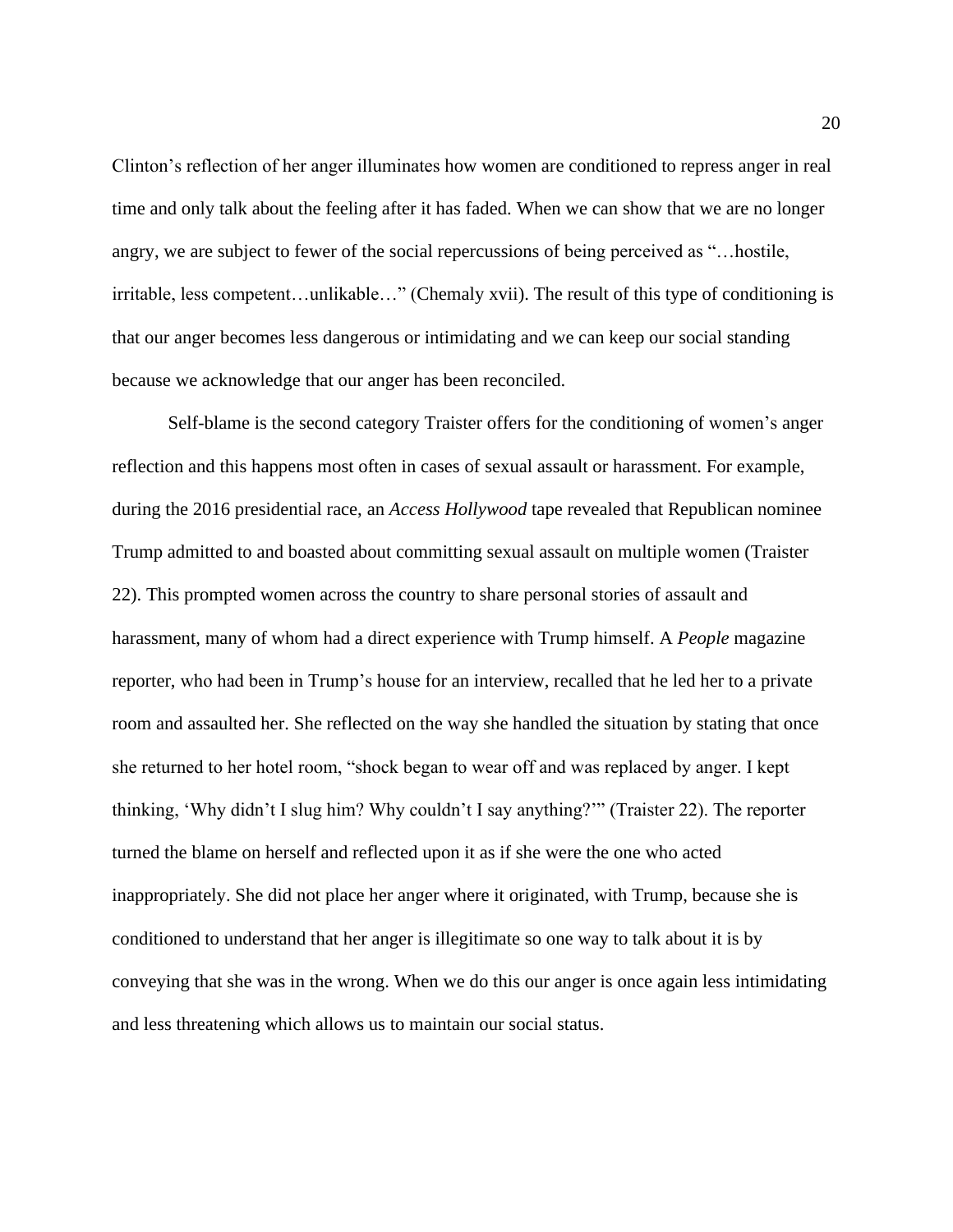Clinton's reflection of her anger illuminates how women are conditioned to repress anger in real time and only talk about the feeling after it has faded. When we can show that we are no longer angry, we are subject to fewer of the social repercussions of being perceived as "…hostile, irritable, less competent…unlikable…" (Chemaly xvii). The result of this type of conditioning is that our anger becomes less dangerous or intimidating and we can keep our social standing because we acknowledge that our anger has been reconciled.

Self-blame is the second category Traister offers for the conditioning of women's anger reflection and this happens most often in cases of sexual assault or harassment. For example, during the 2016 presidential race, an *Access Hollywood* tape revealed that Republican nominee Trump admitted to and boasted about committing sexual assault on multiple women (Traister 22). This prompted women across the country to share personal stories of assault and harassment, many of whom had a direct experience with Trump himself. A *People* magazine reporter, who had been in Trump's house for an interview, recalled that he led her to a private room and assaulted her. She reflected on the way she handled the situation by stating that once she returned to her hotel room, "shock began to wear off and was replaced by anger. I kept thinking, 'Why didn't I slug him? Why couldn't I say anything?'" (Traister 22). The reporter turned the blame on herself and reflected upon it as if she were the one who acted inappropriately. She did not place her anger where it originated, with Trump, because she is conditioned to understand that her anger is illegitimate so one way to talk about it is by conveying that she was in the wrong. When we do this our anger is once again less intimidating and less threatening which allows us to maintain our social status.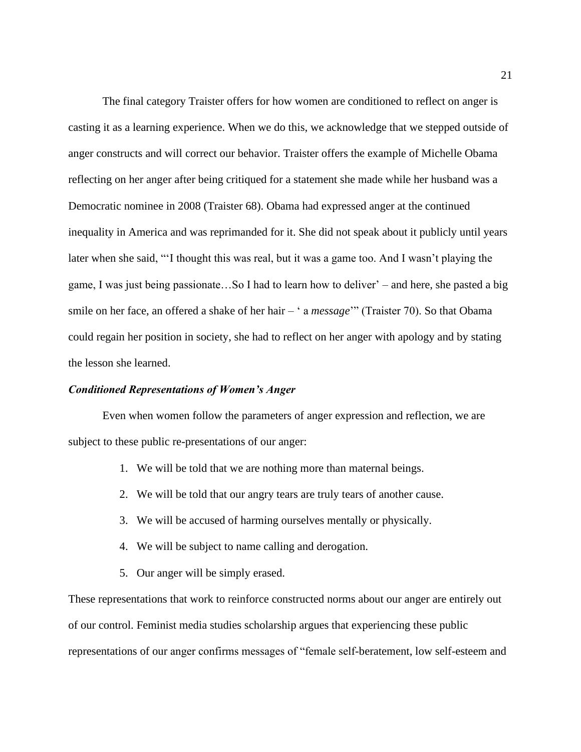The final category Traister offers for how women are conditioned to reflect on anger is casting it as a learning experience. When we do this, we acknowledge that we stepped outside of anger constructs and will correct our behavior. Traister offers the example of Michelle Obama reflecting on her anger after being critiqued for a statement she made while her husband was a Democratic nominee in 2008 (Traister 68). Obama had expressed anger at the continued inequality in America and was reprimanded for it. She did not speak about it publicly until years later when she said, "'I thought this was real, but it was a game too. And I wasn't playing the game, I was just being passionate…So I had to learn how to deliver' – and here, she pasted a big smile on her face, an offered a shake of her hair – ' a *message*'" (Traister 70). So that Obama could regain her position in society, she had to reflect on her anger with apology and by stating the lesson she learned.

### ***Conditioned Representations of Women's Anger***

Even when women follow the parameters of anger expression and reflection, we are subject to these public re-presentations of our anger:

1. We will be told that we are nothing more than maternal beings.
2. We will be told that our angry tears are truly tears of another cause.
3. We will be accused of harming ourselves mentally or physically.
4. We will be subject to name calling and derogation.
5. Our anger will be simply erased.

These representations that work to reinforce constructed norms about our anger are entirely out of our control. Feminist media studies scholarship argues that experiencing these public representations of our anger confirms messages of "female self-beratement, low self-esteem and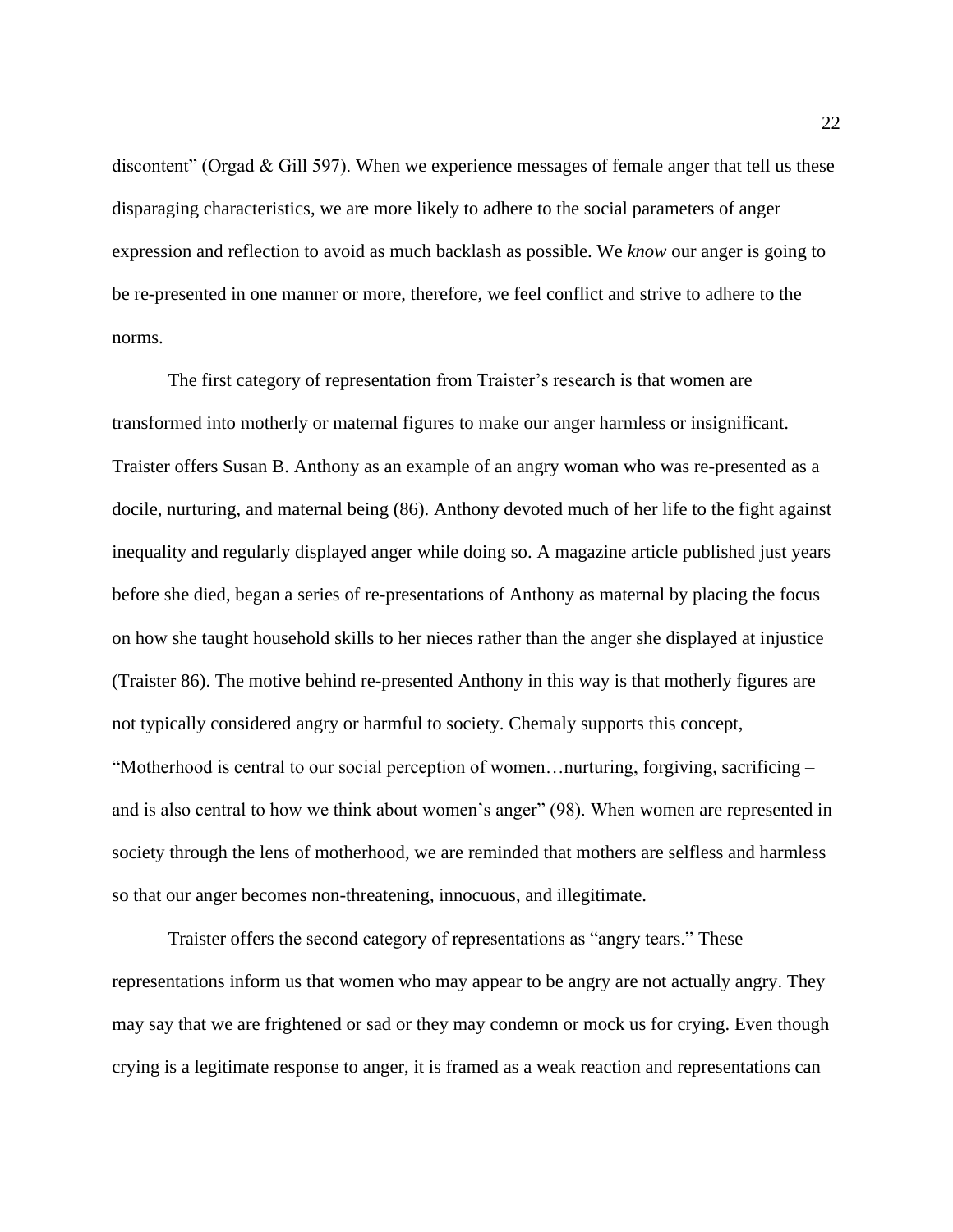discontent" (Orgad & Gill 597). When we experience messages of female anger that tell us these disparaging characteristics, we are more likely to adhere to the social parameters of anger expression and reflection to avoid as much backlash as possible. We *know* our anger is going to be re-presented in one manner or more, therefore, we feel conflict and strive to adhere to the norms.

The first category of representation from Traister's research is that women are transformed into motherly or maternal figures to make our anger harmless or insignificant. Traister offers Susan B. Anthony as an example of an angry woman who was re-presented as a docile, nurturing, and maternal being (86). Anthony devoted much of her life to the fight against inequality and regularly displayed anger while doing so. A magazine article published just years before she died, began a series of re-presentations of Anthony as maternal by placing the focus on how she taught household skills to her nieces rather than the anger she displayed at injustice (Traister 86). The motive behind re-presented Anthony in this way is that motherly figures are not typically considered angry or harmful to society. Chemaly supports this concept, "Motherhood is central to our social perception of women…nurturing, forgiving, sacrificing – and is also central to how we think about women's anger" (98). When women are represented in society through the lens of motherhood, we are reminded that mothers are selfless and harmless so that our anger becomes non-threatening, innocuous, and illegitimate.

Traister offers the second category of representations as "angry tears." These representations inform us that women who may appear to be angry are not actually angry. They may say that we are frightened or sad or they may condemn or mock us for crying. Even though crying is a legitimate response to anger, it is framed as a weak reaction and representations can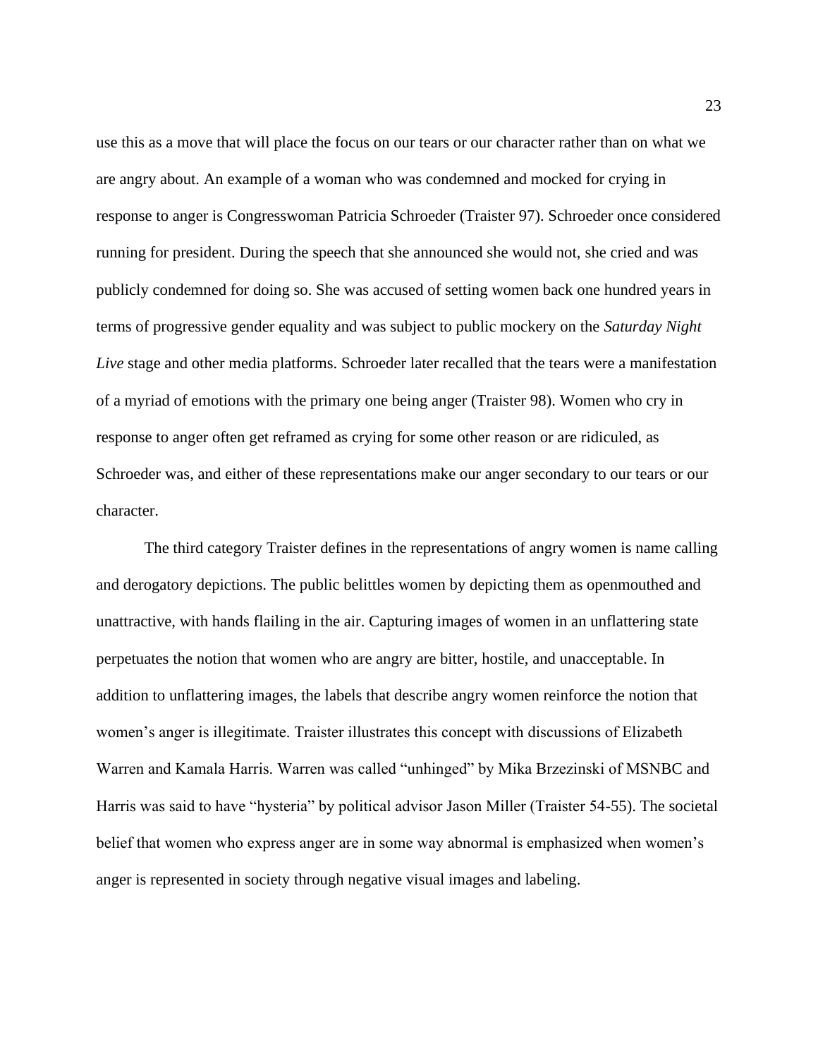use this as a move that will place the focus on our tears or our character rather than on what we are angry about. An example of a woman who was condemned and mocked for crying in response to anger is Congresswoman Patricia Schroeder (Traister 97). Schroeder once considered running for president. During the speech that she announced she would not, she cried and was publicly condemned for doing so. She was accused of setting women back one hundred years in terms of progressive gender equality and was subject to public mockery on the *Saturday Night Live* stage and other media platforms. Schroeder later recalled that the tears were a manifestation of a myriad of emotions with the primary one being anger (Traister 98). Women who cry in response to anger often get reframed as crying for some other reason or are ridiculed, as Schroeder was, and either of these representations make our anger secondary to our tears or our character.

The third category Traister defines in the representations of angry women is name calling and derogatory depictions. The public belittles women by depicting them as openmouthed and unattractive, with hands flailing in the air. Capturing images of women in an unflattering state perpetuates the notion that women who are angry are bitter, hostile, and unacceptable. In addition to unflattering images, the labels that describe angry women reinforce the notion that women's anger is illegitimate. Traister illustrates this concept with discussions of Elizabeth Warren and Kamala Harris. Warren was called "unhinged" by Mika Brzezinski of MSNBC and Harris was said to have "hysteria" by political advisor Jason Miller (Traister 54-55). The societal belief that women who express anger are in some way abnormal is emphasized when women's anger is represented in society through negative visual images and labeling.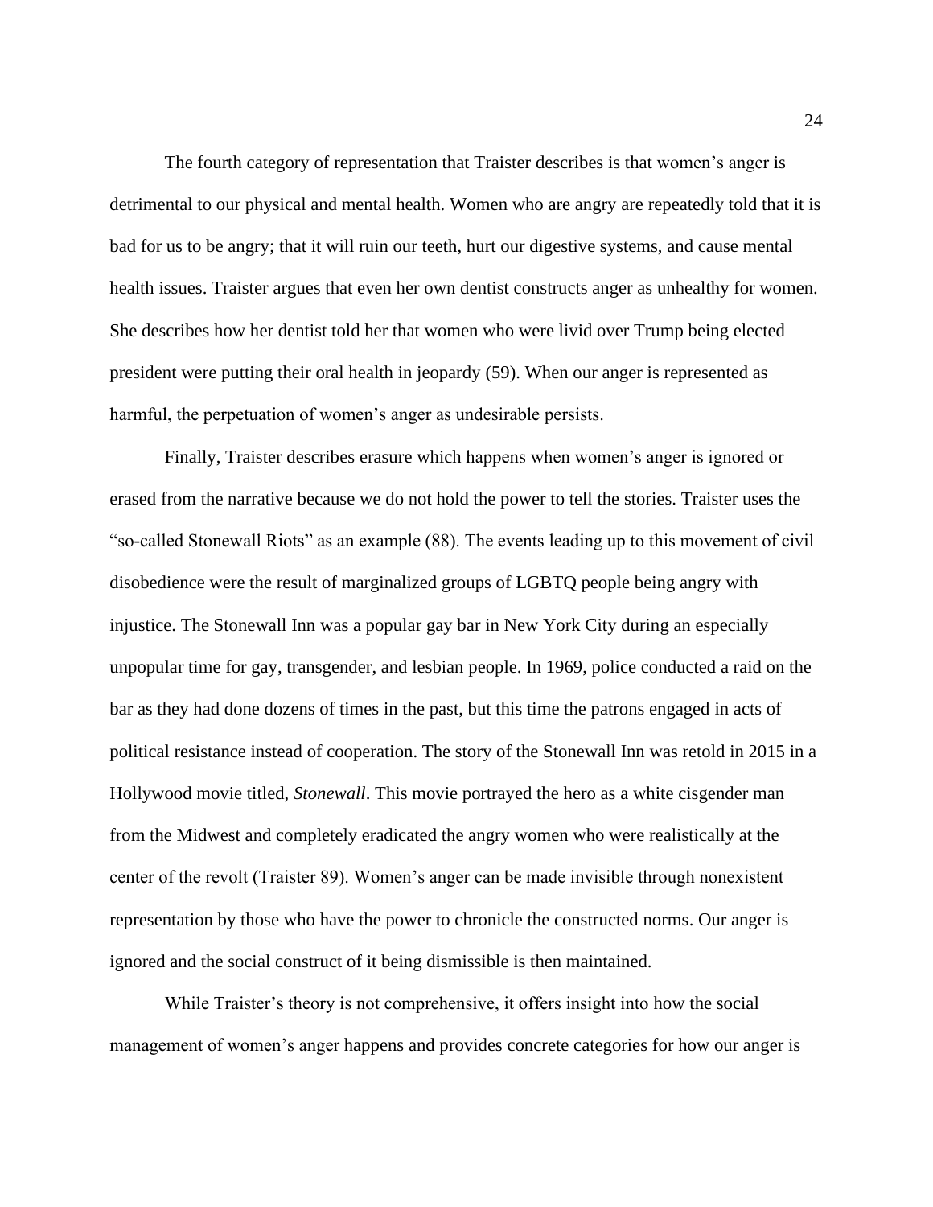The fourth category of representation that Traister describes is that women's anger is detrimental to our physical and mental health. Women who are angry are repeatedly told that it is bad for us to be angry; that it will ruin our teeth, hurt our digestive systems, and cause mental health issues. Traister argues that even her own dentist constructs anger as unhealthy for women. She describes how her dentist told her that women who were livid over Trump being elected president were putting their oral health in jeopardy (59). When our anger is represented as harmful, the perpetuation of women's anger as undesirable persists.

Finally, Traister describes erasure which happens when women's anger is ignored or erased from the narrative because we do not hold the power to tell the stories. Traister uses the "so-called Stonewall Riots" as an example (88). The events leading up to this movement of civil disobedience were the result of marginalized groups of LGBTQ people being angry with injustice. The Stonewall Inn was a popular gay bar in New York City during an especially unpopular time for gay, transgender, and lesbian people. In 1969, police conducted a raid on the bar as they had done dozens of times in the past, but this time the patrons engaged in acts of political resistance instead of cooperation. The story of the Stonewall Inn was retold in 2015 in a Hollywood movie titled, *Stonewall*. This movie portrayed the hero as a white cisgender man from the Midwest and completely eradicated the angry women who were realistically at the center of the revolt (Traister 89). Women's anger can be made invisible through nonexistent representation by those who have the power to chronicle the constructed norms. Our anger is ignored and the social construct of it being dismissible is then maintained.

While Traister's theory is not comprehensive, it offers insight into how the social management of women's anger happens and provides concrete categories for how our anger is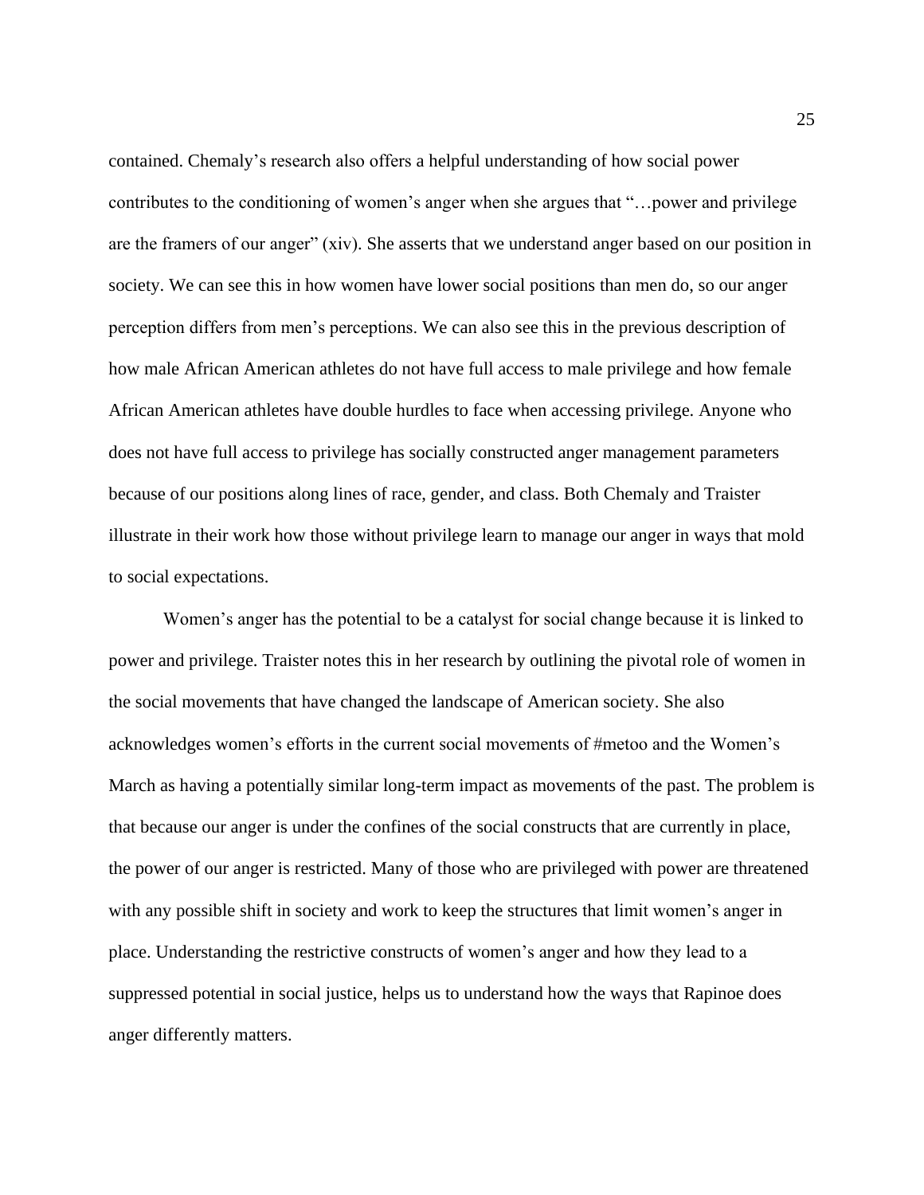contained. Chemaly's research also offers a helpful understanding of how social power contributes to the conditioning of women's anger when she argues that "…power and privilege are the framers of our anger" (xiv). She asserts that we understand anger based on our position in society. We can see this in how women have lower social positions than men do, so our anger perception differs from men's perceptions. We can also see this in the previous description of how male African American athletes do not have full access to male privilege and how female African American athletes have double hurdles to face when accessing privilege. Anyone who does not have full access to privilege has socially constructed anger management parameters because of our positions along lines of race, gender, and class. Both Chemaly and Traister illustrate in their work how those without privilege learn to manage our anger in ways that mold to social expectations.

Women's anger has the potential to be a catalyst for social change because it is linked to power and privilege. Traister notes this in her research by outlining the pivotal role of women in the social movements that have changed the landscape of American society. She also acknowledges women's efforts in the current social movements of #metoo and the Women's March as having a potentially similar long-term impact as movements of the past. The problem is that because our anger is under the confines of the social constructs that are currently in place, the power of our anger is restricted. Many of those who are privileged with power are threatened with any possible shift in society and work to keep the structures that limit women's anger in place. Understanding the restrictive constructs of women's anger and how they lead to a suppressed potential in social justice, helps us to understand how the ways that Rapinoe does anger differently matters.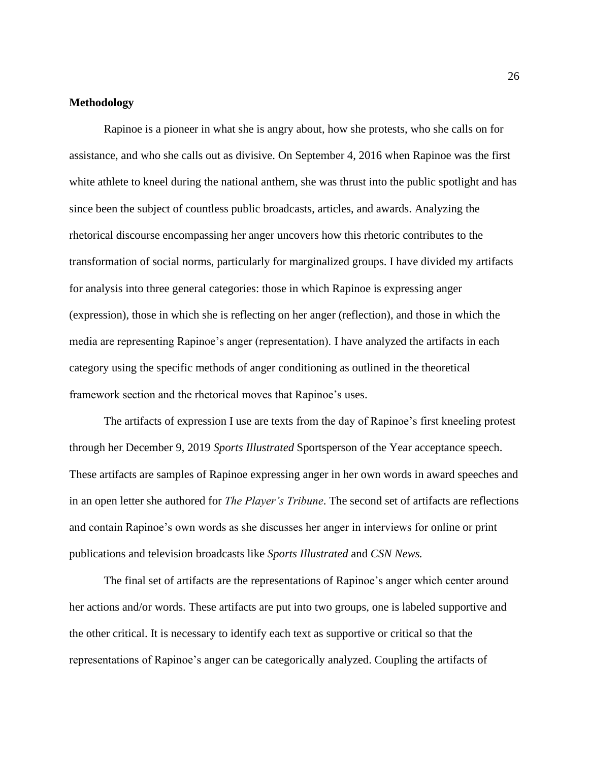**Methodology**

Rapinoe is a pioneer in what she is angry about, how she protests, who she calls on for assistance, and who she calls out as divisive. On September 4, 2016 when Rapinoe was the first white athlete to kneel during the national anthem, she was thrust into the public spotlight and has since been the subject of countless public broadcasts, articles, and awards. Analyzing the rhetorical discourse encompassing her anger uncovers how this rhetoric contributes to the transformation of social norms, particularly for marginalized groups. I have divided my artifacts for analysis into three general categories: those in which Rapinoe is expressing anger (expression), those in which she is reflecting on her anger (reflection), and those in which the media are representing Rapinoe's anger (representation). I have analyzed the artifacts in each category using the specific methods of anger conditioning as outlined in the theoretical framework section and the rhetorical moves that Rapinoe's uses.

The artifacts of expression I use are texts from the day of Rapinoe's first kneeling protest through her December 9, 2019 *Sports Illustrated* Sportsperson of the Year acceptance speech. These artifacts are samples of Rapinoe expressing anger in her own words in award speeches and in an open letter she authored for *The Player's Tribune*. The second set of artifacts are reflections and contain Rapinoe's own words as she discusses her anger in interviews for online or print publications and television broadcasts like *Sports Illustrated* and *CSN News.*

The final set of artifacts are the representations of Rapinoe's anger which center around her actions and/or words. These artifacts are put into two groups, one is labeled supportive and the other critical. It is necessary to identify each text as supportive or critical so that the representations of Rapinoe's anger can be categorically analyzed. Coupling the artifacts of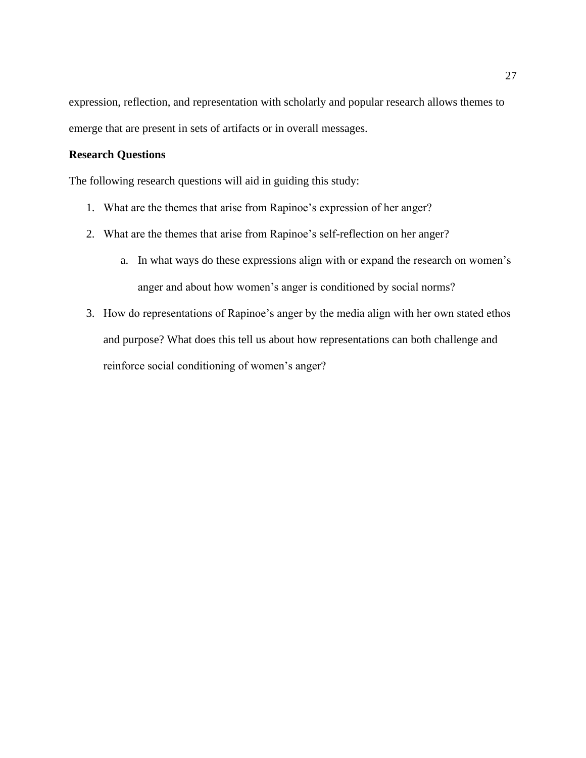expression, reflection, and representation with scholarly and popular research allows themes to emerge that are present in sets of artifacts or in overall messages.

**Research Questions**

The following research questions will aid in guiding this study:

1. What are the themes that arise from Rapinoe's expression of her anger?
2. What are the themes that arise from Rapinoe's self-reflection on her anger?
    a. In what ways do these expressions align with or expand the research on women's anger and about how women's anger is conditioned by social norms?
3. How do representations of Rapinoe's anger by the media align with her own stated ethos and purpose? What does this tell us about how representations can both challenge and reinforce social conditioning of women's anger?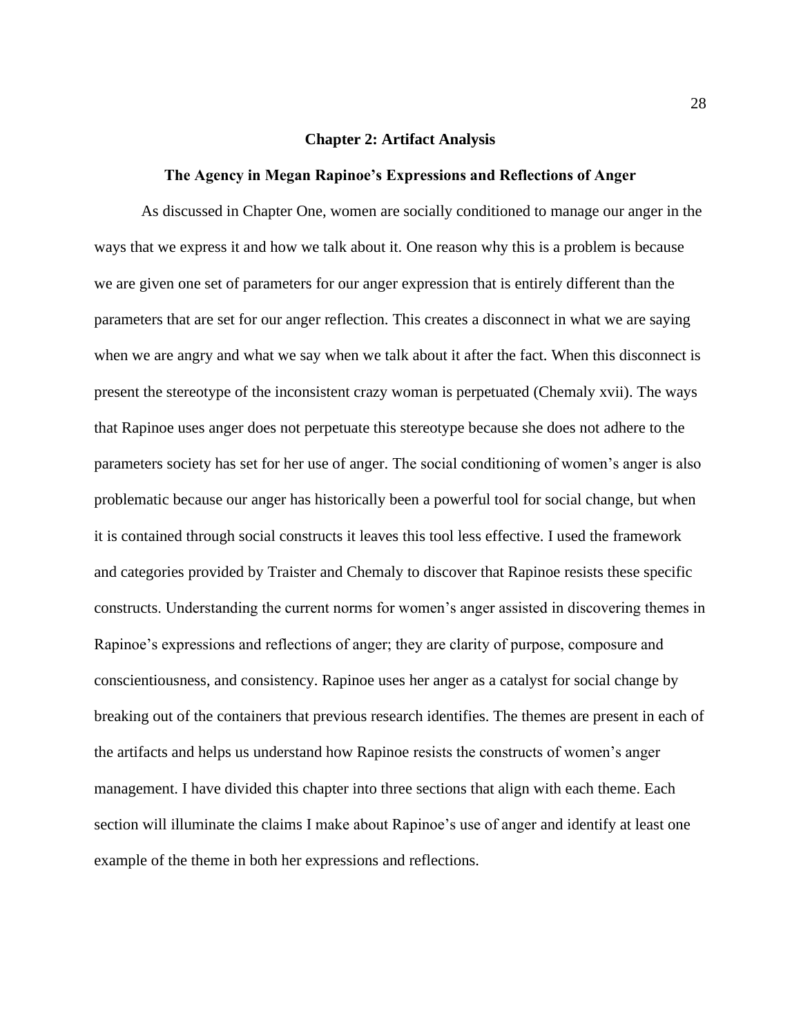# Chapter 2: Artifact Analysis

## The Agency in Megan Rapinoe's Expressions and Reflections of Anger

As discussed in Chapter One, women are socially conditioned to manage our anger in the ways that we express it and how we talk about it. One reason why this is a problem is because we are given one set of parameters for our anger expression that is entirely different than the parameters that are set for our anger reflection. This creates a disconnect in what we are saying when we are angry and what we say when we talk about it after the fact. When this disconnect is present the stereotype of the inconsistent crazy woman is perpetuated (Chemaly xvii). The ways that Rapinoe uses anger does not perpetuate this stereotype because she does not adhere to the parameters society has set for her use of anger. The social conditioning of women's anger is also problematic because our anger has historically been a powerful tool for social change, but when it is contained through social constructs it leaves this tool less effective. I used the framework and categories provided by Traister and Chemaly to discover that Rapinoe resists these specific constructs. Understanding the current norms for women's anger assisted in discovering themes in Rapinoe's expressions and reflections of anger; they are clarity of purpose, composure and conscientiousness, and consistency. Rapinoe uses her anger as a catalyst for social change by breaking out of the containers that previous research identifies. The themes are present in each of the artifacts and helps us understand how Rapinoe resists the constructs of women's anger management. I have divided this chapter into three sections that align with each theme. Each section will illuminate the claims I make about Rapinoe's use of anger and identify at least one example of the theme in both her expressions and reflections.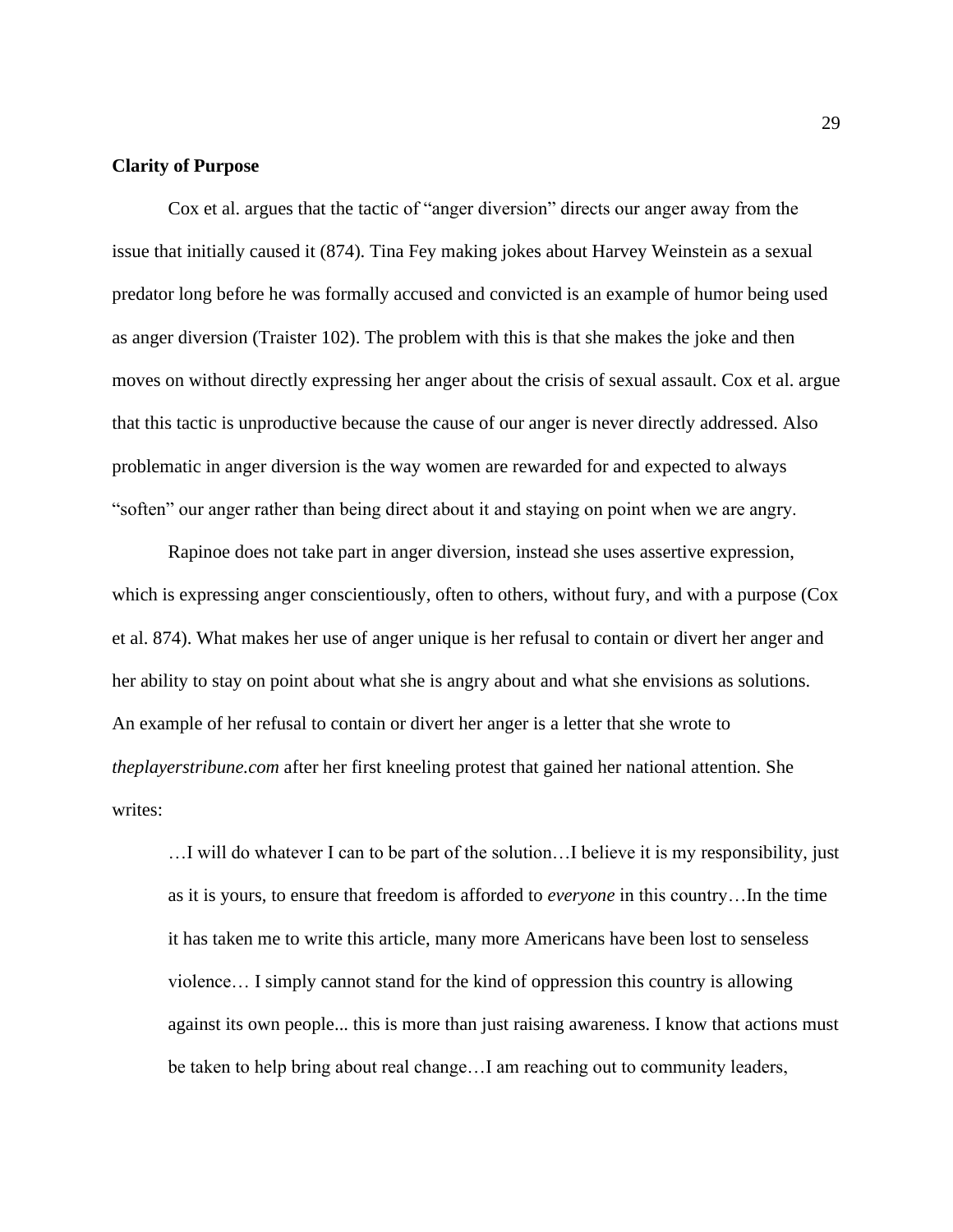### Clarity of Purpose

Cox et al. argues that the tactic of "anger diversion" directs our anger away from the issue that initially caused it (874). Tina Fey making jokes about Harvey Weinstein as a sexual predator long before he was formally accused and convicted is an example of humor being used as anger diversion (Traister 102). The problem with this is that she makes the joke and then moves on without directly expressing her anger about the crisis of sexual assault. Cox et al. argue that this tactic is unproductive because the cause of our anger is never directly addressed. Also problematic in anger diversion is the way women are rewarded for and expected to always "soften" our anger rather than being direct about it and staying on point when we are angry.

Rapinoe does not take part in anger diversion, instead she uses assertive expression, which is expressing anger conscientiously, often to others, without fury, and with a purpose (Cox et al. 874). What makes her use of anger unique is her refusal to contain or divert her anger and her ability to stay on point about what she is angry about and what she envisions as solutions. An example of her refusal to contain or divert her anger is a letter that she wrote to *theplayerstribune.com* after her first kneeling protest that gained her national attention. She writes:

> …I will do whatever I can to be part of the solution…I believe it is my responsibility, just as it is yours, to ensure that freedom is afforded to *everyone* in this country…In the time it has taken me to write this article, many more Americans have been lost to senseless violence… I simply cannot stand for the kind of oppression this country is allowing against its own people... this is more than just raising awareness. I know that actions must be taken to help bring about real change…I am reaching out to community leaders,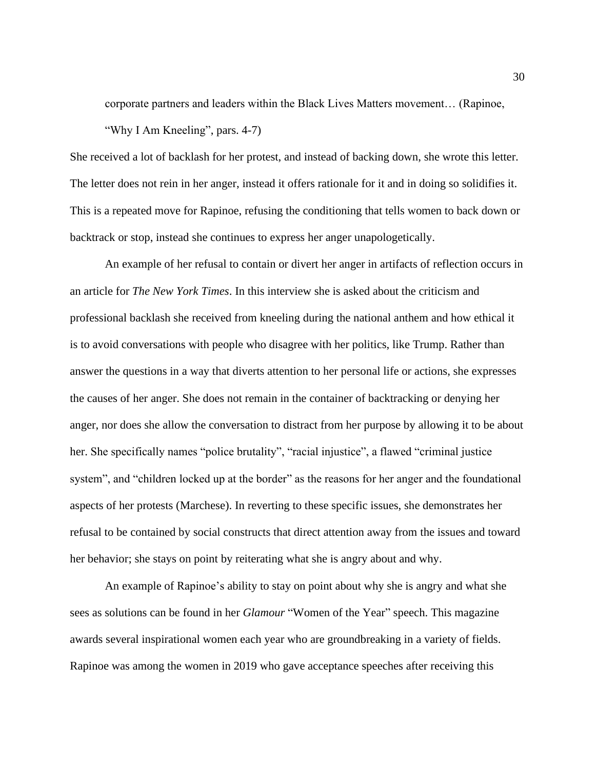> corporate partners and leaders within the Black Lives Matters movement… (Rapinoe, “Why I Am Kneeling”, pars. 4-7)

She received a lot of backlash for her protest, and instead of backing down, she wrote this letter. The letter does not rein in her anger, instead it offers rationale for it and in doing so solidifies it. This is a repeated move for Rapinoe, refusing the conditioning that tells women to back down or backtrack or stop, instead she continues to express her anger unapologetically.

An example of her refusal to contain or divert her anger in artifacts of reflection occurs in an article for *The New York Times*. In this interview she is asked about the criticism and professional backlash she received from kneeling during the national anthem and how ethical it is to avoid conversations with people who disagree with her politics, like Trump. Rather than answer the questions in a way that diverts attention to her personal life or actions, she expresses the causes of her anger. She does not remain in the container of backtracking or denying her anger, nor does she allow the conversation to distract from her purpose by allowing it to be about her. She specifically names “police brutality”, “racial injustice”, a flawed “criminal justice system”, and “children locked up at the border” as the reasons for her anger and the foundational aspects of her protests (Marchese). In reverting to these specific issues, she demonstrates her refusal to be contained by social constructs that direct attention away from the issues and toward her behavior; she stays on point by reiterating what she is angry about and why.

An example of Rapinoe’s ability to stay on point about why she is angry and what she sees as solutions can be found in her *Glamour* “Women of the Year” speech. This magazine awards several inspirational women each year who are groundbreaking in a variety of fields. Rapinoe was among the women in 2019 who gave acceptance speeches after receiving this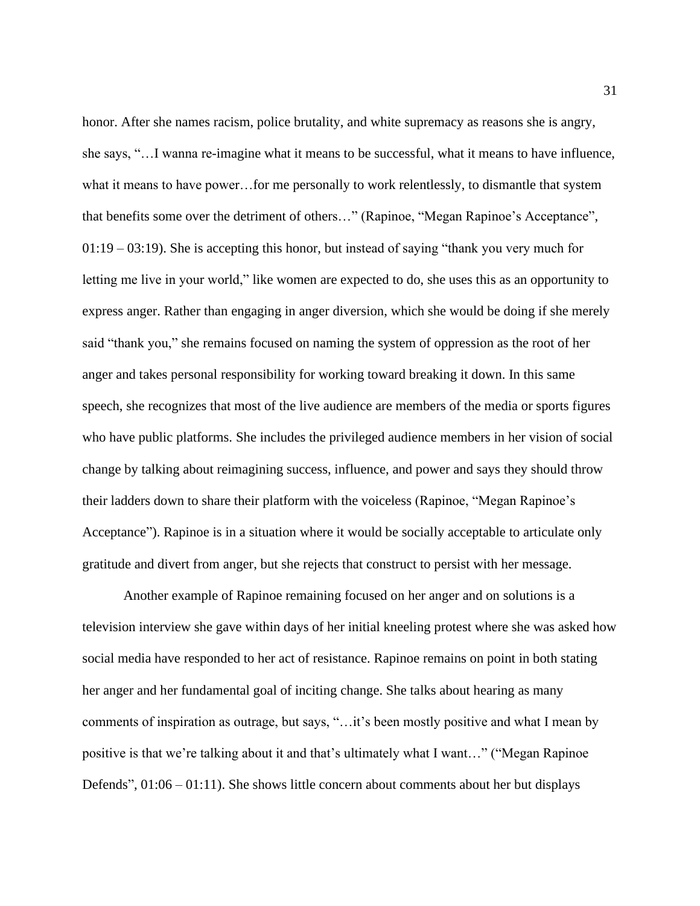honor. After she names racism, police brutality, and white supremacy as reasons she is angry, she says, "…I wanna re-imagine what it means to be successful, what it means to have influence, what it means to have power…for me personally to work relentlessly, to dismantle that system that benefits some over the detriment of others…" (Rapinoe, "Megan Rapinoe's Acceptance", 01:19 – 03:19). She is accepting this honor, but instead of saying "thank you very much for letting me live in your world," like women are expected to do, she uses this as an opportunity to express anger. Rather than engaging in anger diversion, which she would be doing if she merely said "thank you," she remains focused on naming the system of oppression as the root of her anger and takes personal responsibility for working toward breaking it down. In this same speech, she recognizes that most of the live audience are members of the media or sports figures who have public platforms. She includes the privileged audience members in her vision of social change by talking about reimagining success, influence, and power and says they should throw their ladders down to share their platform with the voiceless (Rapinoe, "Megan Rapinoe's Acceptance"). Rapinoe is in a situation where it would be socially acceptable to articulate only gratitude and divert from anger, but she rejects that construct to persist with her message.

Another example of Rapinoe remaining focused on her anger and on solutions is a television interview she gave within days of her initial kneeling protest where she was asked how social media have responded to her act of resistance. Rapinoe remains on point in both stating her anger and her fundamental goal of inciting change. She talks about hearing as many comments of inspiration as outrage, but says, "…it's been mostly positive and what I mean by positive is that we're talking about it and that's ultimately what I want…" ("Megan Rapinoe Defends", 01:06 – 01:11). She shows little concern about comments about her but displays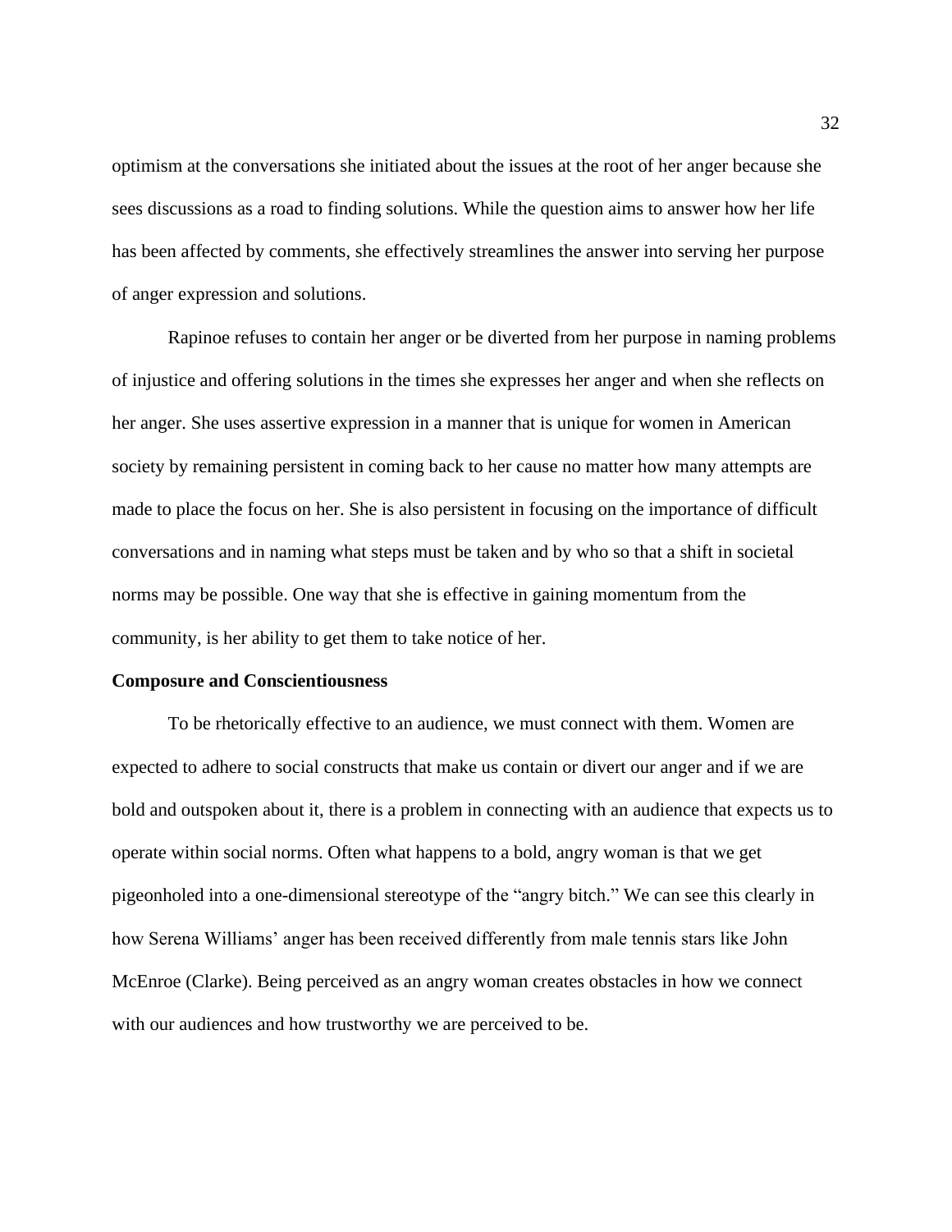optimism at the conversations she initiated about the issues at the root of her anger because she sees discussions as a road to finding solutions. While the question aims to answer how her life has been affected by comments, she effectively streamlines the answer into serving her purpose of anger expression and solutions.

Rapinoe refuses to contain her anger or be diverted from her purpose in naming problems of injustice and offering solutions in the times she expresses her anger and when she reflects on her anger. She uses assertive expression in a manner that is unique for women in American society by remaining persistent in coming back to her cause no matter how many attempts are made to place the focus on her. She is also persistent in focusing on the importance of difficult conversations and in naming what steps must be taken and by who so that a shift in societal norms may be possible. One way that she is effective in gaining momentum from the community, is her ability to get them to take notice of her.

**Composure and Conscientiousness**

To be rhetorically effective to an audience, we must connect with them. Women are expected to adhere to social constructs that make us contain or divert our anger and if we are bold and outspoken about it, there is a problem in connecting with an audience that expects us to operate within social norms. Often what happens to a bold, angry woman is that we get pigeonholed into a one-dimensional stereotype of the "angry bitch." We can see this clearly in how Serena Williams' anger has been received differently from male tennis stars like John McEnroe (Clarke). Being perceived as an angry woman creates obstacles in how we connect with our audiences and how trustworthy we are perceived to be.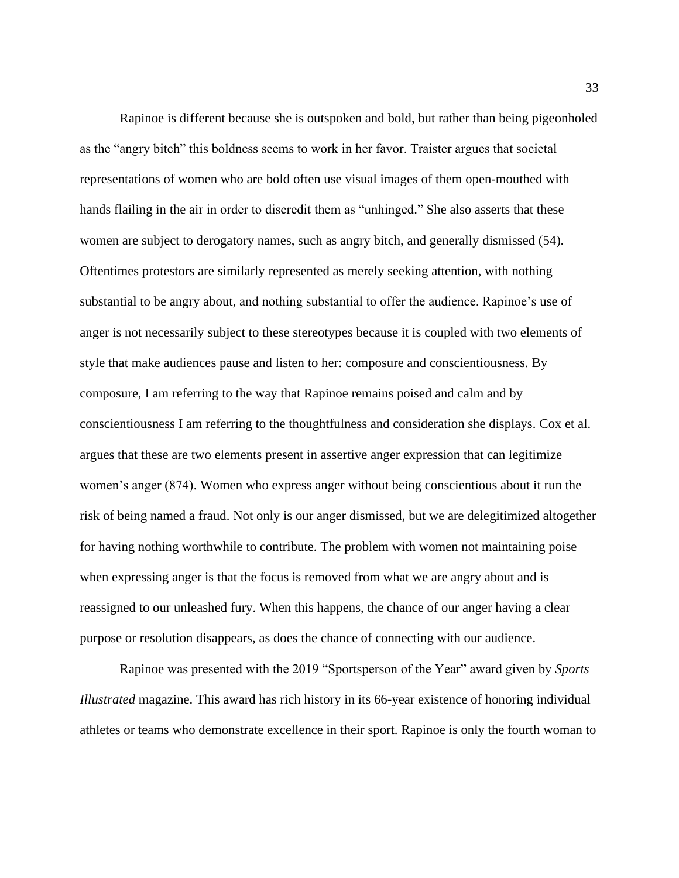Rapinoe is different because she is outspoken and bold, but rather than being pigeonholed as the "angry bitch" this boldness seems to work in her favor. Traister argues that societal representations of women who are bold often use visual images of them open-mouthed with hands flailing in the air in order to discredit them as "unhinged." She also asserts that these women are subject to derogatory names, such as angry bitch, and generally dismissed (54). Oftentimes protestors are similarly represented as merely seeking attention, with nothing substantial to be angry about, and nothing substantial to offer the audience. Rapinoe's use of anger is not necessarily subject to these stereotypes because it is coupled with two elements of style that make audiences pause and listen to her: composure and conscientiousness. By composure, I am referring to the way that Rapinoe remains poised and calm and by conscientiousness I am referring to the thoughtfulness and consideration she displays. Cox et al. argues that these are two elements present in assertive anger expression that can legitimize women's anger (874). Women who express anger without being conscientious about it run the risk of being named a fraud. Not only is our anger dismissed, but we are delegitimized altogether for having nothing worthwhile to contribute. The problem with women not maintaining poise when expressing anger is that the focus is removed from what we are angry about and is reassigned to our unleashed fury. When this happens, the chance of our anger having a clear purpose or resolution disappears, as does the chance of connecting with our audience.

Rapinoe was presented with the 2019 "Sportsperson of the Year" award given by *Sports Illustrated* magazine. This award has rich history in its 66-year existence of honoring individual athletes or teams who demonstrate excellence in their sport. Rapinoe is only the fourth woman to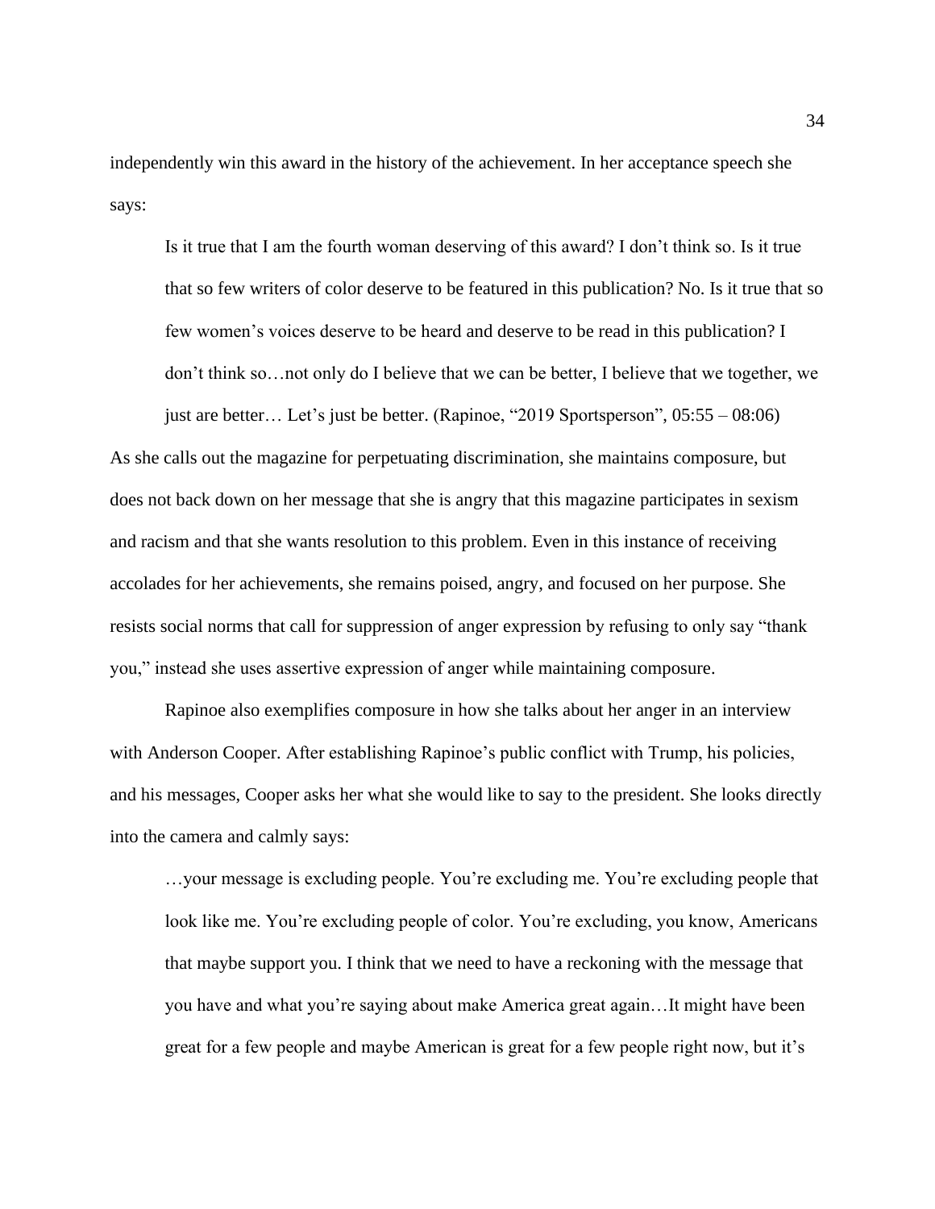independently win this award in the history of the achievement. In her acceptance speech she says:

> Is it true that I am the fourth woman deserving of this award? I don't think so. Is it true that so few writers of color deserve to be featured in this publication? No. Is it true that so few women's voices deserve to be heard and deserve to be read in this publication? I don't think so…not only do I believe that we can be better, I believe that we together, we just are better… Let's just be better. (Rapinoe, "2019 Sportsperson", 05:55 – 08:06)

As she calls out the magazine for perpetuating discrimination, she maintains composure, but does not back down on her message that she is angry that this magazine participates in sexism and racism and that she wants resolution to this problem. Even in this instance of receiving accolades for her achievements, she remains poised, angry, and focused on her purpose. She resists social norms that call for suppression of anger expression by refusing to only say "thank you," instead she uses assertive expression of anger while maintaining composure.

Rapinoe also exemplifies composure in how she talks about her anger in an interview with Anderson Cooper. After establishing Rapinoe's public conflict with Trump, his policies, and his messages, Cooper asks her what she would like to say to the president. She looks directly into the camera and calmly says:

> …your message is excluding people. You're excluding me. You're excluding people that look like me. You're excluding people of color. You're excluding, you know, Americans that maybe support you. I think that we need to have a reckoning with the message that you have and what you're saying about make America great again…It might have been great for a few people and maybe American is great for a few people right now, but it's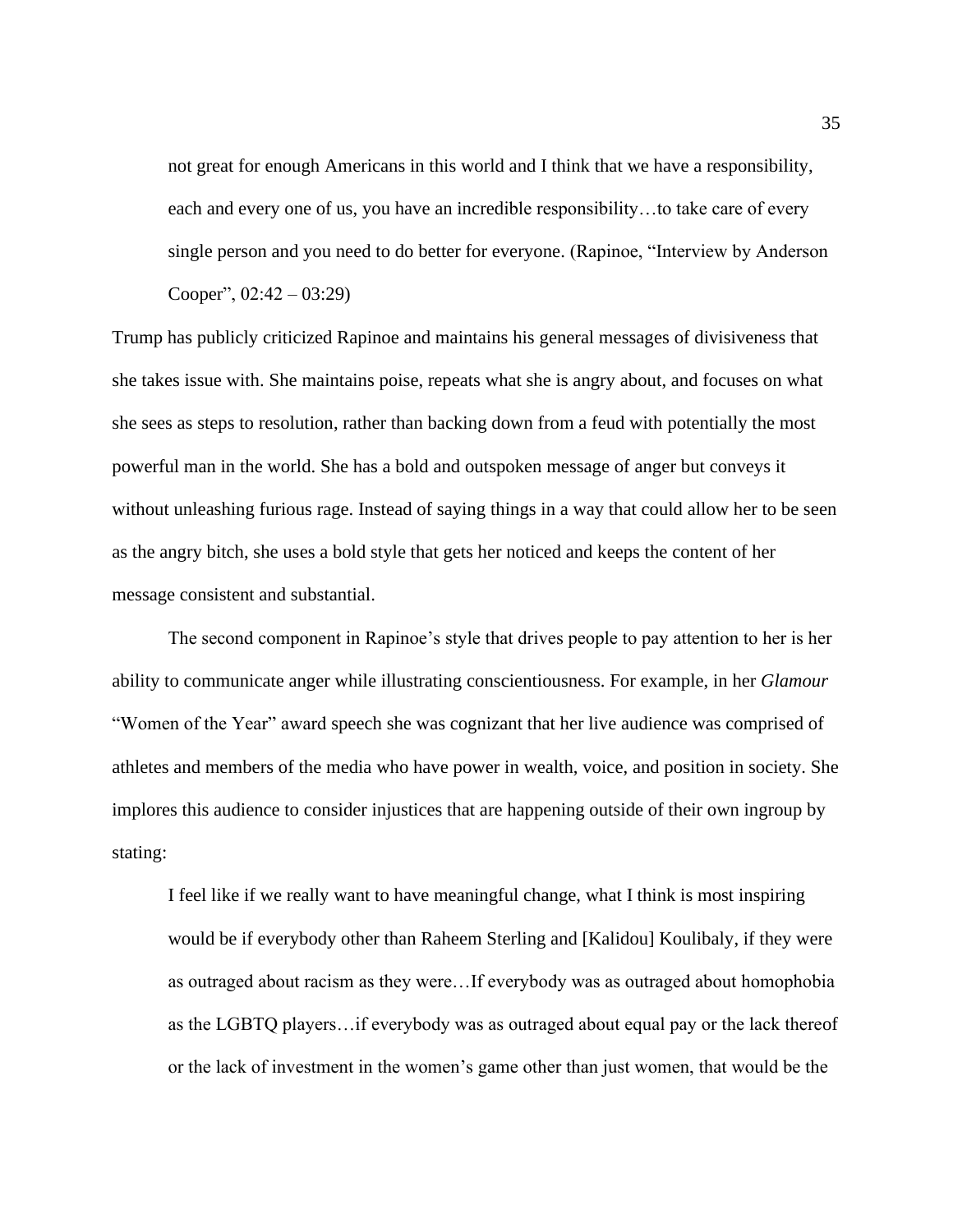> not great for enough Americans in this world and I think that we have a responsibility, each and every one of us, you have an incredible responsibility…to take care of every single person and you need to do better for everyone. (Rapinoe, "Interview by Anderson Cooper", 02:42 – 03:29)

Trump has publicly criticized Rapinoe and maintains his general messages of divisiveness that she takes issue with. She maintains poise, repeats what she is angry about, and focuses on what she sees as steps to resolution, rather than backing down from a feud with potentially the most powerful man in the world. She has a bold and outspoken message of anger but conveys it without unleashing furious rage. Instead of saying things in a way that could allow her to be seen as the angry bitch, she uses a bold style that gets her noticed and keeps the content of her message consistent and substantial.

The second component in Rapinoe's style that drives people to pay attention to her is her ability to communicate anger while illustrating conscientiousness. For example, in her *Glamour* "Women of the Year" award speech she was cognizant that her live audience was comprised of athletes and members of the media who have power in wealth, voice, and position in society. She implores this audience to consider injustices that are happening outside of their own ingroup by stating:

> I feel like if we really want to have meaningful change, what I think is most inspiring would be if everybody other than Raheem Sterling and [Kalidou] Koulibaly, if they were as outraged about racism as they were…If everybody was as outraged about homophobia as the LGBTQ players…if everybody was as outraged about equal pay or the lack thereof or the lack of investment in the women's game other than just women, that would be the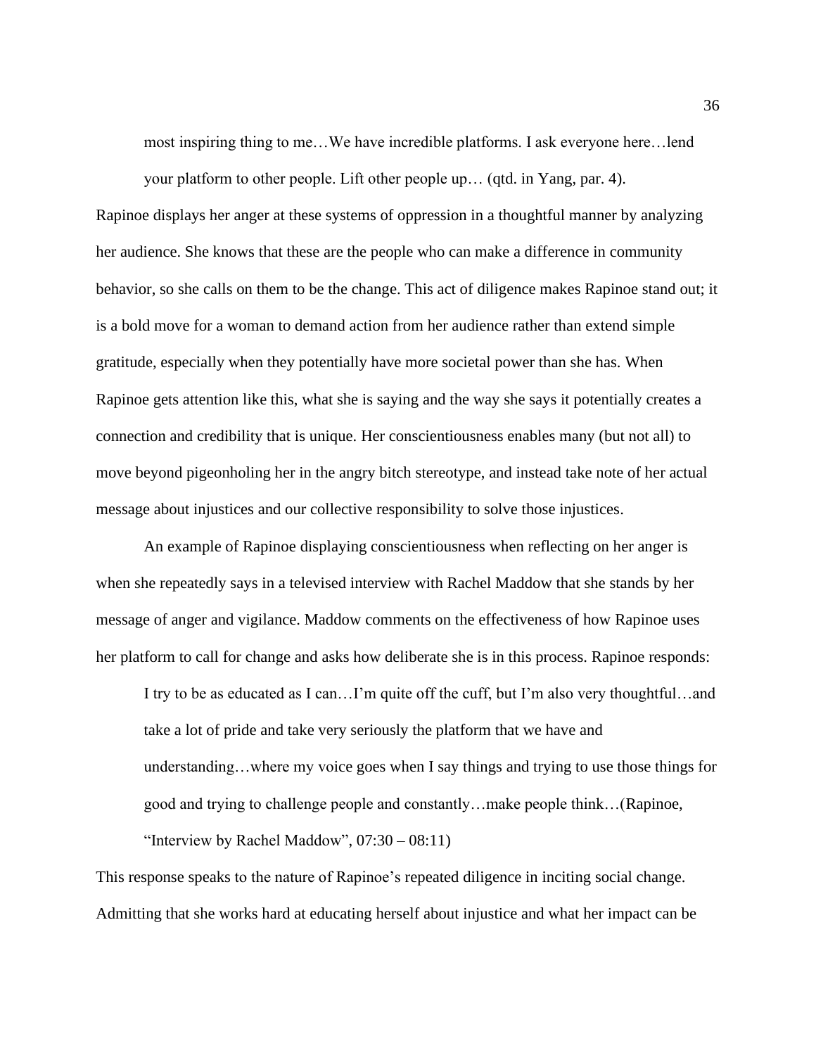> most inspiring thing to me…We have incredible platforms. I ask everyone here…lend your platform to other people. Lift other people up… (qtd. in Yang, par. 4).

Rapinoe displays her anger at these systems of oppression in a thoughtful manner by analyzing her audience. She knows that these are the people who can make a difference in community behavior, so she calls on them to be the change. This act of diligence makes Rapinoe stand out; it is a bold move for a woman to demand action from her audience rather than extend simple gratitude, especially when they potentially have more societal power than she has. When Rapinoe gets attention like this, what she is saying and the way she says it potentially creates a connection and credibility that is unique. Her conscientiousness enables many (but not all) to move beyond pigeonholing her in the angry bitch stereotype, and instead take note of her actual message about injustices and our collective responsibility to solve those injustices.

An example of Rapinoe displaying conscientiousness when reflecting on her anger is when she repeatedly says in a televised interview with Rachel Maddow that she stands by her message of anger and vigilance. Maddow comments on the effectiveness of how Rapinoe uses her platform to call for change and asks how deliberate she is in this process. Rapinoe responds:

> I try to be as educated as I can…I'm quite off the cuff, but I'm also very thoughtful…and take a lot of pride and take very seriously the platform that we have and understanding…where my voice goes when I say things and trying to use those things for good and trying to challenge people and constantly…make people think…(Rapinoe, "Interview by Rachel Maddow", 07:30 – 08:11)

This response speaks to the nature of Rapinoe's repeated diligence in inciting social change. Admitting that she works hard at educating herself about injustice and what her impact can be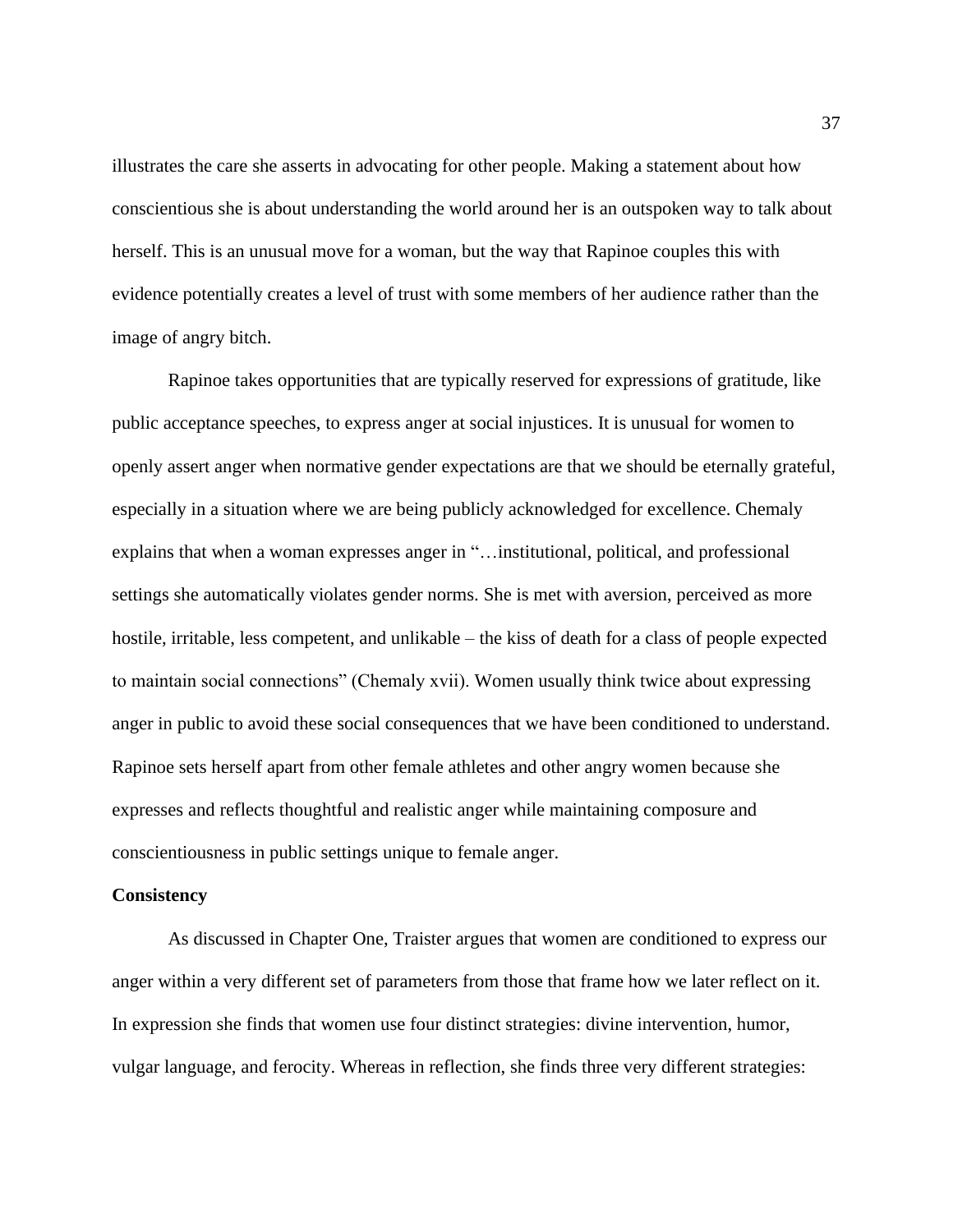illustrates the care she asserts in advocating for other people. Making a statement about how conscientious she is about understanding the world around her is an outspoken way to talk about herself. This is an unusual move for a woman, but the way that Rapinoe couples this with evidence potentially creates a level of trust with some members of her audience rather than the image of angry bitch.

Rapinoe takes opportunities that are typically reserved for expressions of gratitude, like public acceptance speeches, to express anger at social injustices. It is unusual for women to openly assert anger when normative gender expectations are that we should be eternally grateful, especially in a situation where we are being publicly acknowledged for excellence. Chemaly explains that when a woman expresses anger in "…institutional, political, and professional settings she automatically violates gender norms. She is met with aversion, perceived as more hostile, irritable, less competent, and unlikable – the kiss of death for a class of people expected to maintain social connections" (Chemaly xvii). Women usually think twice about expressing anger in public to avoid these social consequences that we have been conditioned to understand. Rapinoe sets herself apart from other female athletes and other angry women because she expresses and reflects thoughtful and realistic anger while maintaining composure and conscientiousness in public settings unique to female anger.

**Consistency**

As discussed in Chapter One, Traister argues that women are conditioned to express our anger within a very different set of parameters from those that frame how we later reflect on it. In expression she finds that women use four distinct strategies: divine intervention, humor, vulgar language, and ferocity. Whereas in reflection, she finds three very different strategies: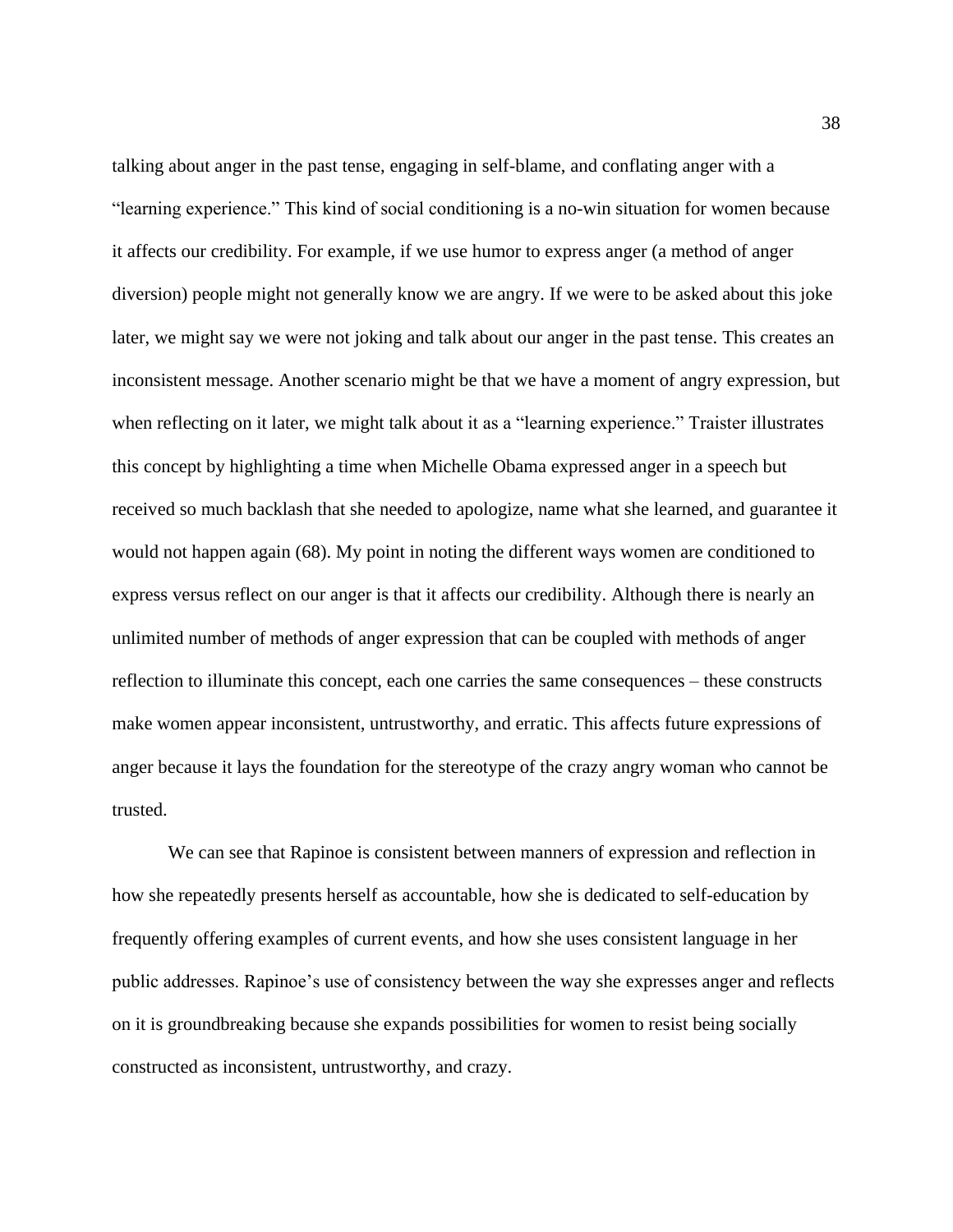talking about anger in the past tense, engaging in self-blame, and conflating anger with a "learning experience." This kind of social conditioning is a no-win situation for women because it affects our credibility. For example, if we use humor to express anger (a method of anger diversion) people might not generally know we are angry. If we were to be asked about this joke later, we might say we were not joking and talk about our anger in the past tense. This creates an inconsistent message. Another scenario might be that we have a moment of angry expression, but when reflecting on it later, we might talk about it as a "learning experience." Traister illustrates this concept by highlighting a time when Michelle Obama expressed anger in a speech but received so much backlash that she needed to apologize, name what she learned, and guarantee it would not happen again (68). My point in noting the different ways women are conditioned to express versus reflect on our anger is that it affects our credibility. Although there is nearly an unlimited number of methods of anger expression that can be coupled with methods of anger reflection to illuminate this concept, each one carries the same consequences – these constructs make women appear inconsistent, untrustworthy, and erratic. This affects future expressions of anger because it lays the foundation for the stereotype of the crazy angry woman who cannot be trusted.

We can see that Rapinoe is consistent between manners of expression and reflection in how she repeatedly presents herself as accountable, how she is dedicated to self-education by frequently offering examples of current events, and how she uses consistent language in her public addresses. Rapinoe's use of consistency between the way she expresses anger and reflects on it is groundbreaking because she expands possibilities for women to resist being socially constructed as inconsistent, untrustworthy, and crazy.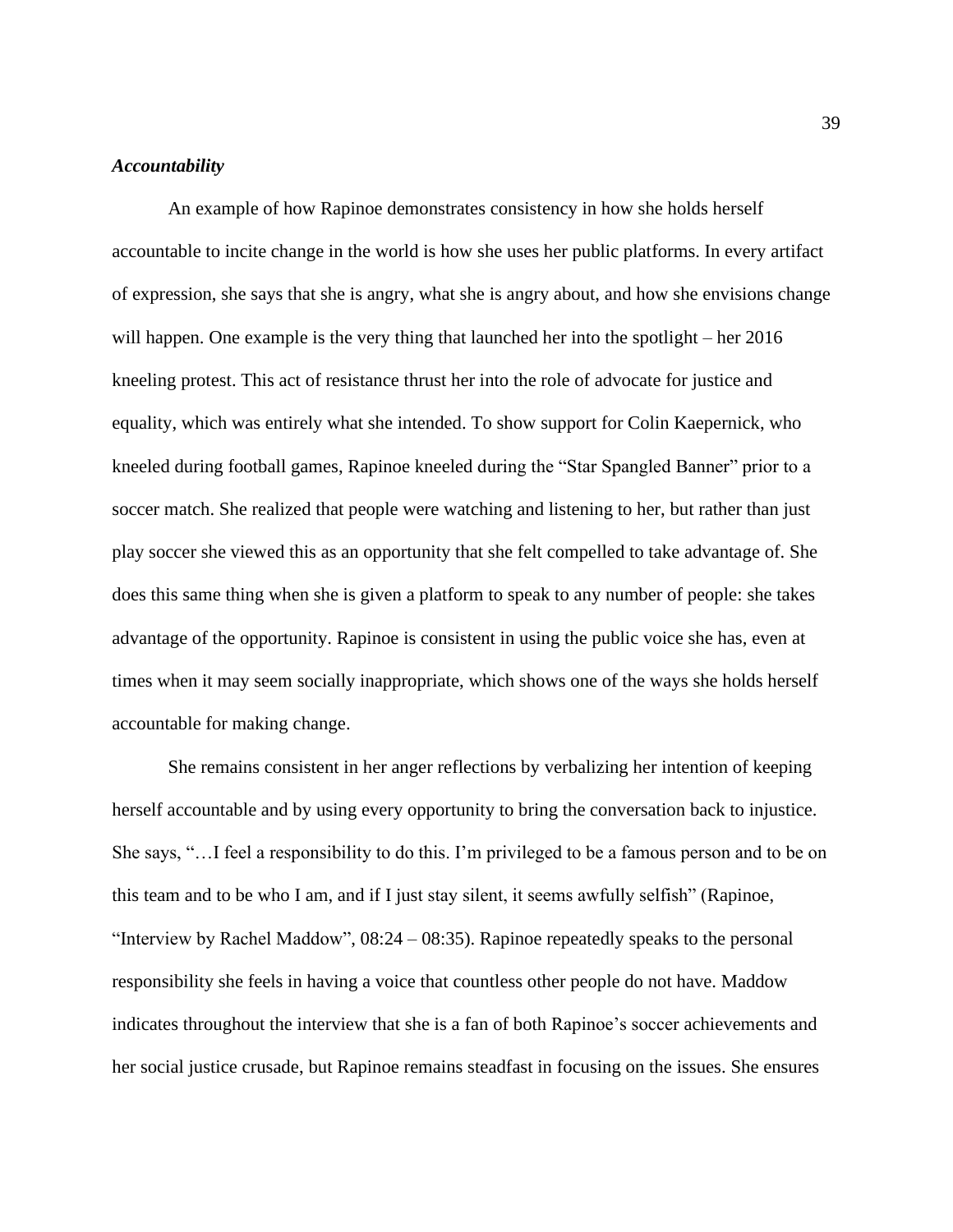### ***Accountability***

An example of how Rapinoe demonstrates consistency in how she holds herself accountable to incite change in the world is how she uses her public platforms. In every artifact of expression, she says that she is angry, what she is angry about, and how she envisions change will happen. One example is the very thing that launched her into the spotlight – her 2016 kneeling protest. This act of resistance thrust her into the role of advocate for justice and equality, which was entirely what she intended. To show support for Colin Kaepernick, who kneeled during football games, Rapinoe kneeled during the "Star Spangled Banner" prior to a soccer match. She realized that people were watching and listening to her, but rather than just play soccer she viewed this as an opportunity that she felt compelled to take advantage of. She does this same thing when she is given a platform to speak to any number of people: she takes advantage of the opportunity. Rapinoe is consistent in using the public voice she has, even at times when it may seem socially inappropriate, which shows one of the ways she holds herself accountable for making change.

She remains consistent in her anger reflections by verbalizing her intention of keeping herself accountable and by using every opportunity to bring the conversation back to injustice. She says, "…I feel a responsibility to do this. I'm privileged to be a famous person and to be on this team and to be who I am, and if I just stay silent, it seems awfully selfish" (Rapinoe, "Interview by Rachel Maddow", 08:24 – 08:35). Rapinoe repeatedly speaks to the personal responsibility she feels in having a voice that countless other people do not have. Maddow indicates throughout the interview that she is a fan of both Rapinoe's soccer achievements and her social justice crusade, but Rapinoe remains steadfast in focusing on the issues. She ensures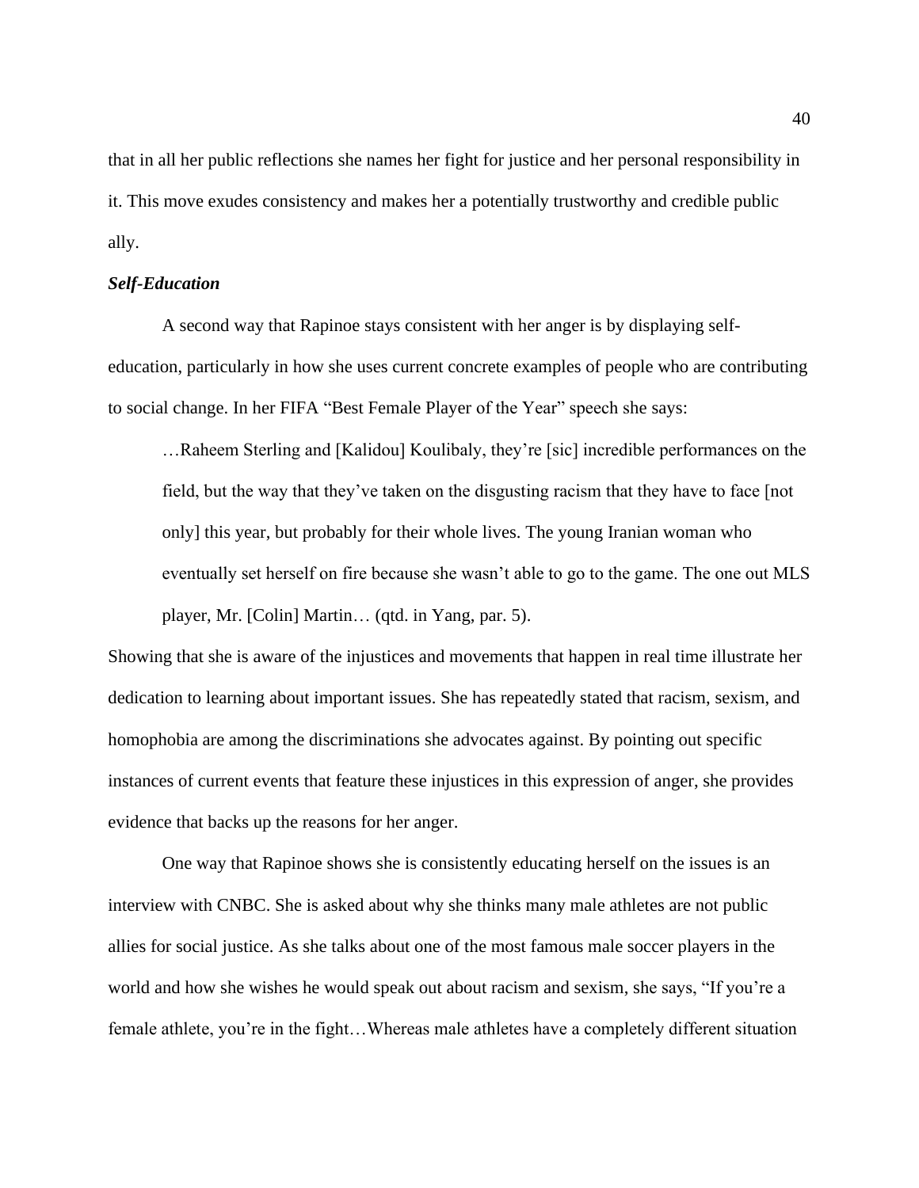that in all her public reflections she names her fight for justice and her personal responsibility in it. This move exudes consistency and makes her a potentially trustworthy and credible public ally.

### ***Self-Education***

A second way that Rapinoe stays consistent with her anger is by displaying self-education, particularly in how she uses current concrete examples of people who are contributing to social change. In her FIFA "Best Female Player of the Year" speech she says:

> …Raheem Sterling and [Kalidou] Koulibaly, they're [sic] incredible performances on the field, but the way that they've taken on the disgusting racism that they have to face [not only] this year, but probably for their whole lives. The young Iranian woman who eventually set herself on fire because she wasn't able to go to the game. The one out MLS player, Mr. [Colin] Martin… (qtd. in Yang, par. 5).

Showing that she is aware of the injustices and movements that happen in real time illustrate her dedication to learning about important issues. She has repeatedly stated that racism, sexism, and homophobia are among the discriminations she advocates against. By pointing out specific instances of current events that feature these injustices in this expression of anger, she provides evidence that backs up the reasons for her anger.

One way that Rapinoe shows she is consistently educating herself on the issues is an interview with CNBC. She is asked about why she thinks many male athletes are not public allies for social justice. As she talks about one of the most famous male soccer players in the world and how she wishes he would speak out about racism and sexism, she says, "If you're a female athlete, you're in the fight…Whereas male athletes have a completely different situation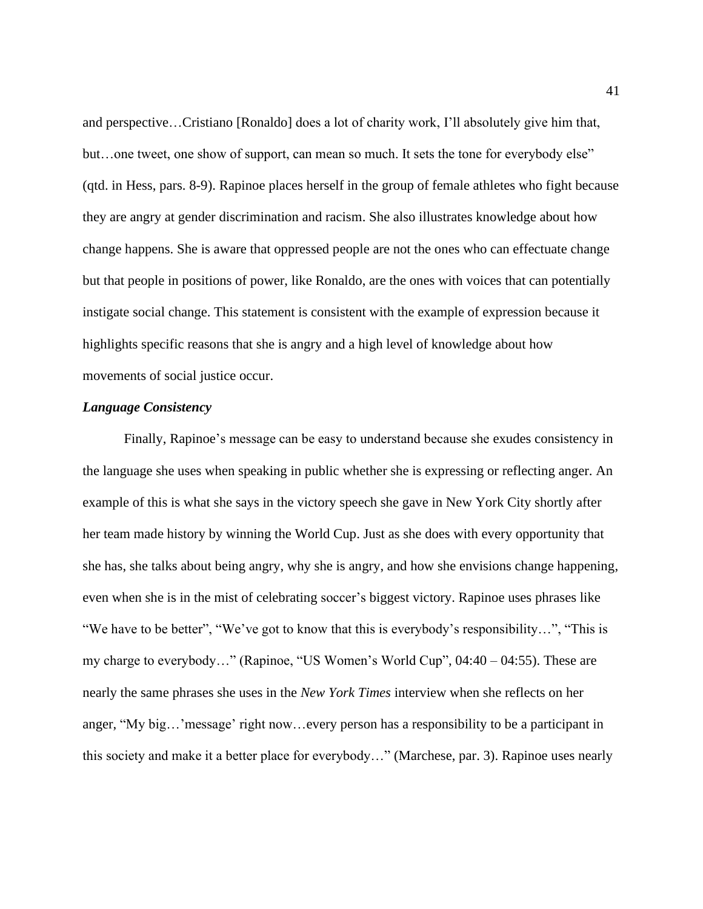and perspective…Cristiano [Ronaldo] does a lot of charity work, I'll absolutely give him that, but…one tweet, one show of support, can mean so much. It sets the tone for everybody else" (qtd. in Hess, pars. 8-9). Rapinoe places herself in the group of female athletes who fight because they are angry at gender discrimination and racism. She also illustrates knowledge about how change happens. She is aware that oppressed people are not the ones who can effectuate change but that people in positions of power, like Ronaldo, are the ones with voices that can potentially instigate social change. This statement is consistent with the example of expression because it highlights specific reasons that she is angry and a high level of knowledge about how movements of social justice occur.

### *Language Consistency*

Finally, Rapinoe's message can be easy to understand because she exudes consistency in the language she uses when speaking in public whether she is expressing or reflecting anger. An example of this is what she says in the victory speech she gave in New York City shortly after her team made history by winning the World Cup. Just as she does with every opportunity that she has, she talks about being angry, why she is angry, and how she envisions change happening, even when she is in the mist of celebrating soccer's biggest victory. Rapinoe uses phrases like "We have to be better", "We've got to know that this is everybody's responsibility…", "This is my charge to everybody…" (Rapinoe, "US Women's World Cup", 04:40 – 04:55). These are nearly the same phrases she uses in the *New York Times* interview when she reflects on her anger, "My big…'message' right now…every person has a responsibility to be a participant in this society and make it a better place for everybody…" (Marchese, par. 3). Rapinoe uses nearly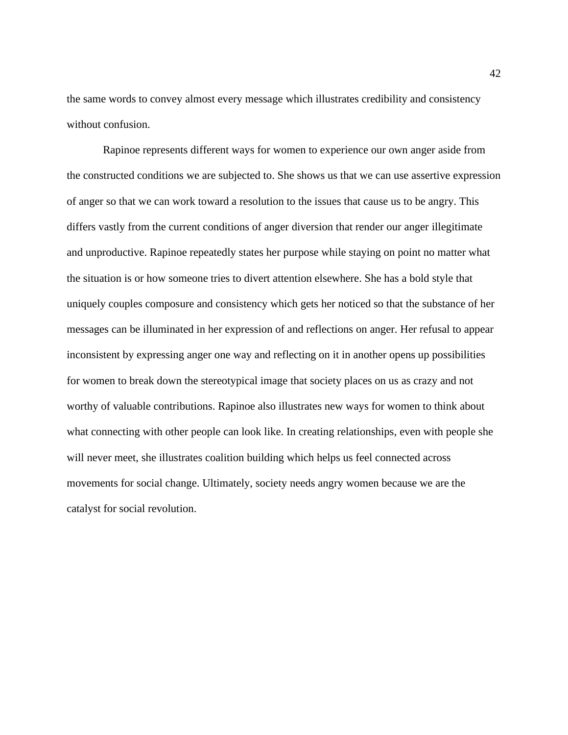the same words to convey almost every message which illustrates credibility and consistency without confusion.

Rapinoe represents different ways for women to experience our own anger aside from the constructed conditions we are subjected to. She shows us that we can use assertive expression of anger so that we can work toward a resolution to the issues that cause us to be angry. This differs vastly from the current conditions of anger diversion that render our anger illegitimate and unproductive. Rapinoe repeatedly states her purpose while staying on point no matter what the situation is or how someone tries to divert attention elsewhere. She has a bold style that uniquely couples composure and consistency which gets her noticed so that the substance of her messages can be illuminated in her expression of and reflections on anger. Her refusal to appear inconsistent by expressing anger one way and reflecting on it in another opens up possibilities for women to break down the stereotypical image that society places on us as crazy and not worthy of valuable contributions. Rapinoe also illustrates new ways for women to think about what connecting with other people can look like. In creating relationships, even with people she will never meet, she illustrates coalition building which helps us feel connected across movements for social change. Ultimately, society needs angry women because we are the catalyst for social revolution.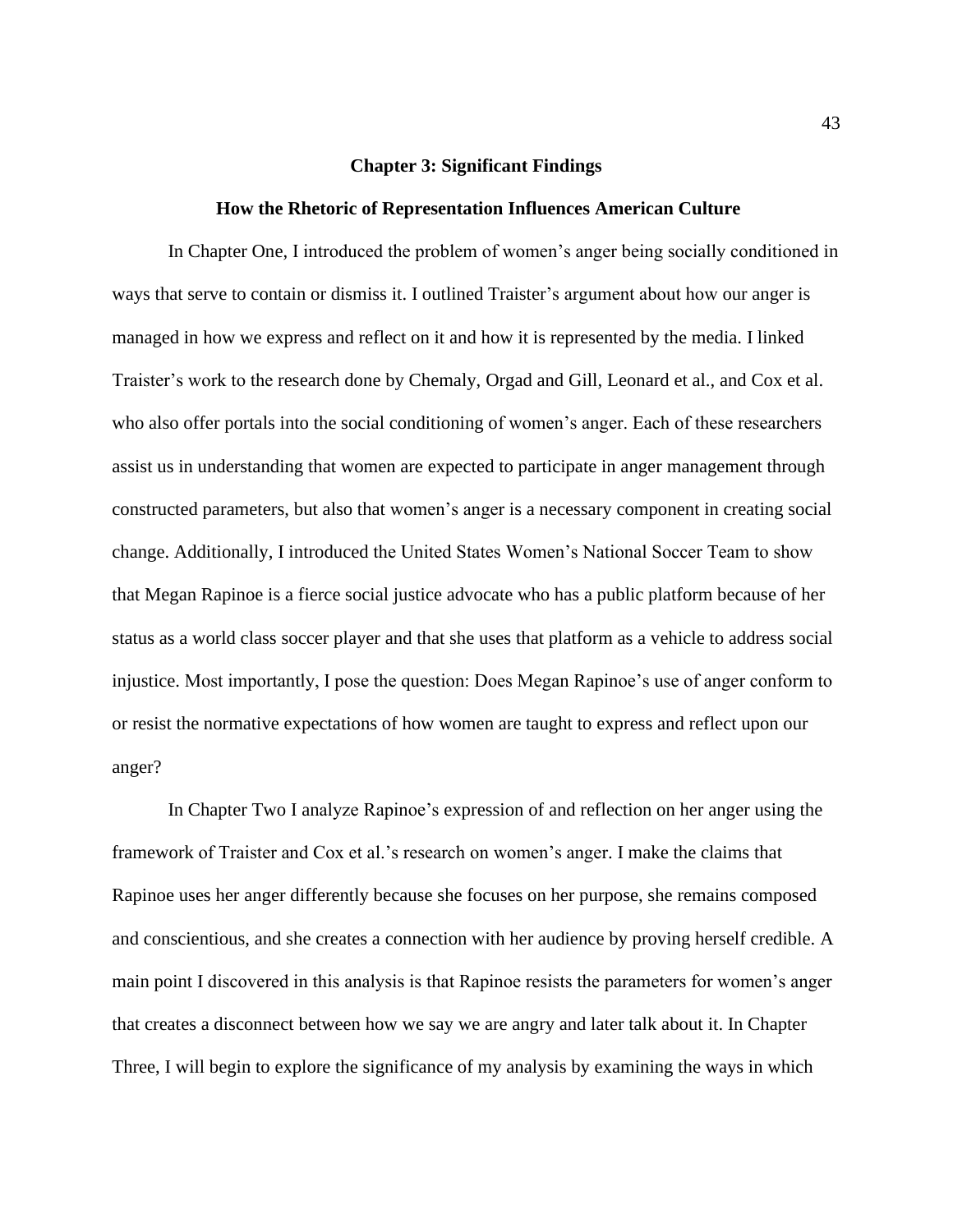## Chapter 3: Significant Findings

### How the Rhetoric of Representation Influences American Culture

In Chapter One, I introduced the problem of women's anger being socially conditioned in ways that serve to contain or dismiss it. I outlined Traister's argument about how our anger is managed in how we express and reflect on it and how it is represented by the media. I linked Traister's work to the research done by Chemaly, Orgad and Gill, Leonard et al., and Cox et al. who also offer portals into the social conditioning of women's anger. Each of these researchers assist us in understanding that women are expected to participate in anger management through constructed parameters, but also that women's anger is a necessary component in creating social change. Additionally, I introduced the United States Women's National Soccer Team to show that Megan Rapinoe is a fierce social justice advocate who has a public platform because of her status as a world class soccer player and that she uses that platform as a vehicle to address social injustice. Most importantly, I pose the question: Does Megan Rapinoe's use of anger conform to or resist the normative expectations of how women are taught to express and reflect upon our anger?

In Chapter Two I analyze Rapinoe's expression of and reflection on her anger using the framework of Traister and Cox et al.'s research on women's anger. I make the claims that Rapinoe uses her anger differently because she focuses on her purpose, she remains composed and conscientious, and she creates a connection with her audience by proving herself credible. A main point I discovered in this analysis is that Rapinoe resists the parameters for women's anger that creates a disconnect between how we say we are angry and later talk about it. In Chapter Three, I will begin to explore the significance of my analysis by examining the ways in which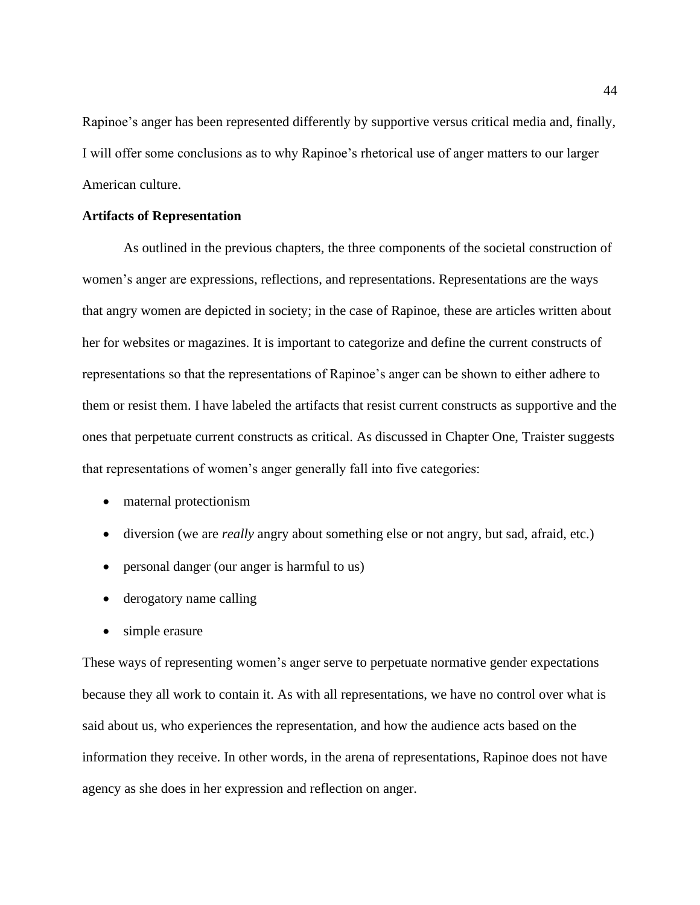Rapinoe's anger has been represented differently by supportive versus critical media and, finally, I will offer some conclusions as to why Rapinoe's rhetorical use of anger matters to our larger American culture.

**Artifacts of Representation**

As outlined in the previous chapters, the three components of the societal construction of women's anger are expressions, reflections, and representations. Representations are the ways that angry women are depicted in society; in the case of Rapinoe, these are articles written about her for websites or magazines. It is important to categorize and define the current constructs of representations so that the representations of Rapinoe's anger can be shown to either adhere to them or resist them. I have labeled the artifacts that resist current constructs as supportive and the ones that perpetuate current constructs as critical. As discussed in Chapter One, Traister suggests that representations of women's anger generally fall into five categories:

- maternal protectionism
- diversion (we are *really* angry about something else or not angry, but sad, afraid, etc.)
- personal danger (our anger is harmful to us)
- derogatory name calling
- simple erasure

These ways of representing women's anger serve to perpetuate normative gender expectations because they all work to contain it. As with all representations, we have no control over what is said about us, who experiences the representation, and how the audience acts based on the information they receive. In other words, in the arena of representations, Rapinoe does not have agency as she does in her expression and reflection on anger.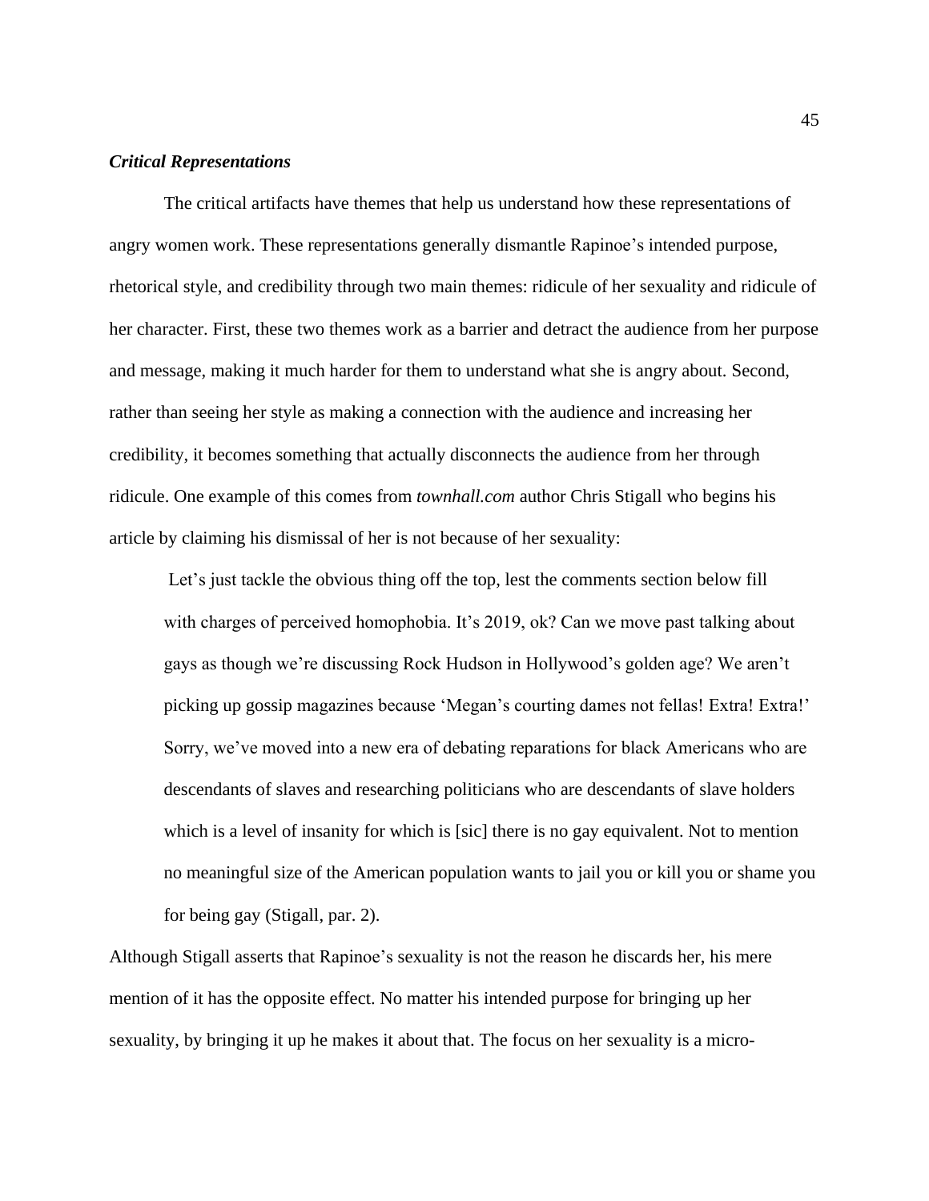### *Critical Representations*

The critical artifacts have themes that help us understand how these representations of angry women work. These representations generally dismantle Rapinoe's intended purpose, rhetorical style, and credibility through two main themes: ridicule of her sexuality and ridicule of her character. First, these two themes work as a barrier and detract the audience from her purpose and message, making it much harder for them to understand what she is angry about. Second, rather than seeing her style as making a connection with the audience and increasing her credibility, it becomes something that actually disconnects the audience from her through ridicule. One example of this comes from *townhall.com* author Chris Stigall who begins his article by claiming his dismissal of her is not because of her sexuality:

> Let's just tackle the obvious thing off the top, lest the comments section below fill with charges of perceived homophobia. It's 2019, ok? Can we move past talking about gays as though we're discussing Rock Hudson in Hollywood's golden age? We aren't picking up gossip magazines because 'Megan's courting dames not fellas! Extra! Extra!' Sorry, we've moved into a new era of debating reparations for black Americans who are descendants of slaves and researching politicians who are descendants of slave holders which is a level of insanity for which is [sic] there is no gay equivalent. Not to mention no meaningful size of the American population wants to jail you or kill you or shame you for being gay (Stigall, par. 2).

Although Stigall asserts that Rapinoe's sexuality is not the reason he discards her, his mere mention of it has the opposite effect. No matter his intended purpose for bringing up her sexuality, by bringing it up he makes it about that. The focus on her sexuality is a micro-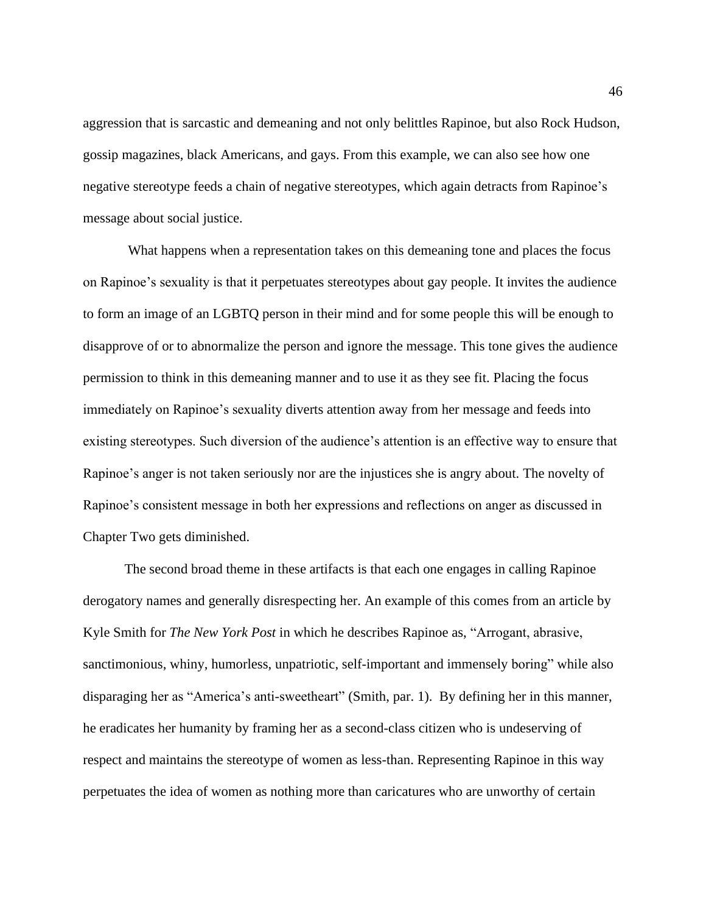aggression that is sarcastic and demeaning and not only belittles Rapinoe, but also Rock Hudson, gossip magazines, black Americans, and gays. From this example, we can also see how one negative stereotype feeds a chain of negative stereotypes, which again detracts from Rapinoe's message about social justice.

What happens when a representation takes on this demeaning tone and places the focus on Rapinoe's sexuality is that it perpetuates stereotypes about gay people. It invites the audience to form an image of an LGBTQ person in their mind and for some people this will be enough to disapprove of or to abnormalize the person and ignore the message. This tone gives the audience permission to think in this demeaning manner and to use it as they see fit. Placing the focus immediately on Rapinoe's sexuality diverts attention away from her message and feeds into existing stereotypes. Such diversion of the audience's attention is an effective way to ensure that Rapinoe's anger is not taken seriously nor are the injustices she is angry about. The novelty of Rapinoe's consistent message in both her expressions and reflections on anger as discussed in Chapter Two gets diminished.

The second broad theme in these artifacts is that each one engages in calling Rapinoe derogatory names and generally disrespecting her. An example of this comes from an article by Kyle Smith for *The New York Post* in which he describes Rapinoe as, "Arrogant, abrasive, sanctimonious, whiny, humorless, unpatriotic, self-important and immensely boring" while also disparaging her as "America's anti-sweetheart" (Smith, par. 1). By defining her in this manner, he eradicates her humanity by framing her as a second-class citizen who is undeserving of respect and maintains the stereotype of women as less-than. Representing Rapinoe in this way perpetuates the idea of women as nothing more than caricatures who are unworthy of certain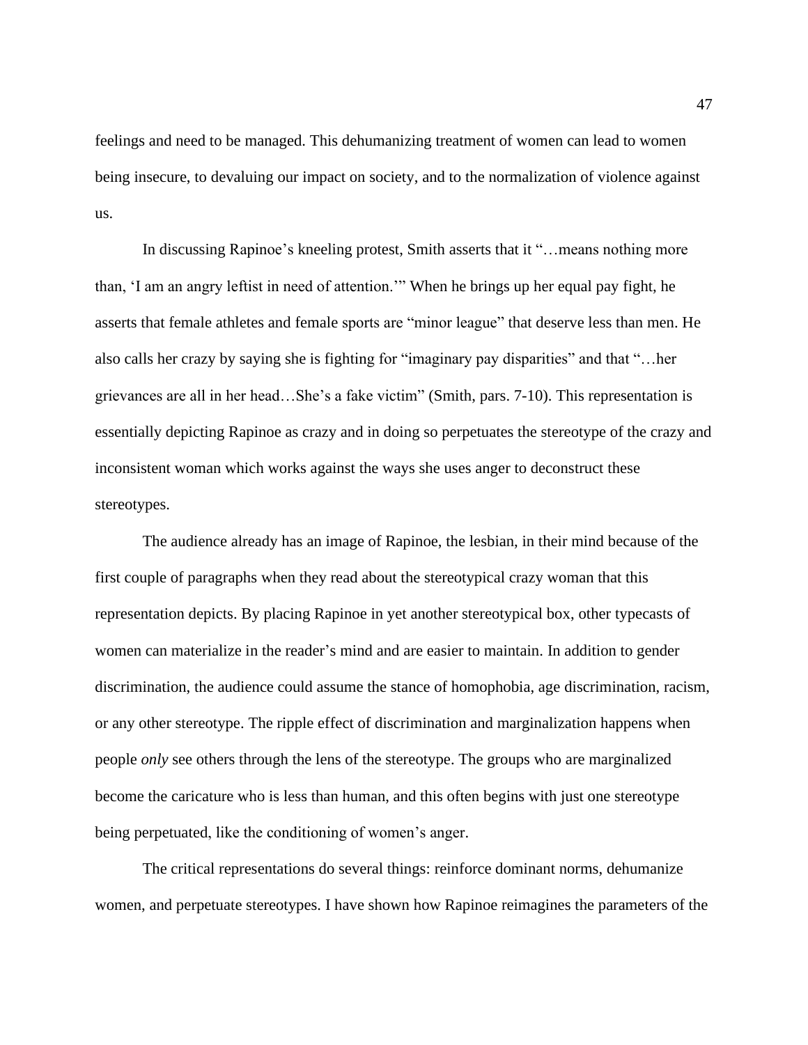feelings and need to be managed. This dehumanizing treatment of women can lead to women being insecure, to devaluing our impact on society, and to the normalization of violence against us.

In discussing Rapinoe's kneeling protest, Smith asserts that it "…means nothing more than, 'I am an angry leftist in need of attention.'" When he brings up her equal pay fight, he asserts that female athletes and female sports are "minor league" that deserve less than men. He also calls her crazy by saying she is fighting for "imaginary pay disparities" and that "…her grievances are all in her head…She's a fake victim" (Smith, pars. 7-10). This representation is essentially depicting Rapinoe as crazy and in doing so perpetuates the stereotype of the crazy and inconsistent woman which works against the ways she uses anger to deconstruct these stereotypes.

The audience already has an image of Rapinoe, the lesbian, in their mind because of the first couple of paragraphs when they read about the stereotypical crazy woman that this representation depicts. By placing Rapinoe in yet another stereotypical box, other typecasts of women can materialize in the reader's mind and are easier to maintain. In addition to gender discrimination, the audience could assume the stance of homophobia, age discrimination, racism, or any other stereotype. The ripple effect of discrimination and marginalization happens when people *only* see others through the lens of the stereotype. The groups who are marginalized become the caricature who is less than human, and this often begins with just one stereotype being perpetuated, like the conditioning of women's anger.

The critical representations do several things: reinforce dominant norms, dehumanize women, and perpetuate stereotypes. I have shown how Rapinoe reimagines the parameters of the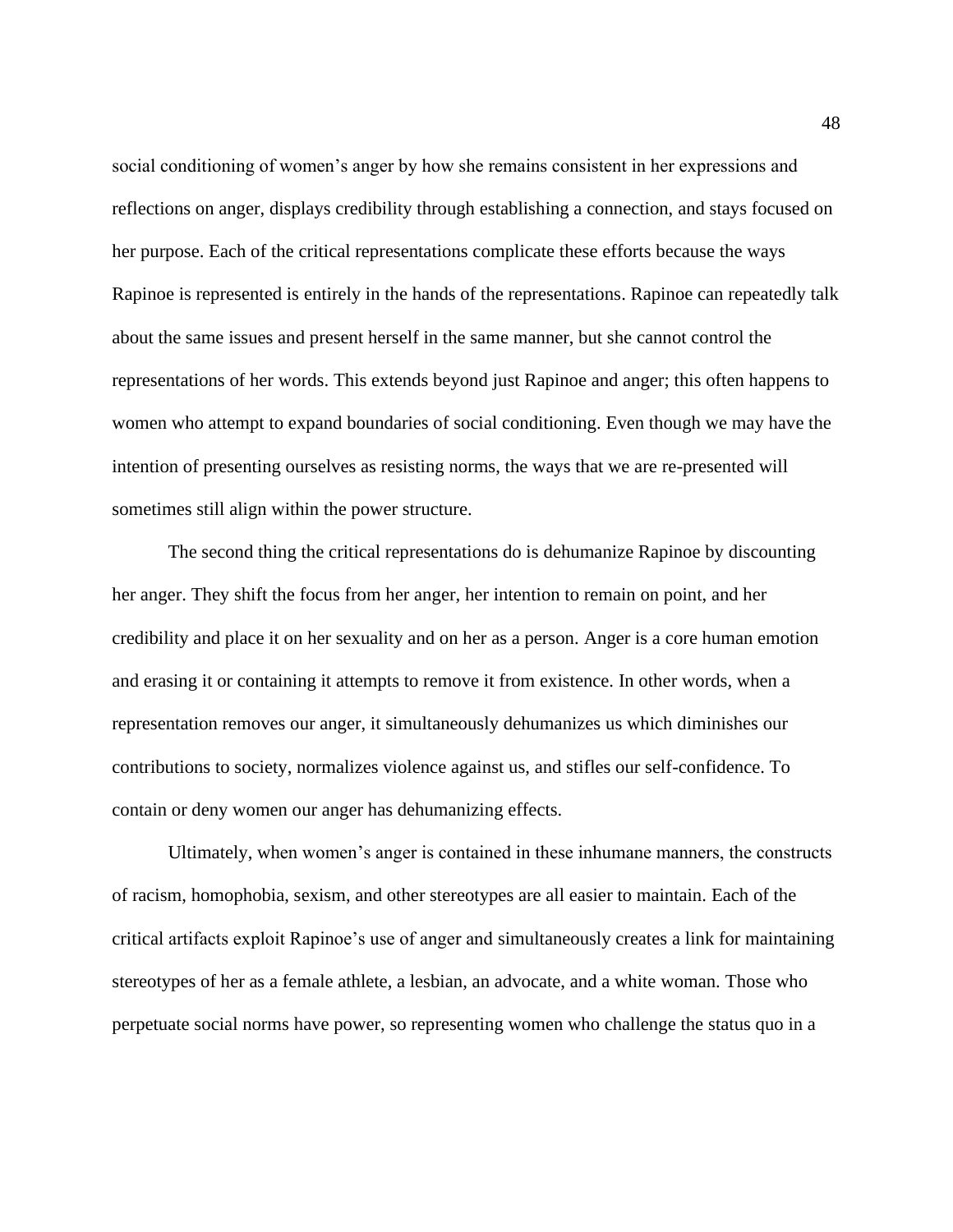social conditioning of women's anger by how she remains consistent in her expressions and reflections on anger, displays credibility through establishing a connection, and stays focused on her purpose. Each of the critical representations complicate these efforts because the ways Rapinoe is represented is entirely in the hands of the representations. Rapinoe can repeatedly talk about the same issues and present herself in the same manner, but she cannot control the representations of her words. This extends beyond just Rapinoe and anger; this often happens to women who attempt to expand boundaries of social conditioning. Even though we may have the intention of presenting ourselves as resisting norms, the ways that we are re-presented will sometimes still align within the power structure.

The second thing the critical representations do is dehumanize Rapinoe by discounting her anger. They shift the focus from her anger, her intention to remain on point, and her credibility and place it on her sexuality and on her as a person. Anger is a core human emotion and erasing it or containing it attempts to remove it from existence. In other words, when a representation removes our anger, it simultaneously dehumanizes us which diminishes our contributions to society, normalizes violence against us, and stifles our self-confidence. To contain or deny women our anger has dehumanizing effects.

Ultimately, when women's anger is contained in these inhumane manners, the constructs of racism, homophobia, sexism, and other stereotypes are all easier to maintain. Each of the critical artifacts exploit Rapinoe's use of anger and simultaneously creates a link for maintaining stereotypes of her as a female athlete, a lesbian, an advocate, and a white woman. Those who perpetuate social norms have power, so representing women who challenge the status quo in a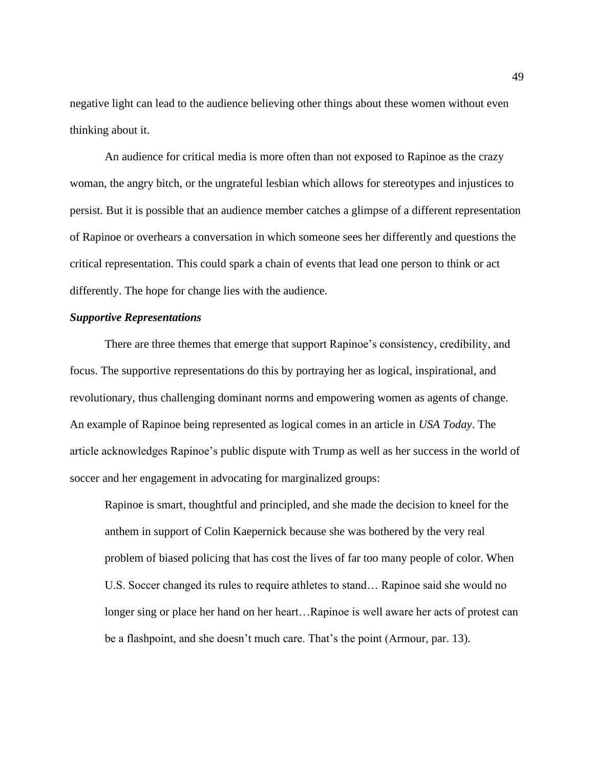negative light can lead to the audience believing other things about these women without even thinking about it.

An audience for critical media is more often than not exposed to Rapinoe as the crazy woman, the angry bitch, or the ungrateful lesbian which allows for stereotypes and injustices to persist. But it is possible that an audience member catches a glimpse of a different representation of Rapinoe or overhears a conversation in which someone sees her differently and questions the critical representation. This could spark a chain of events that lead one person to think or act differently. The hope for change lies with the audience.

***Supportive Representations***

There are three themes that emerge that support Rapinoe's consistency, credibility, and focus. The supportive representations do this by portraying her as logical, inspirational, and revolutionary, thus challenging dominant norms and empowering women as agents of change. An example of Rapinoe being represented as logical comes in an article in *USA Today*. The article acknowledges Rapinoe's public dispute with Trump as well as her success in the world of soccer and her engagement in advocating for marginalized groups:

> Rapinoe is smart, thoughtful and principled, and she made the decision to kneel for the anthem in support of Colin Kaepernick because she was bothered by the very real problem of biased policing that has cost the lives of far too many people of color. When U.S. Soccer changed its rules to require athletes to stand… Rapinoe said she would no longer sing or place her hand on her heart…Rapinoe is well aware her acts of protest can be a flashpoint, and she doesn't much care. That's the point (Armour, par. 13).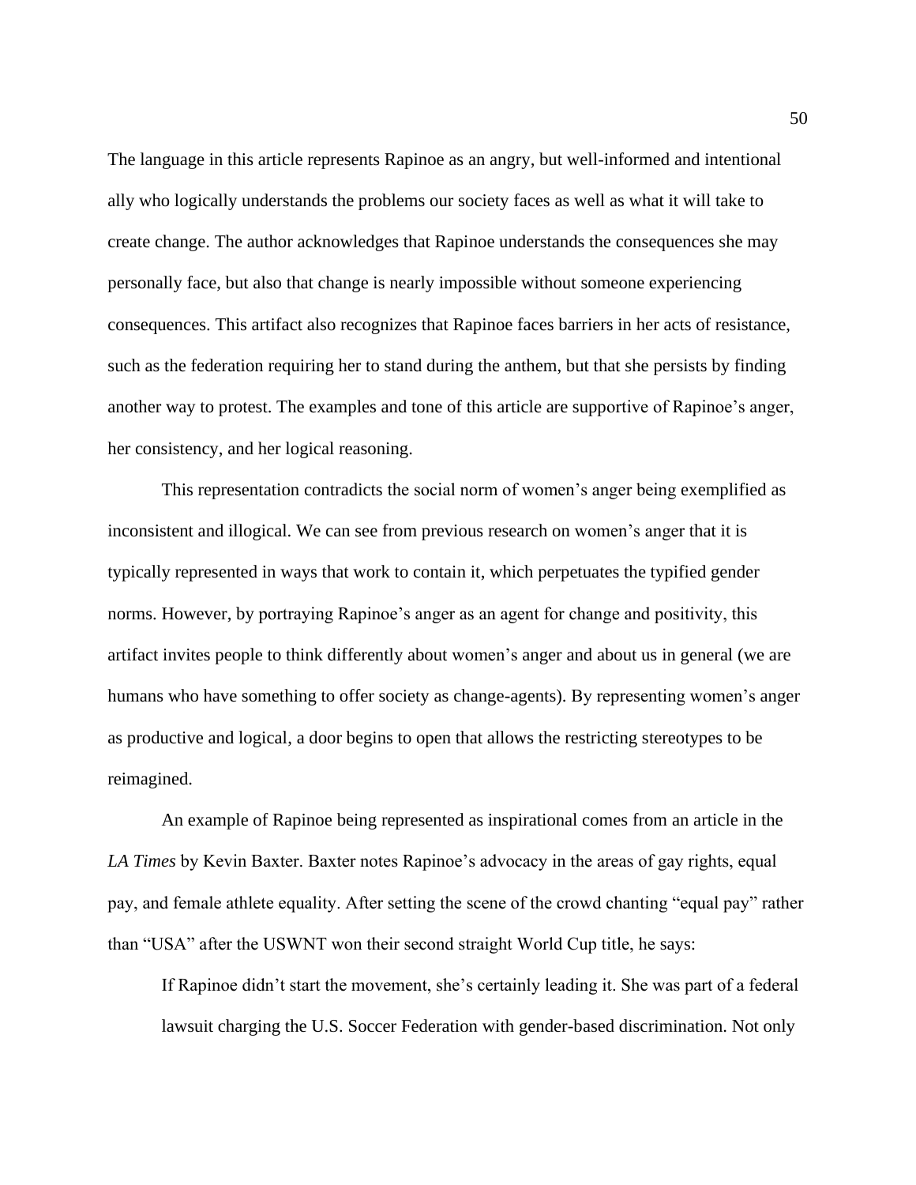The language in this article represents Rapinoe as an angry, but well-informed and intentional ally who logically understands the problems our society faces as well as what it will take to create change. The author acknowledges that Rapinoe understands the consequences she may personally face, but also that change is nearly impossible without someone experiencing consequences. This artifact also recognizes that Rapinoe faces barriers in her acts of resistance, such as the federation requiring her to stand during the anthem, but that she persists by finding another way to protest. The examples and tone of this article are supportive of Rapinoe's anger, her consistency, and her logical reasoning.

This representation contradicts the social norm of women's anger being exemplified as inconsistent and illogical. We can see from previous research on women's anger that it is typically represented in ways that work to contain it, which perpetuates the typified gender norms. However, by portraying Rapinoe's anger as an agent for change and positivity, this artifact invites people to think differently about women's anger and about us in general (we are humans who have something to offer society as change-agents). By representing women's anger as productive and logical, a door begins to open that allows the restricting stereotypes to be reimagined.

An example of Rapinoe being represented as inspirational comes from an article in the *LA Times* by Kevin Baxter. Baxter notes Rapinoe's advocacy in the areas of gay rights, equal pay, and female athlete equality. After setting the scene of the crowd chanting "equal pay" rather than "USA" after the USWNT won their second straight World Cup title, he says:

> If Rapinoe didn't start the movement, she's certainly leading it. She was part of a federal lawsuit charging the U.S. Soccer Federation with gender-based discrimination. Not only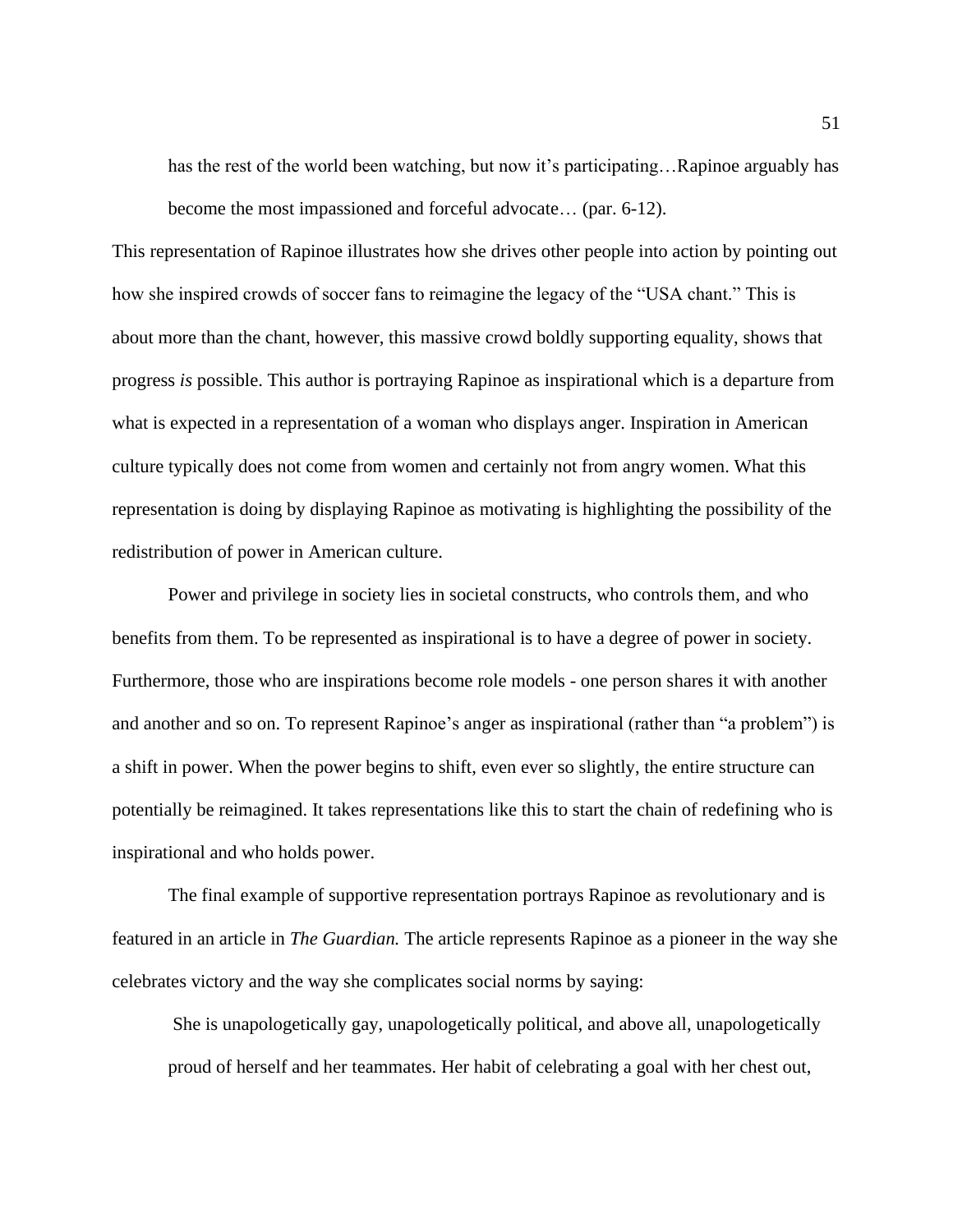> has the rest of the world been watching, but now it's participating…Rapinoe arguably has become the most impassioned and forceful advocate… (par. 6-12).

This representation of Rapinoe illustrates how she drives other people into action by pointing out how she inspired crowds of soccer fans to reimagine the legacy of the "USA chant." This is about more than the chant, however, this massive crowd boldly supporting equality, shows that progress *is* possible. This author is portraying Rapinoe as inspirational which is a departure from what is expected in a representation of a woman who displays anger. Inspiration in American culture typically does not come from women and certainly not from angry women. What this representation is doing by displaying Rapinoe as motivating is highlighting the possibility of the redistribution of power in American culture.

Power and privilege in society lies in societal constructs, who controls them, and who benefits from them. To be represented as inspirational is to have a degree of power in society. Furthermore, those who are inspirations become role models - one person shares it with another and another and so on. To represent Rapinoe's anger as inspirational (rather than "a problem") is a shift in power. When the power begins to shift, even ever so slightly, the entire structure can potentially be reimagined. It takes representations like this to start the chain of redefining who is inspirational and who holds power.

The final example of supportive representation portrays Rapinoe as revolutionary and is featured in an article in *The Guardian.* The article represents Rapinoe as a pioneer in the way she celebrates victory and the way she complicates social norms by saying:

> She is unapologetically gay, unapologetically political, and above all, unapologetically proud of herself and her teammates. Her habit of celebrating a goal with her chest out,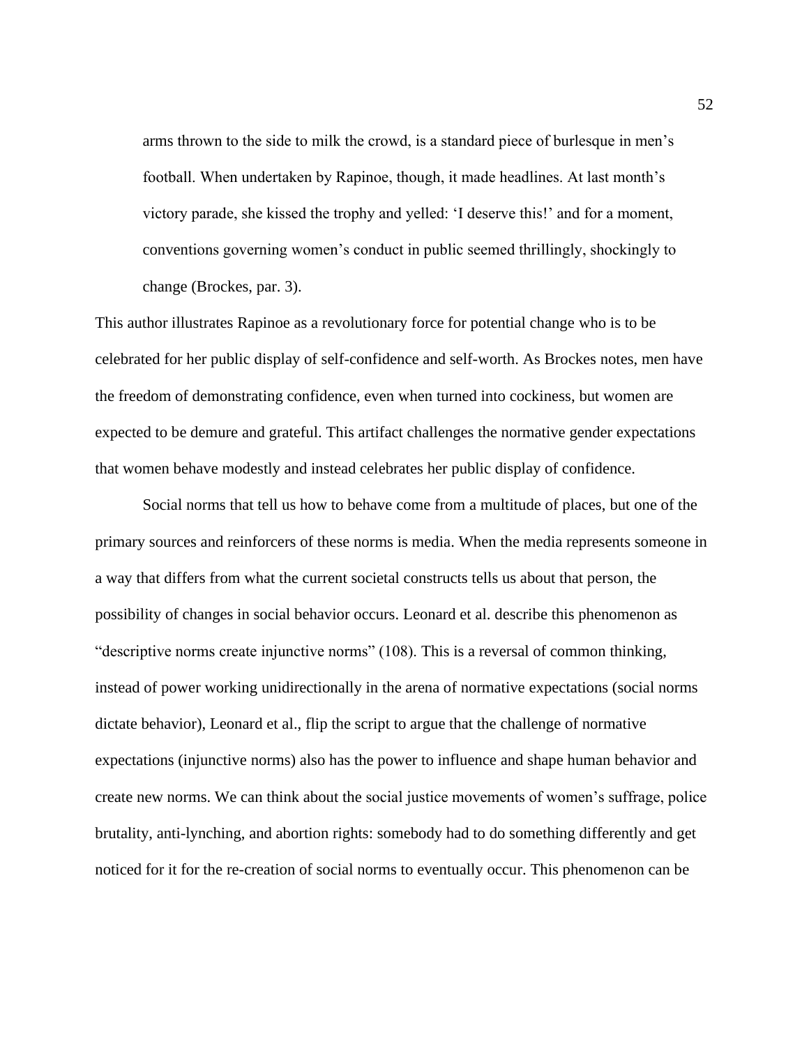> arms thrown to the side to milk the crowd, is a standard piece of burlesque in men's football. When undertaken by Rapinoe, though, it made headlines. At last month's victory parade, she kissed the trophy and yelled: 'I deserve this!' and for a moment, conventions governing women's conduct in public seemed thrillingly, shockingly to change (Brockes, par. 3).

This author illustrates Rapinoe as a revolutionary force for potential change who is to be celebrated for her public display of self-confidence and self-worth. As Brockes notes, men have the freedom of demonstrating confidence, even when turned into cockiness, but women are expected to be demure and grateful. This artifact challenges the normative gender expectations that women behave modestly and instead celebrates her public display of confidence.

Social norms that tell us how to behave come from a multitude of places, but one of the primary sources and reinforcers of these norms is media. When the media represents someone in a way that differs from what the current societal constructs tells us about that person, the possibility of changes in social behavior occurs. Leonard et al. describe this phenomenon as "descriptive norms create injunctive norms" (108). This is a reversal of common thinking, instead of power working unidirectionally in the arena of normative expectations (social norms dictate behavior), Leonard et al., flip the script to argue that the challenge of normative expectations (injunctive norms) also has the power to influence and shape human behavior and create new norms. We can think about the social justice movements of women's suffrage, police brutality, anti-lynching, and abortion rights: somebody had to do something differently and get noticed for it for the re-creation of social norms to eventually occur. This phenomenon can be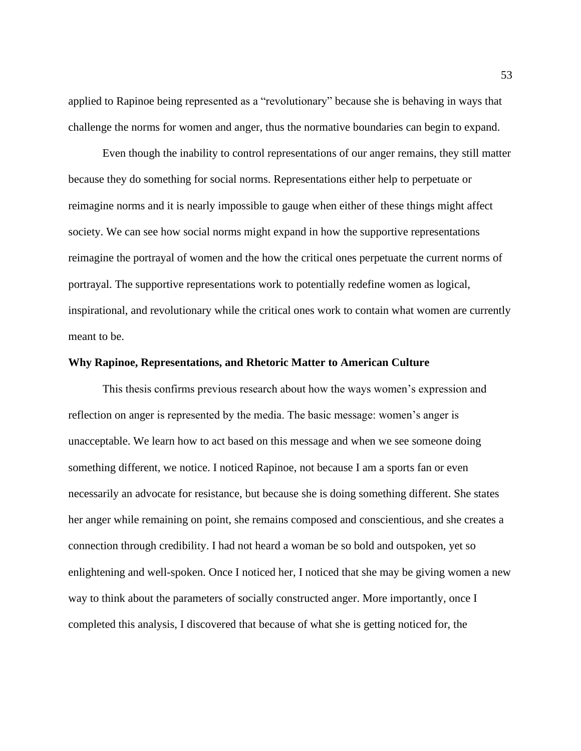applied to Rapinoe being represented as a "revolutionary" because she is behaving in ways that challenge the norms for women and anger, thus the normative boundaries can begin to expand.

Even though the inability to control representations of our anger remains, they still matter because they do something for social norms. Representations either help to perpetuate or reimagine norms and it is nearly impossible to gauge when either of these things might affect society. We can see how social norms might expand in how the supportive representations reimagine the portrayal of women and the how the critical ones perpetuate the current norms of portrayal. The supportive representations work to potentially redefine women as logical, inspirational, and revolutionary while the critical ones work to contain what women are currently meant to be.

**Why Rapinoe, Representations, and Rhetoric Matter to American Culture**

This thesis confirms previous research about how the ways women's expression and reflection on anger is represented by the media. The basic message: women's anger is unacceptable. We learn how to act based on this message and when we see someone doing something different, we notice. I noticed Rapinoe, not because I am a sports fan or even necessarily an advocate for resistance, but because she is doing something different. She states her anger while remaining on point, she remains composed and conscientious, and she creates a connection through credibility. I had not heard a woman be so bold and outspoken, yet so enlightening and well-spoken. Once I noticed her, I noticed that she may be giving women a new way to think about the parameters of socially constructed anger. More importantly, once I completed this analysis, I discovered that because of what she is getting noticed for, the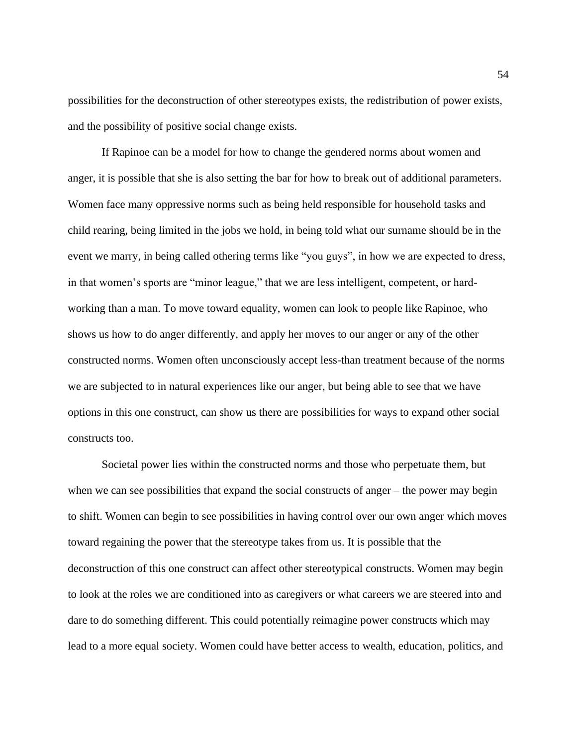possibilities for the deconstruction of other stereotypes exists, the redistribution of power exists, and the possibility of positive social change exists.

If Rapinoe can be a model for how to change the gendered norms about women and anger, it is possible that she is also setting the bar for how to break out of additional parameters. Women face many oppressive norms such as being held responsible for household tasks and child rearing, being limited in the jobs we hold, in being told what our surname should be in the event we marry, in being called othering terms like “you guys”, in how we are expected to dress, in that women’s sports are “minor league,” that we are less intelligent, competent, or hard-working than a man. To move toward equality, women can look to people like Rapinoe, who shows us how to do anger differently, and apply her moves to our anger or any of the other constructed norms. Women often unconsciously accept less-than treatment because of the norms we are subjected to in natural experiences like our anger, but being able to see that we have options in this one construct, can show us there are possibilities for ways to expand other social constructs too.

Societal power lies within the constructed norms and those who perpetuate them, but when we can see possibilities that expand the social constructs of anger – the power may begin to shift. Women can begin to see possibilities in having control over our own anger which moves toward regaining the power that the stereotype takes from us. It is possible that the deconstruction of this one construct can affect other stereotypical constructs. Women may begin to look at the roles we are conditioned into as caregivers or what careers we are steered into and dare to do something different. This could potentially reimagine power constructs which may lead to a more equal society. Women could have better access to wealth, education, politics, and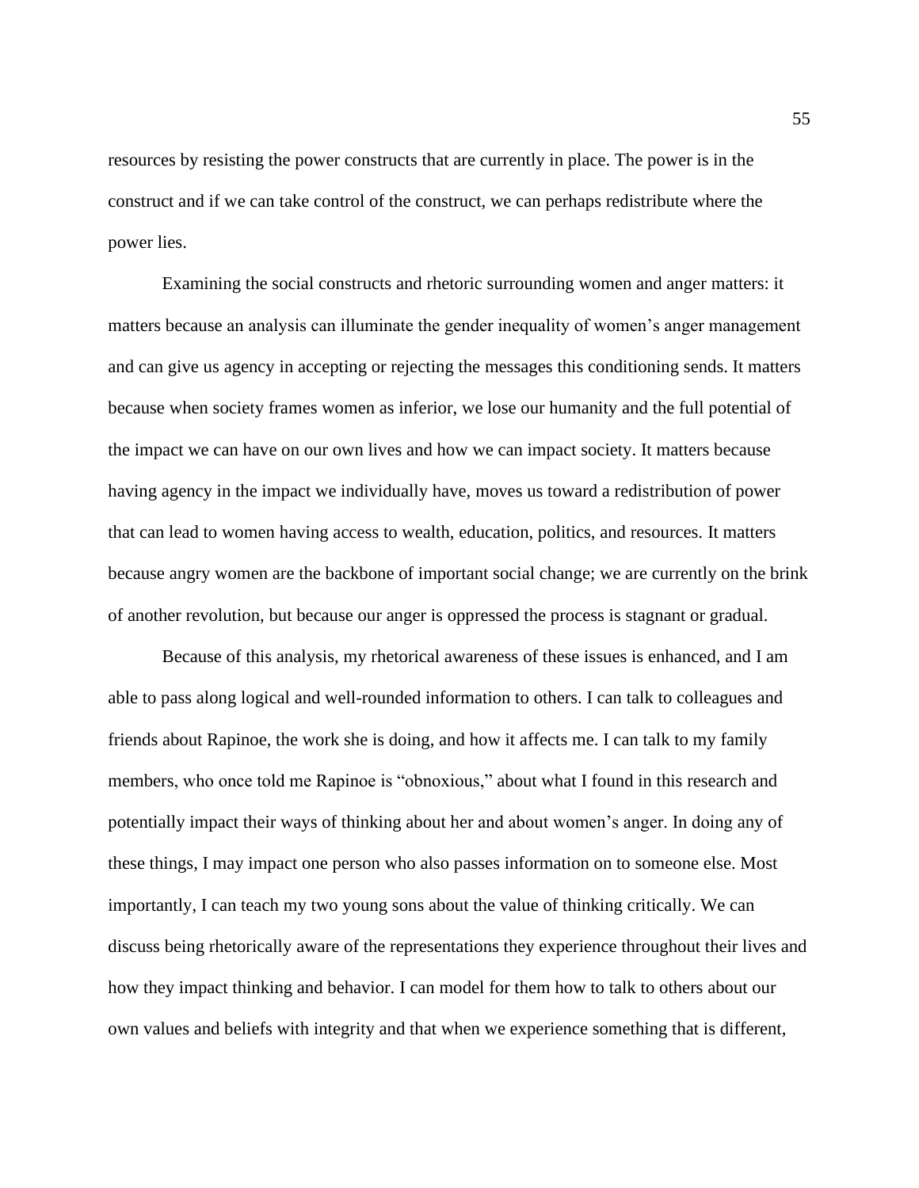resources by resisting the power constructs that are currently in place. The power is in the construct and if we can take control of the construct, we can perhaps redistribute where the power lies.

Examining the social constructs and rhetoric surrounding women and anger matters: it matters because an analysis can illuminate the gender inequality of women's anger management and can give us agency in accepting or rejecting the messages this conditioning sends. It matters because when society frames women as inferior, we lose our humanity and the full potential of the impact we can have on our own lives and how we can impact society. It matters because having agency in the impact we individually have, moves us toward a redistribution of power that can lead to women having access to wealth, education, politics, and resources. It matters because angry women are the backbone of important social change; we are currently on the brink of another revolution, but because our anger is oppressed the process is stagnant or gradual.

Because of this analysis, my rhetorical awareness of these issues is enhanced, and I am able to pass along logical and well-rounded information to others. I can talk to colleagues and friends about Rapinoe, the work she is doing, and how it affects me. I can talk to my family members, who once told me Rapinoe is "obnoxious," about what I found in this research and potentially impact their ways of thinking about her and about women's anger. In doing any of these things, I may impact one person who also passes information on to someone else. Most importantly, I can teach my two young sons about the value of thinking critically. We can discuss being rhetorically aware of the representations they experience throughout their lives and how they impact thinking and behavior. I can model for them how to talk to others about our own values and beliefs with integrity and that when we experience something that is different,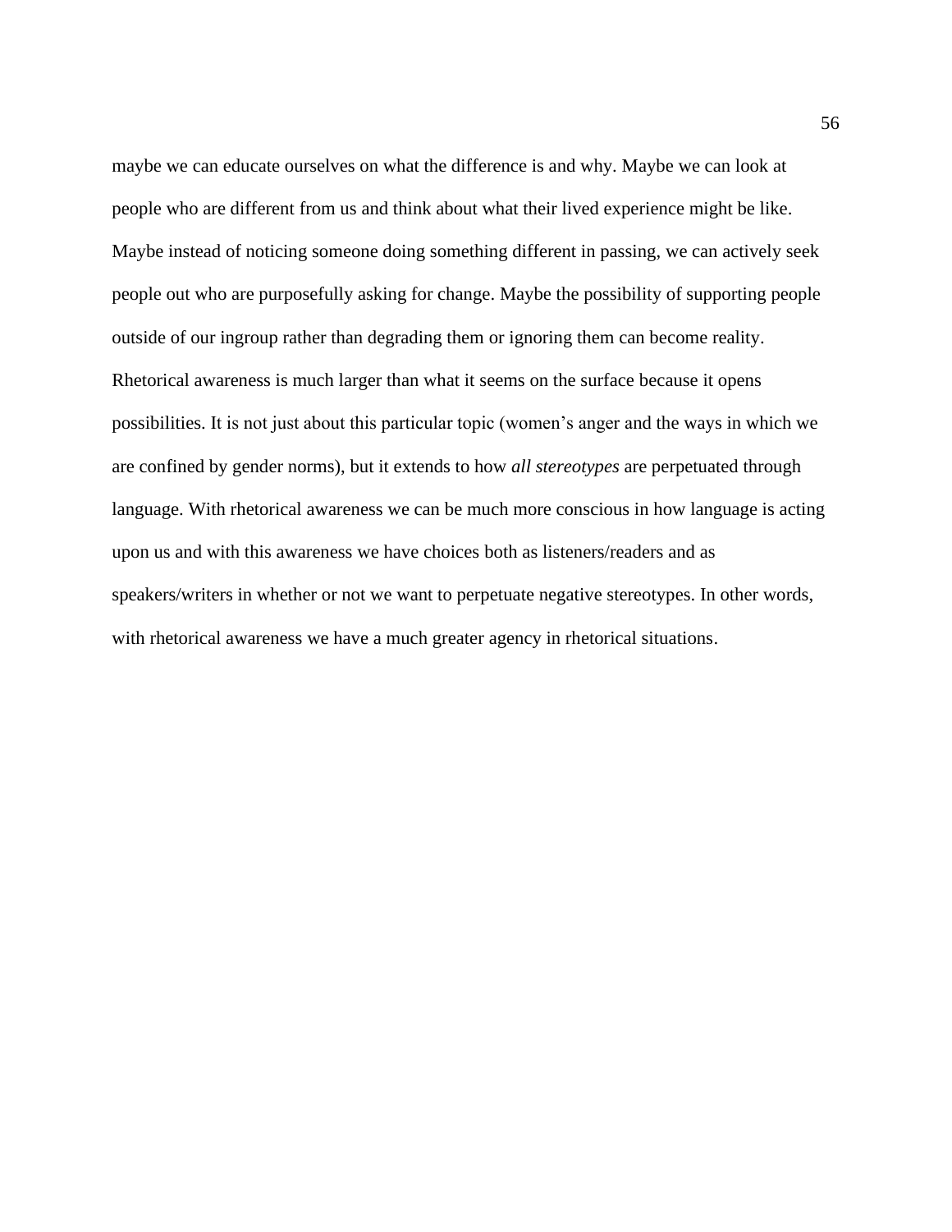maybe we can educate ourselves on what the difference is and why. Maybe we can look at people who are different from us and think about what their lived experience might be like. Maybe instead of noticing someone doing something different in passing, we can actively seek people out who are purposefully asking for change. Maybe the possibility of supporting people outside of our ingroup rather than degrading them or ignoring them can become reality. Rhetorical awareness is much larger than what it seems on the surface because it opens possibilities. It is not just about this particular topic (women's anger and the ways in which we are confined by gender norms), but it extends to how *all stereotypes* are perpetuated through language. With rhetorical awareness we can be much more conscious in how language is acting upon us and with this awareness we have choices both as listeners/readers and as speakers/writers in whether or not we want to perpetuate negative stereotypes. In other words, with rhetorical awareness we have a much greater agency in rhetorical situations.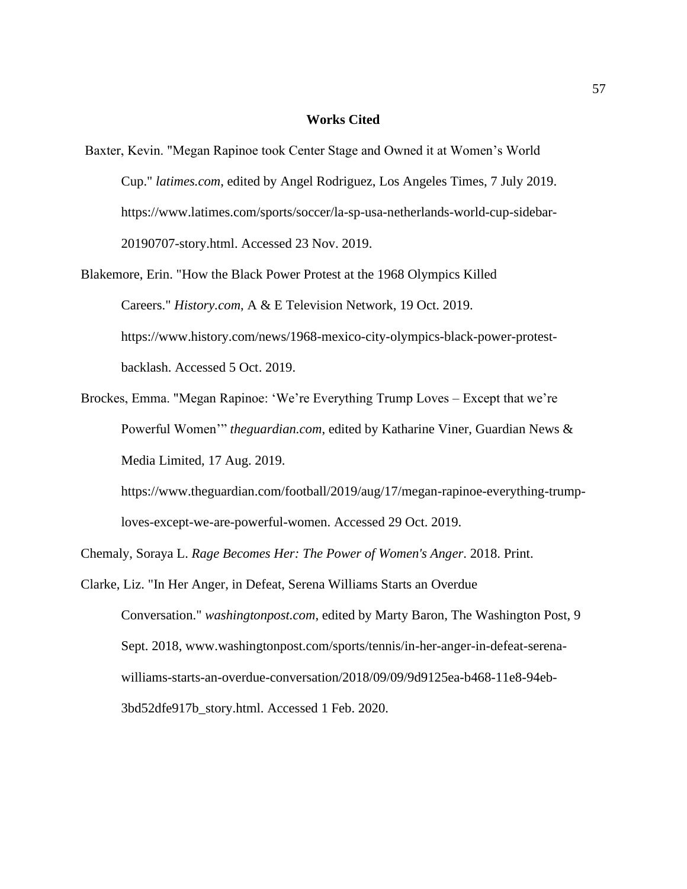**Works Cited**

Baxter, Kevin. "Megan Rapinoe took Center Stage and Owned it at Women's World Cup." *latimes.com*, edited by Angel Rodriguez, Los Angeles Times, 7 July 2019. https://www.latimes.com/sports/soccer/la-sp-usa-netherlands-world-cup-sidebar-20190707-story.html. Accessed 23 Nov. 2019.

Blakemore, Erin. "How the Black Power Protest at the 1968 Olympics Killed Careers." *History.com*, A & E Television Network, 19 Oct. 2019. https://www.history.com/news/1968-mexico-city-olympics-black-power-protest-backlash. Accessed 5 Oct. 2019.

Brockes, Emma. "Megan Rapinoe: 'We're Everything Trump Loves – Except that we're Powerful Women'" *theguardian.com*, edited by Katharine Viner, Guardian News & Media Limited, 17 Aug. 2019. https://www.theguardian.com/football/2019/aug/17/megan-rapinoe-everything-trump-loves-except-we-are-powerful-women. Accessed 29 Oct. 2019.

Chemaly, Soraya L. *Rage Becomes Her: The Power of Women's Anger*. 2018. Print.

Clarke, Liz. "In Her Anger, in Defeat, Serena Williams Starts an Overdue Conversation." *washingtonpost.com*, edited by Marty Baron, The Washington Post, 9 Sept. 2018, www.washingtonpost.com/sports/tennis/in-her-anger-in-defeat-serena-williams-starts-an-overdue-conversation/2018/09/09/9d9125ea-b468-11e8-94eb-3bd52dfe917b_story.html. Accessed 1 Feb. 2020.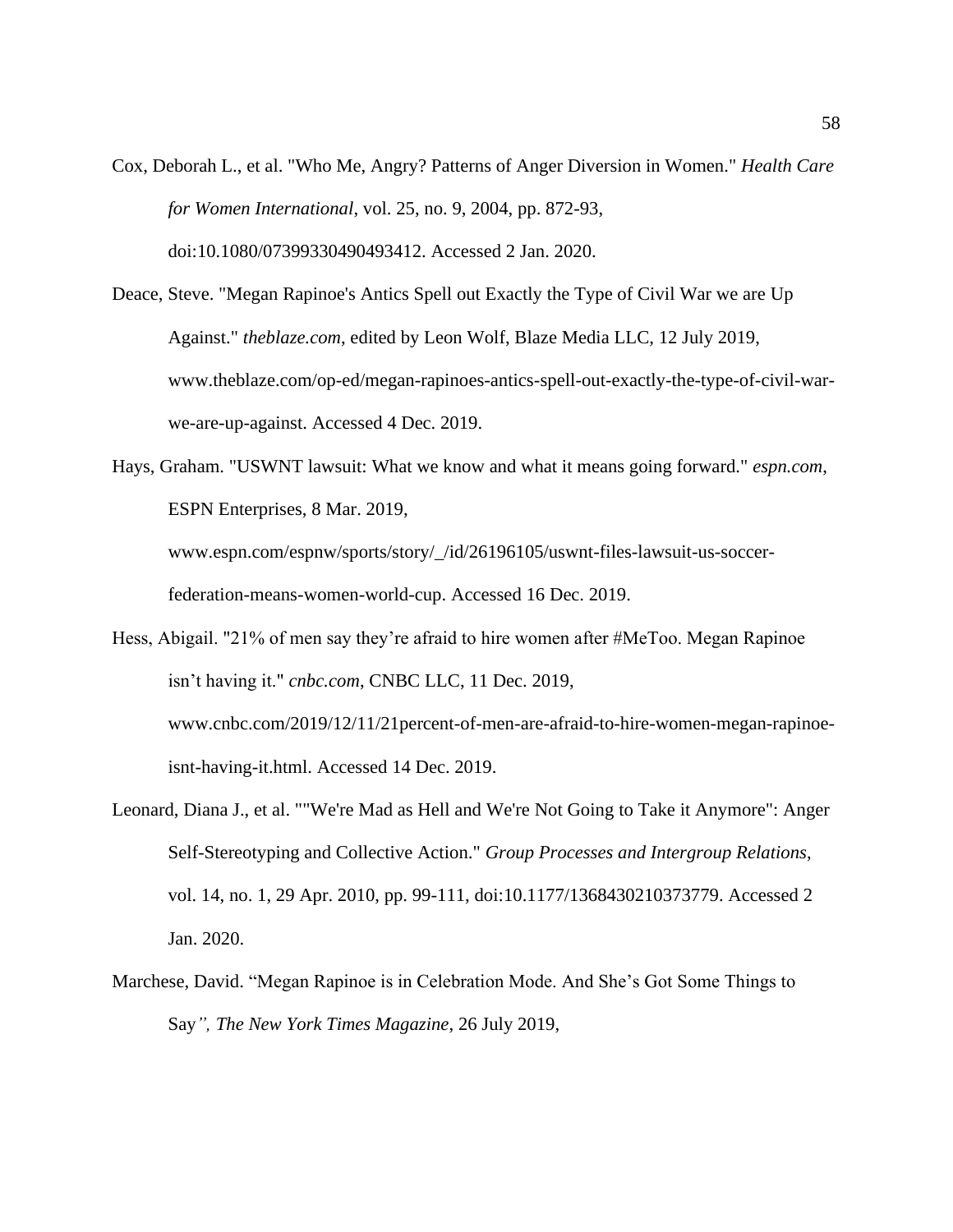Cox, Deborah L., et al. "Who Me, Angry? Patterns of Anger Diversion in Women." *Health Care for Women International*, vol. 25, no. 9, 2004, pp. 872-93, doi:10.1080/07399330490493412. Accessed 2 Jan. 2020.

Deace, Steve. "Megan Rapinoe's Antics Spell out Exactly the Type of Civil War we are Up Against." *theblaze.com*, edited by Leon Wolf, Blaze Media LLC, 12 July 2019, www.theblaze.com/op-ed/megan-rapinoes-antics-spell-out-exactly-the-type-of-civil-war-we-are-up-against. Accessed 4 Dec. 2019.

Hays, Graham. "USWNT lawsuit: What we know and what it means going forward." *espn.com*, ESPN Enterprises, 8 Mar. 2019, www.espn.com/espnw/sports/story/_/id/26196105/uswnt-files-lawsuit-us-soccer-federation-means-women-world-cup. Accessed 16 Dec. 2019.

Hess, Abigail. "21% of men say they're afraid to hire women after #MeToo. Megan Rapinoe isn't having it." *cnbc.com*, CNBC LLC, 11 Dec. 2019, www.cnbc.com/2019/12/11/21percent-of-men-are-afraid-to-hire-women-megan-rapinoe-isnt-having-it.html. Accessed 14 Dec. 2019.

Leonard, Diana J., et al. ""We're Mad as Hell and We're Not Going to Take it Anymore": Anger Self-Stereotyping and Collective Action." *Group Processes and Intergroup Relations*, vol. 14, no. 1, 29 Apr. 2010, pp. 99-111, doi:10.1177/1368430210373779. Accessed 2 Jan. 2020.

Marchese, David. "Megan Rapinoe is in Celebration Mode. And She's Got Some Things to Say*", The New York Times Magazine*, 26 July 2019,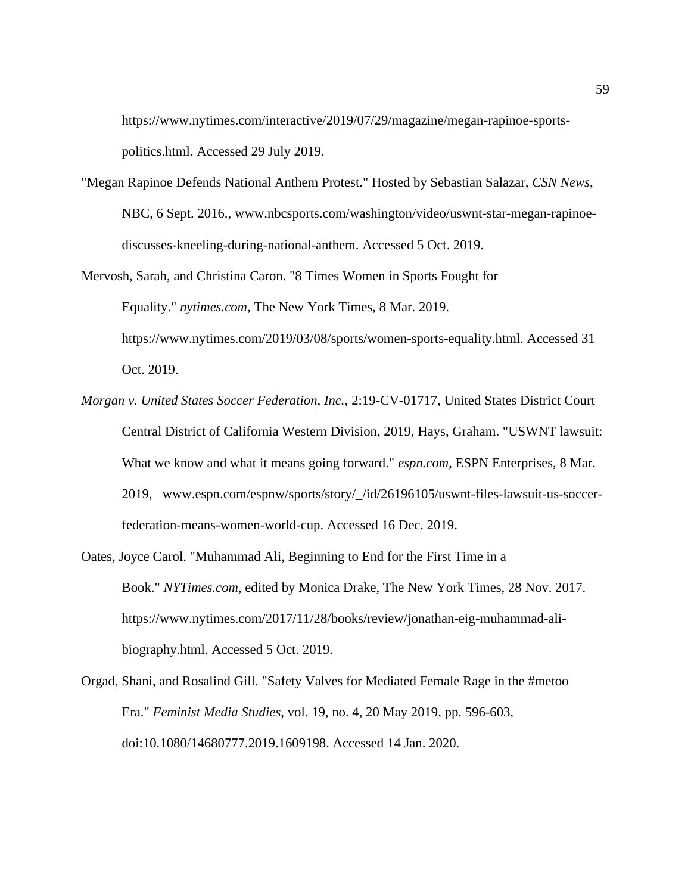https://www.nytimes.com/interactive/2019/07/29/magazine/megan-rapinoe-sports-politics.html. Accessed 29 July 2019.

"Megan Rapinoe Defends National Anthem Protest." Hosted by Sebastian Salazar, *CSN News*, NBC, 6 Sept. 2016., www.nbcsports.com/washington/video/uswnt-star-megan-rapinoe-discusses-kneeling-during-national-anthem. Accessed 5 Oct. 2019.

Mervosh, Sarah, and Christina Caron. "8 Times Women in Sports Fought for Equality." *nytimes.com*, The New York Times, 8 Mar. 2019. https://www.nytimes.com/2019/03/08/sports/women-sports-equality.html. Accessed 31 Oct. 2019.

*Morgan v. United States Soccer Federation, Inc.*, 2:19-CV-01717, United States District Court Central District of California Western Division, 2019, Hays, Graham. "USWNT lawsuit: What we know and what it means going forward." *espn.com*, ESPN Enterprises, 8 Mar. 2019, www.espn.com/espnw/sports/story/_/id/26196105/uswnt-files-lawsuit-us-soccer-federation-means-women-world-cup. Accessed 16 Dec. 2019.

Oates, Joyce Carol. "Muhammad Ali, Beginning to End for the First Time in a Book." *NYTimes.com*, edited by Monica Drake, The New York Times, 28 Nov. 2017. https://www.nytimes.com/2017/11/28/books/review/jonathan-eig-muhammad-ali-biography.html. Accessed 5 Oct. 2019.

Orgad, Shani, and Rosalind Gill. "Safety Valves for Mediated Female Rage in the #metoo Era." *Feminist Media Studies*, vol. 19, no. 4, 20 May 2019, pp. 596-603, doi:10.1080/14680777.2019.1609198. Accessed 14 Jan. 2020.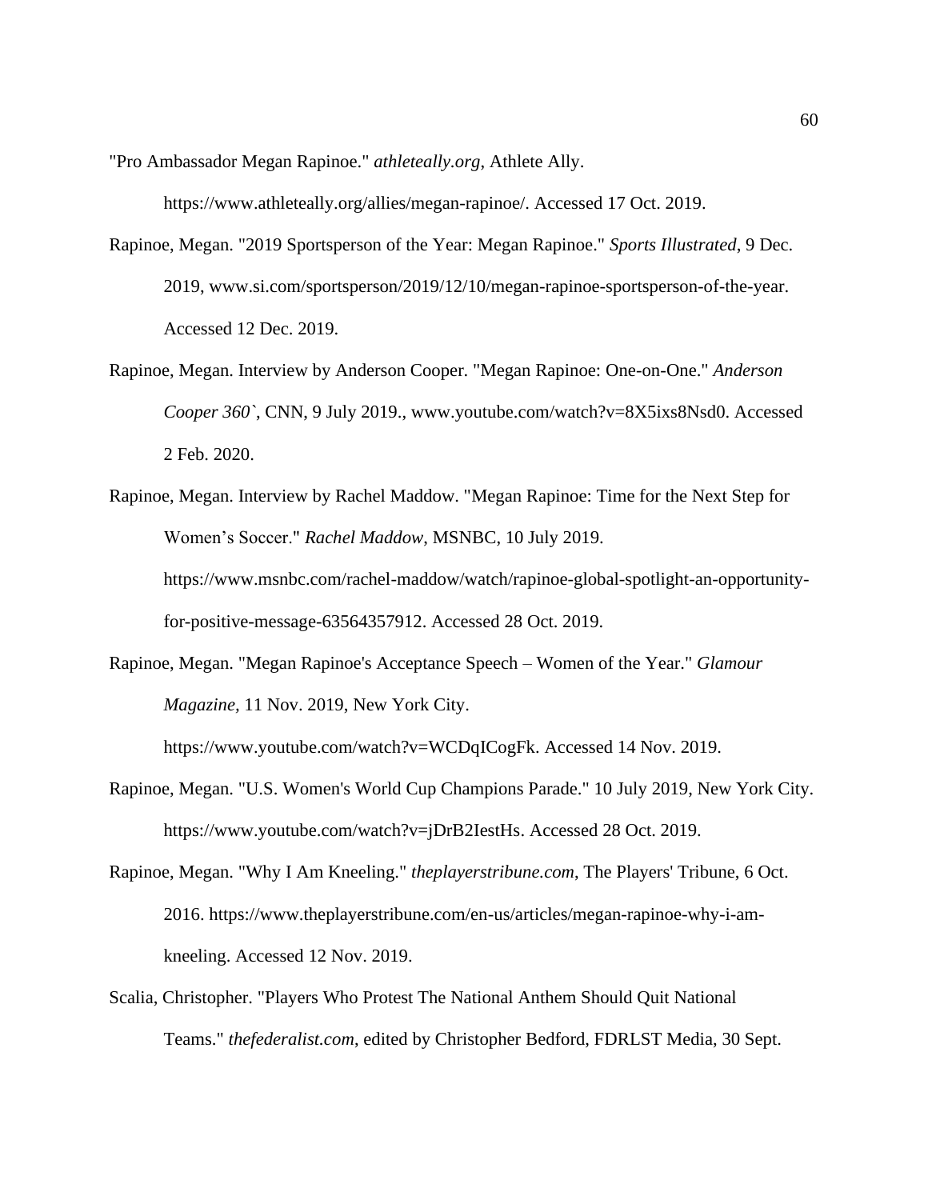"Pro Ambassador Megan Rapinoe." *athleteally.org*, Athlete Ally. https://www.athleteally.org/allies/megan-rapinoe/. Accessed 17 Oct. 2019.

Rapinoe, Megan. "2019 Sportsperson of the Year: Megan Rapinoe." *Sports Illustrated*, 9 Dec. 2019, www.si.com/sportsperson/2019/12/10/megan-rapinoe-sportsperson-of-the-year. Accessed 12 Dec. 2019.

Rapinoe, Megan. Interview by Anderson Cooper. "Megan Rapinoe: One-on-One." *Anderson Cooper 360`*, CNN, 9 July 2019., www.youtube.com/watch?v=8X5ixs8Nsd0. Accessed 2 Feb. 2020.

Rapinoe, Megan. Interview by Rachel Maddow. "Megan Rapinoe: Time for the Next Step for Women's Soccer." *Rachel Maddow*, MSNBC, 10 July 2019. https://www.msnbc.com/rachel-maddow/watch/rapinoe-global-spotlight-an-opportunity-for-positive-message-63564357912. Accessed 28 Oct. 2019.

Rapinoe, Megan. "Megan Rapinoe's Acceptance Speech – Women of the Year." *Glamour Magazine*, 11 Nov. 2019, New York City. https://www.youtube.com/watch?v=WCDqICogFk. Accessed 14 Nov. 2019.

Rapinoe, Megan. "U.S. Women's World Cup Champions Parade." 10 July 2019, New York City. https://www.youtube.com/watch?v=jDrB2IestHs. Accessed 28 Oct. 2019.

Rapinoe, Megan. "Why I Am Kneeling." *theplayerstribune.com*, The Players' Tribune, 6 Oct. 2016. https://www.theplayerstribune.com/en-us/articles/megan-rapinoe-why-i-am-kneeling. Accessed 12 Nov. 2019.

Scalia, Christopher. "Players Who Protest The National Anthem Should Quit National Teams." *thefederalist.com*, edited by Christopher Bedford, FDRLST Media, 30 Sept.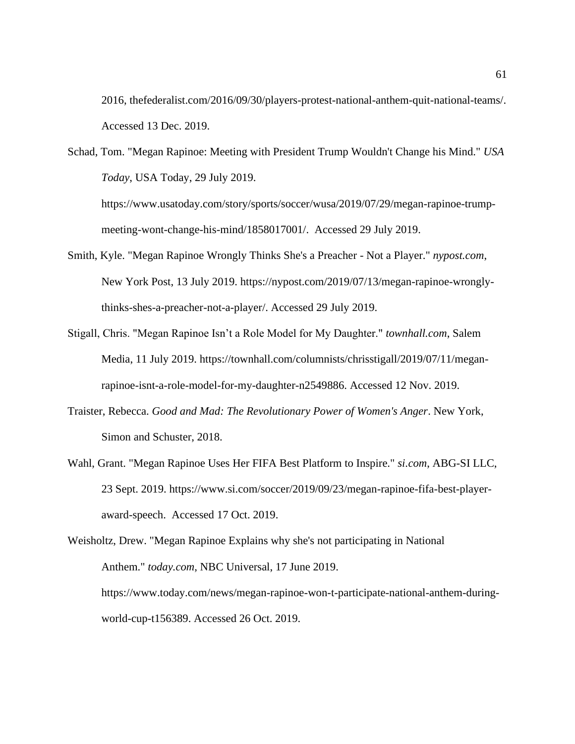2016, thefederalist.com/2016/09/30/players-protest-national-anthem-quit-national-teams/. Accessed 13 Dec. 2019.

Schad, Tom. "Megan Rapinoe: Meeting with President Trump Wouldn't Change his Mind." *USA Today*, USA Today, 29 July 2019. https://www.usatoday.com/story/sports/soccer/wusa/2019/07/29/megan-rapinoe-trump-meeting-wont-change-his-mind/1858017001/. Accessed 29 July 2019.

Smith, Kyle. "Megan Rapinoe Wrongly Thinks She's a Preacher - Not a Player." *nypost.com*, New York Post, 13 July 2019. https://nypost.com/2019/07/13/megan-rapinoe-wrongly-thinks-shes-a-preacher-not-a-player/. Accessed 29 July 2019.

Stigall, Chris. "Megan Rapinoe Isn't a Role Model for My Daughter." *townhall.com*, Salem Media, 11 July 2019. https://townhall.com/columnists/chrisstigall/2019/07/11/megan-rapinoe-isnt-a-role-model-for-my-daughter-n2549886. Accessed 12 Nov. 2019.

Traister, Rebecca. *Good and Mad: The Revolutionary Power of Women's Anger*. New York, Simon and Schuster, 2018.

Wahl, Grant. "Megan Rapinoe Uses Her FIFA Best Platform to Inspire." *si.com*, ABG-SI LLC, 23 Sept. 2019. https://www.si.com/soccer/2019/09/23/megan-rapinoe-fifa-best-player-award-speech. Accessed 17 Oct. 2019.

Weisholtz, Drew. "Megan Rapinoe Explains why she's not participating in National Anthem." *today.com*, NBC Universal, 17 June 2019. https://www.today.com/news/megan-rapinoe-won-t-participate-national-anthem-during-world-cup-t156389. Accessed 26 Oct. 2019.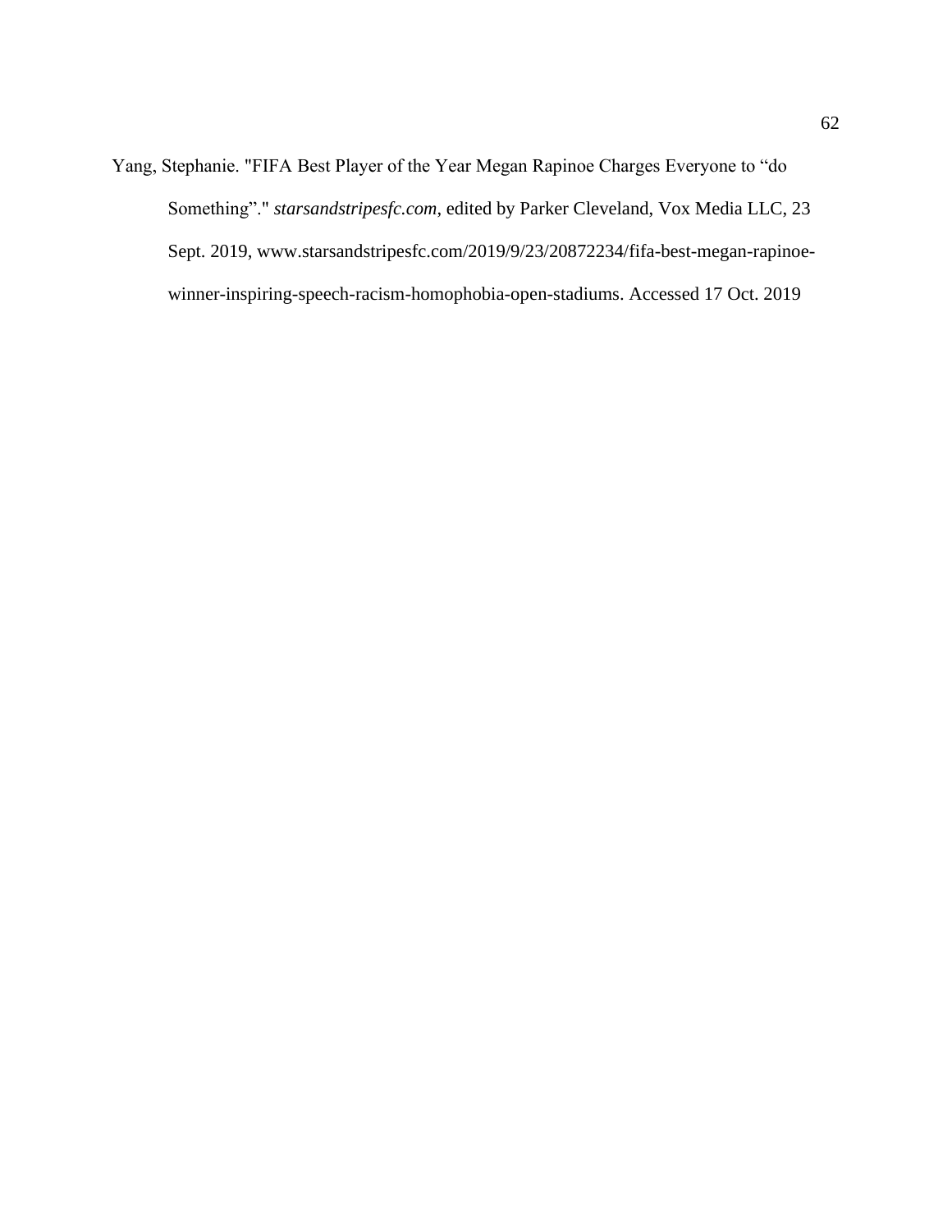Yang, Stephanie. "FIFA Best Player of the Year Megan Rapinoe Charges Everyone to “do Something”." *starsandstripesfc.com*, edited by Parker Cleveland, Vox Media LLC, 23 Sept. 2019, www.starsandstripesfc.com/2019/9/23/20872234/fifa-best-megan-rapinoe-winner-inspiring-speech-racism-homophobia-open-stadiums. Accessed 17 Oct. 2019